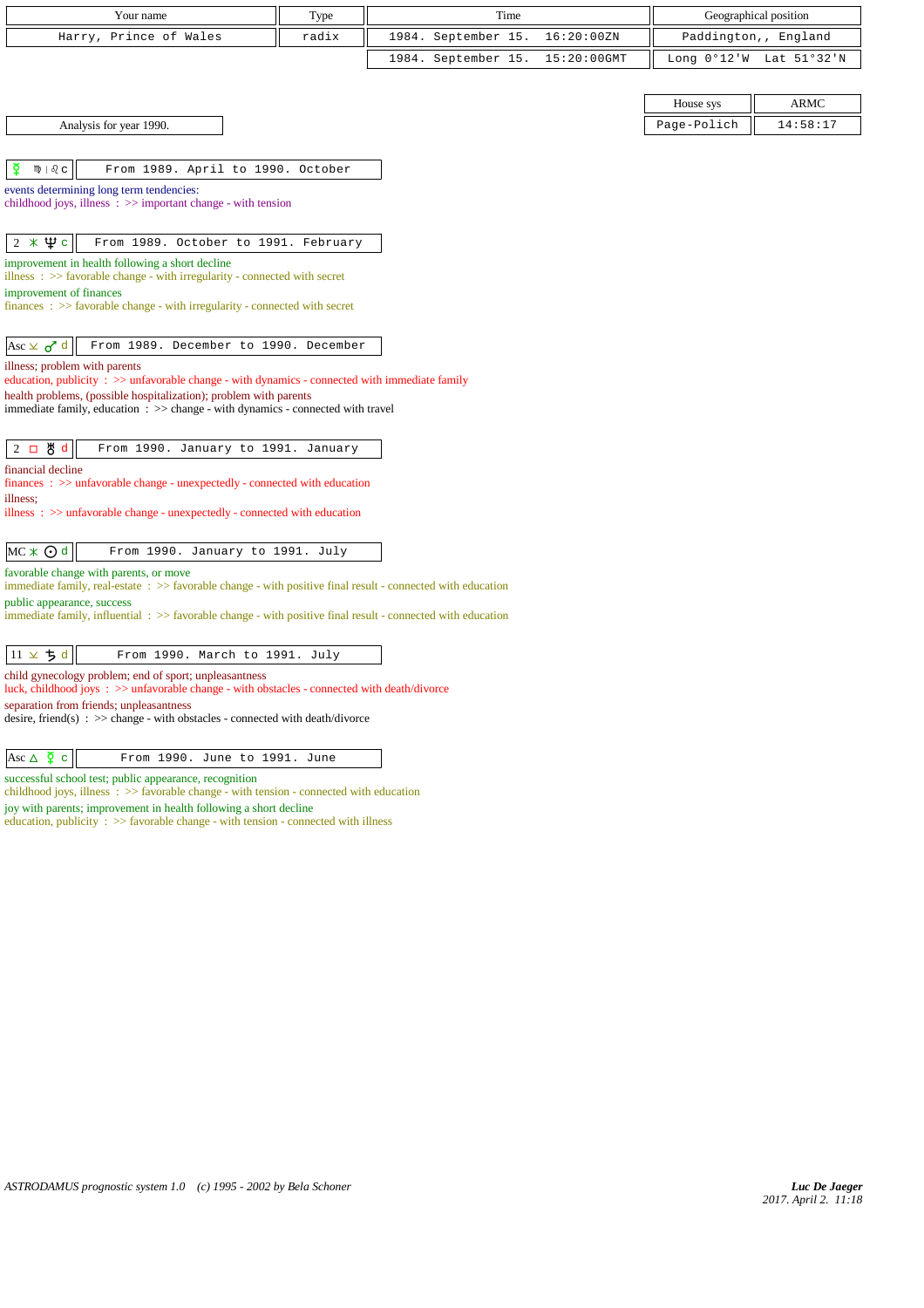| Your name | Type | Time | Geographical position |
|---|---|---|---|
| Harry, Prince of Wales | radix | 1984. September 15. 16:20:00ZN | Paddington,, England |
| | | 1984. September 15. 15:20:00GMT | Long 0°12'W Lat 51°32'N |

| House sys | ARMC |
|---|---|
| Page-Polich | 14:58:17 |

Analysis for year 1990.

| ☿ ♍ \| ♌ c | From 1989. April to 1990. October |
|---|---|

events determining long term tendencies:
childhood joys, illness : >> important change - with tension

| 2 ⚹ ♆ c | From 1989. October to 1991. February |
|---|---|

improvement in health following a short decline
illness : >> favorable change - with irregularity - connected with secret
improvement of finances
finances : >> favorable change - with irregularity - connected with secret

| Asc ⚺ ♂ d | From 1989. December to 1990. December |
|---|---|

illness; problem with parents
education, publicity : >> unfavorable change - with dynamics - connected with immediate family
health problems, (possible hospitalization); problem with parents
immediate family, education : >> change - with dynamics - connected with travel

| 2 □ ♅ d | From 1990. January to 1991. January |
|---|---|

financial decline
finances : >> unfavorable change - unexpectedly - connected with education
illness;
illness : >> unfavorable change - unexpectedly - connected with education

| MC ⚹ ☉ d | From 1990. January to 1991. July |
|---|---|

favorable change with parents, or move
immediate family, real-estate : >> favorable change - with positive final result - connected with education
public appearance, success
immediate family, influential : >> favorable change - with positive final result - connected with education

| 11 ⚺ ♄ d | From 1990. March to 1991. July |
|---|---|

child gynecology problem; end of sport; unpleasantness
luck, childhood joys : >> unfavorable change - with obstacles - connected with death/divorce
separation from friends; unpleasantness
desire, friend(s) : >> change - with obstacles - connected with death/divorce

| Asc △ ☿ c | From 1990. June to 1991. June |
|---|---|

successful school test; public appearance, recognition
childhood joys, illness : >> favorable change - with tension - connected with education
joy with parents; improvement in health following a short decline
education, publicity : >> favorable change - with tension - connected with illness

*ASTRODAMUS prognostic system 1.0 (c) 1995 - 2002 by Bela Schoner*

***Luc De Jaeger***
*2017. April 2. 11:18*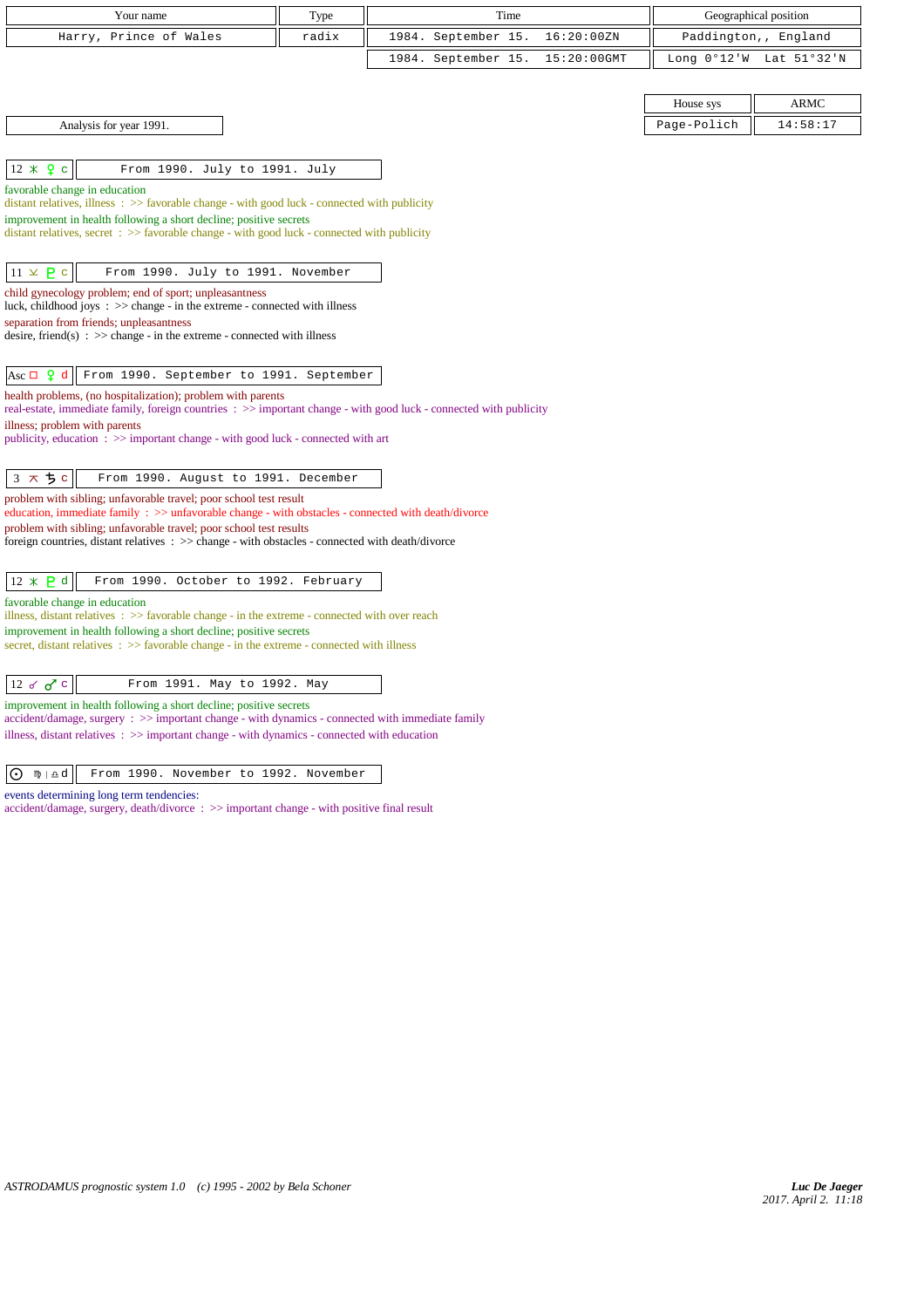| Your name | Type | Time | Geographical position |
|---|---|---|---|
| Harry, Prince of Wales | radix | 1984. September 15. 16:20:00ZN | Paddington,, England |
| | | 1984. September 15. 15:20:00GMT | Long 0°12'W Lat 51°32'N |

| House sys | ARMC |
|---|---|
| Page-Polich | 14:58:17 |

Analysis for year 1991.

**12 ⚹ ☿ c** — From 1990. July to 1991. July

favorable change in education
distant relatives, illness : >> favorable change - with good luck - connected with publicity
improvement in health following a short decline; positive secrets
distant relatives, secret : >> favorable change - with good luck - connected with publicity

**11 ⚺ ♇ c** — From 1990. July to 1991. November

child gynecology problem; end of sport; unpleasantness
luck, childhood joys : >> change - in the extreme - connected with illness
separation from friends; unpleasantness
desire, friend(s) : >> change - in the extreme - connected with illness

**Asc □ ♀ d** — From 1990. September to 1991. September

health problems, (no hospitalization); problem with parents
real-estate, immediate family, foreign countries : >> important change - with good luck - connected with publicity
illness; problem with parents
publicity, education : >> important change - with good luck - connected with art

**3 ⚻ ♄ c** — From 1990. August to 1991. December

problem with sibling; unfavorable travel; poor school test result
education, immediate family : >> unfavorable change - with obstacles - connected with death/divorce
problem with sibling; unfavorable travel; poor school test results
foreign countries, distant relatives : >> change - with obstacles - connected with death/divorce

**12 ⚹ ♇ d** — From 1990. October to 1992. February

favorable change in education
illness, distant relatives : >> favorable change - in the extreme - connected with over reach
improvement in health following a short decline; positive secrets
secret, distant relatives : >> favorable change - in the extreme - connected with illness

**12 ☌ ♂ c** — From 1991. May to 1992. May

improvement in health following a short decline; positive secrets
accident/damage, surgery : >> important change - with dynamics - connected with immediate family
illness, distant relatives : >> important change - with dynamics - connected with education

**☉ ♍ | ♎ d** — From 1990. November to 1992. November

events determining long term tendencies:
accident/damage, surgery, death/divorce : >> important change - with positive final result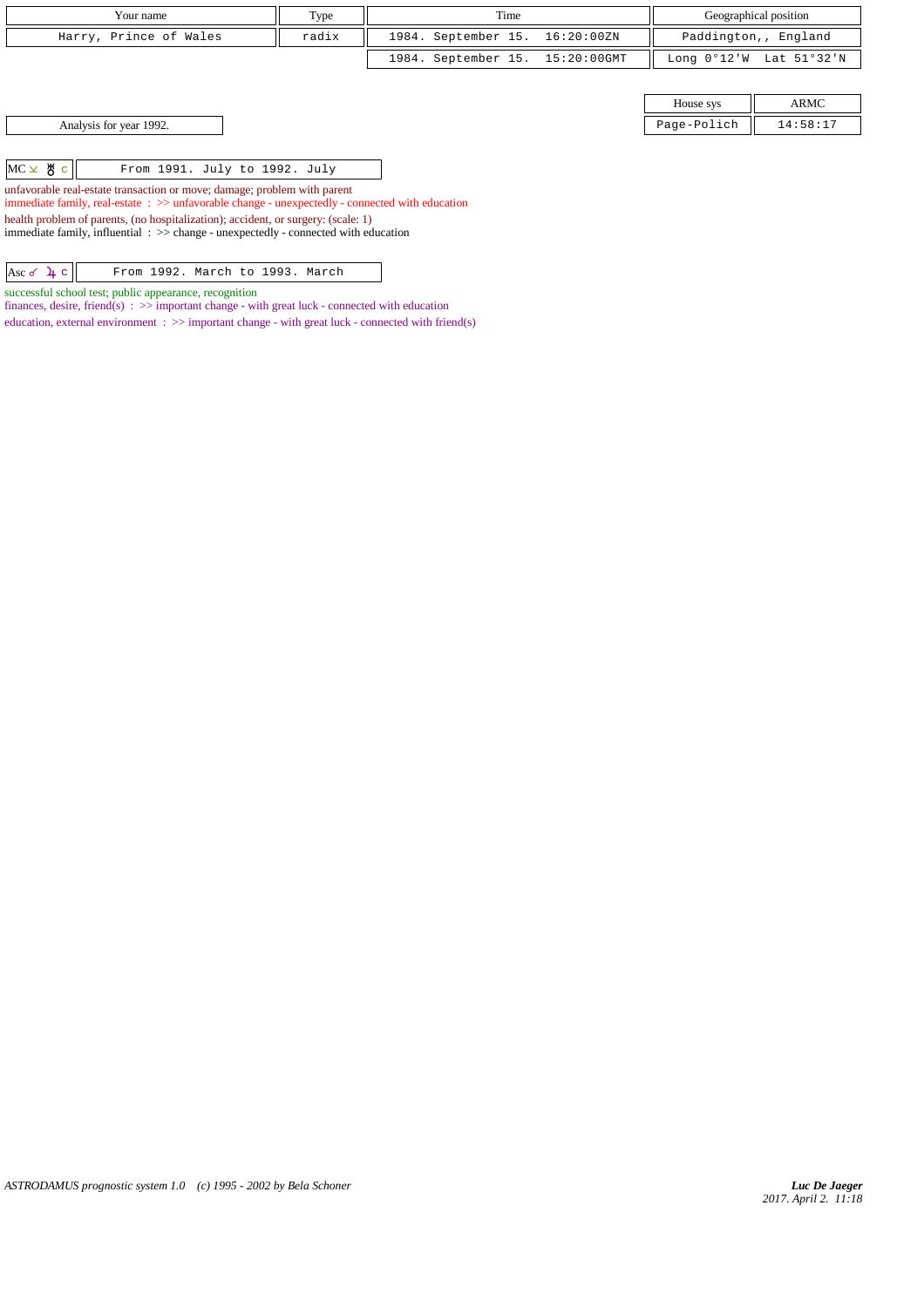| Your name | Type | Time | Geographical position |
|---|---|---|---|
| Harry, Prince of Wales | radix | 1984. September 15.  16:20:00ZN | Paddington,, England |
| | | 1984. September 15.  15:20:00GMT | Long 0°12'W  Lat 51°32'N |

| House sys | ARMC |
|---|---|
| Page-Polich | 14:58:17 |

Analysis for year 1992.

| MC ⚻ ♅ c | From 1991. July to 1992. July |
|---|---|

unfavorable real-estate transaction or move; damage; problem with parent
immediate family, real-estate : >> unfavorable change - unexpectedly - connected with education
health problem of parents, (no hospitalization); accident, or surgery: (scale: 1)
immediate family, influential : >> change - unexpectedly - connected with education

| Asc ☌ ♃ c | From 1992. March to 1993. March |
|---|---|

successful school test; public appearance, recognition
finances, desire, friend(s) : >> important change - with great luck - connected with education
education, external environment : >> important change - with great luck - connected with friend(s)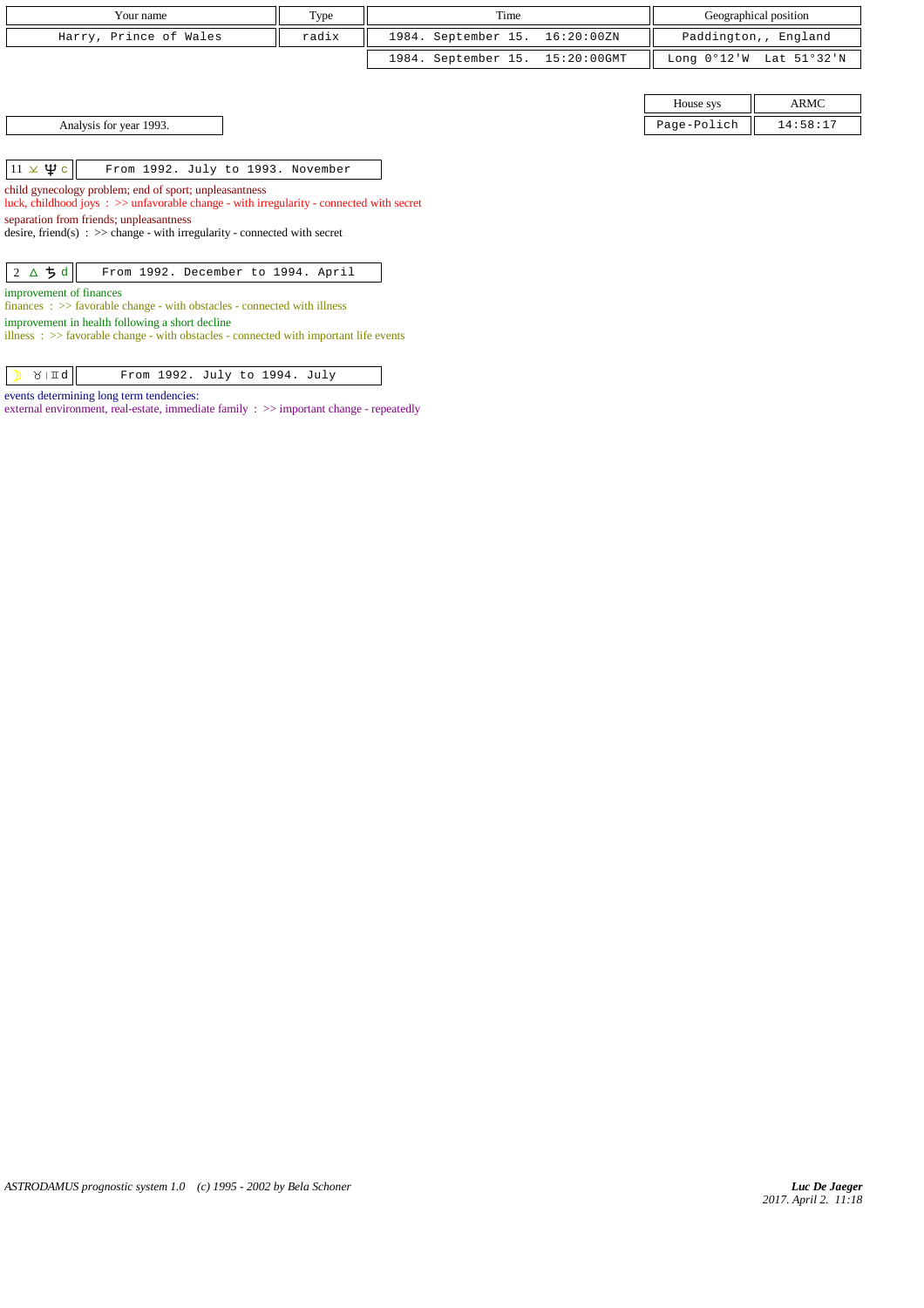| Your name | Type | Time | Geographical position |
|---|---|---|---|
| Harry, Prince of Wales | radix | 1984. September 15. 16:20:00ZN | Paddington,, England |
| | | 1984. September 15. 15:20:00GMT | Long 0°12'W Lat 51°32'N |

| House sys | ARMC |
|---|---|
| Page-Polich | 14:58:17 |

Analysis for year 1993.

| 11 ⚺ ♆ c | From 1992. July to 1993. November |
|---|---|

child gynecology problem; end of sport; unpleasantness
luck, childhood joys : >> unfavorable change - with irregularity - connected with secret
separation from friends; unpleasantness
desire, friend(s) : >> change - with irregularity - connected with secret

| 2 △ ♄ d | From 1992. December to 1994. April |
|---|---|

improvement of finances
finances : >> favorable change - with obstacles - connected with illness
improvement in health following a short decline
illness : >> favorable change - with obstacles - connected with important life events

| ☽ ♉ | ♊ d | From 1992. July to 1994. July |
|---|---|

events determining long term tendencies:
external environment, real-estate, immediate family : >> important change - repeatedly

ASTRODAMUS prognostic system 1.0 (c) 1995 - 2002 by Bela Schoner

*Luc De Jaeger*
*2017. April 2. 11:18*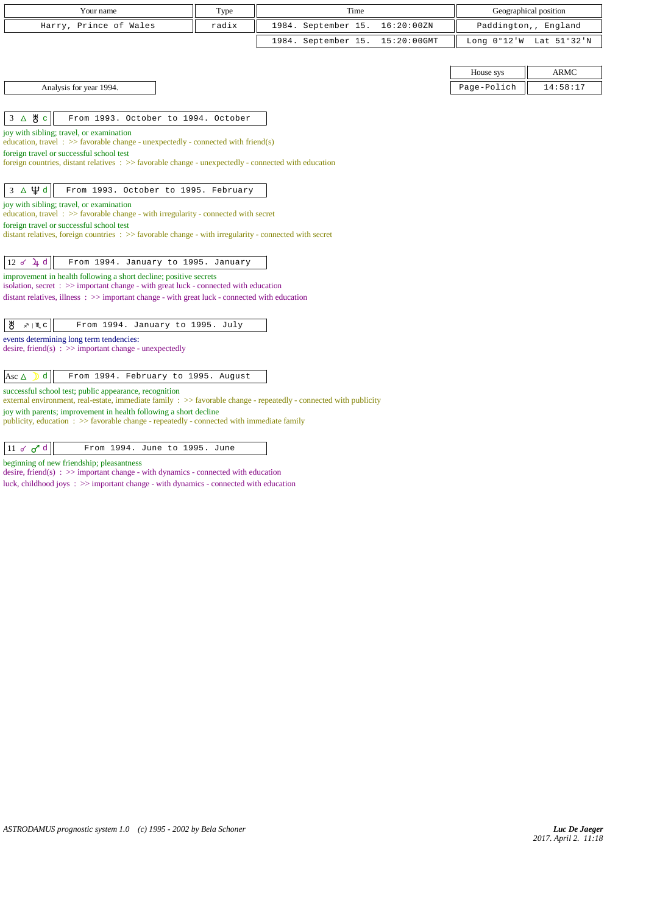| Your name | Type | Time | Geographical position |
|---|---|---|---|
| Harry, Prince of Wales | radix | 1984. September 15. 16:20:00ZN | Paddington,, England |
| | | 1984. September 15. 15:20:00GMT | Long 0°12'W Lat 51°32'N |

| House sys | ARMC |
|---|---|
| Page-Polich | 14:58:17 |

Analysis for year 1994.

**3 △ ♅ c** — From 1993. October to 1994. October

joy with sibling; travel, or examination
education, travel : >> favorable change - unexpectedly - connected with friend(s)
foreign travel or successful school test
foreign countries, distant relatives : >> favorable change - unexpectedly - connected with education

**3 △ ♆ d** — From 1993. October to 1995. February

joy with sibling; travel, or examination
education, travel : >> favorable change - with irregularity - connected with secret
foreign travel or successful school test
distant relatives, foreign countries : >> favorable change - with irregularity - connected with secret

**12 ☌ ♃ d** — From 1994. January to 1995. January

improvement in health following a short decline; positive secrets
isolation, secret : >> important change - with great luck - connected with education
distant relatives, illness : >> important change - with great luck - connected with education

**♅ ♐ | ♏ c** — From 1994. January to 1995. July

events determining long term tendencies:
desire, friend(s) : >> important change - unexpectedly

**Asc △ ☽ d** — From 1994. February to 1995. August

successful school test; public appearance, recognition
external environment, real-estate, immediate family : >> favorable change - repeatedly - connected with publicity
joy with parents; improvement in health following a short decline
publicity, education : >> favorable change - repeatedly - connected with immediate family

**11 ☌ ♂ d** — From 1994. June to 1995. June

beginning of new friendship; pleasantness
desire, friend(s) : >> important change - with dynamics - connected with education
luck, childhood joys : >> important change - with dynamics - connected with education

*ASTRODAMUS prognostic system 1.0 (c) 1995 - 2002 by Bela Schoner*

*Luc De Jaeger*
*2017. April 2. 11:18*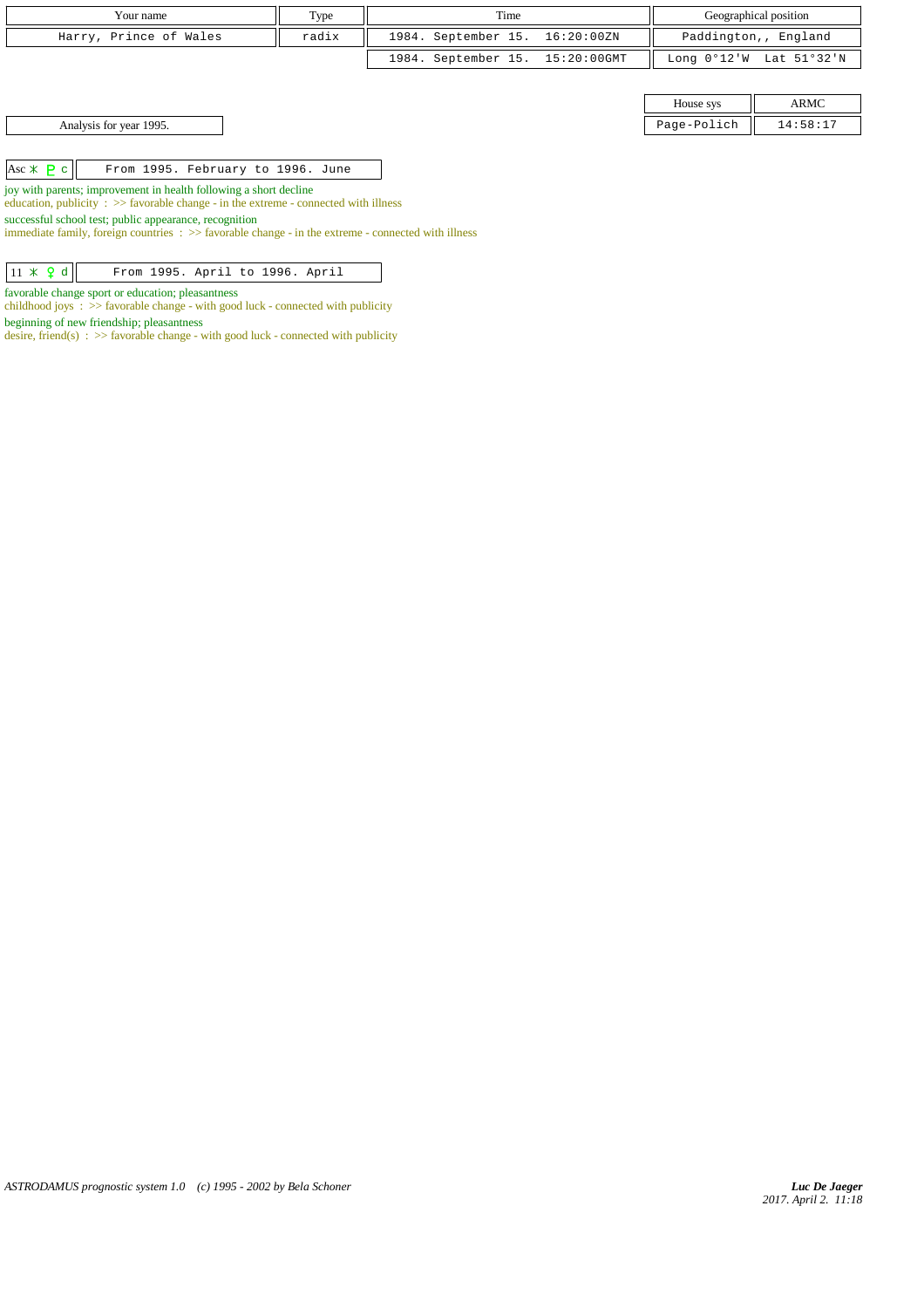| Your name | Type | Time | Geographical position |
|---|---|---|---|
| Harry, Prince of Wales | radix | 1984. September 15. 16:20:00ZN | Paddington,, England |
| | | 1984. September 15. 15:20:00GMT | Long 0°12'W Lat 51°32'N |

| House sys | ARMC |
|---|---|
| Page-Polich | 14:58:17 |

Analysis for year 1995.

Asc ⚹ ♇ c — From 1995. February to 1996. June

joy with parents; improvement in health following a short decline
education, publicity : >> favorable change - in the extreme - connected with illness

successful school test; public appearance, recognition
immediate family, foreign countries : >> favorable change - in the extreme - connected with illness

11 ⚹ ♀ d — From 1995. April to 1996. April

favorable change sport or education; pleasantness
childhood joys : >> favorable change - with good luck - connected with publicity

beginning of new friendship; pleasantness
desire, friend(s) : >> favorable change - with good luck - connected with publicity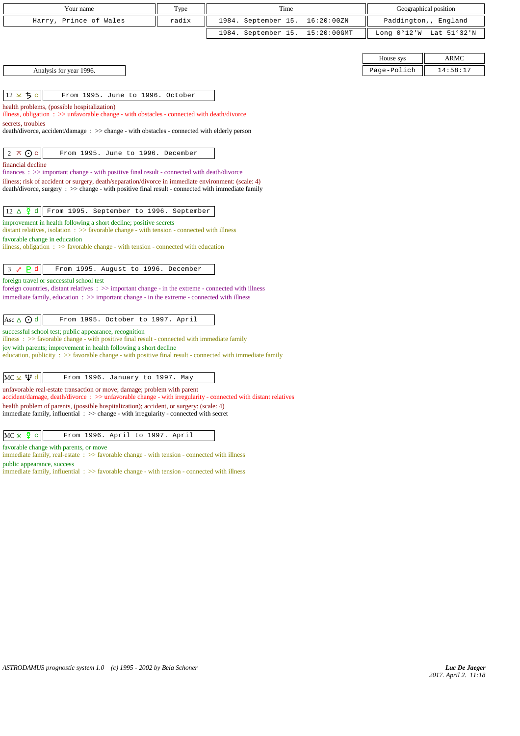| Your name | Type | Time | Geographical position |
|---|---|---|---|
| Harry, Prince of Wales | radix | 1984. September 15. 16:20:00ZN | Paddington,, England |
| | | 1984. September 15. 15:20:00GMT | Long 0°12'W Lat 51°32'N |

| House sys | ARMC |
|---|---|
| Page-Polich | 14:58:17 |

Analysis for year 1996.

**12 ⚺ ♄ c** — From 1995. June to 1996. October

health problems, (possible hospitalization)
illness, obligation : >> unfavorable change - with obstacles - connected with death/divorce
secrets, troubles
death/divorce, accident/damage : >> change - with obstacles - connected with elderly person

**2 ⚻ ☉ c** — From 1995. June to 1996. December

financial decline
finances : >> important change - with positive final result - connected with death/divorce
illness; risk of accident or surgery, death/separation/divorce in immediate environment: (scale: 4)
death/divorce, surgery : >> change - with positive final result - connected with immediate family

**12 △ ☿ d** — From 1995. September to 1996. September

improvement in health following a short decline; positive secrets
distant relatives, isolation : >> favorable change - with tension - connected with illness
favorable change in education
illness, obligation : >> favorable change - with tension - connected with education

**3 ☍ ♇ d** — From 1995. August to 1996. December

foreign travel or successful school test
foreign countries, distant relatives : >> important change - in the extreme - connected with illness
immediate family, education : >> important change - in the extreme - connected with illness

**Asc △ ☉ d** — From 1995. October to 1997. April

successful school test; public appearance, recognition
illness : >> favorable change - with positive final result - connected with immediate family
joy with parents; improvement in health following a short decline
education, publicity : >> favorable change - with positive final result - connected with immediate family

**MC ⚺ ♆ d** — From 1996. January to 1997. May

unfavorable real-estate transaction or move; damage; problem with parent
accident/damage, death/divorce : >> unfavorable change - with irregularity - connected with distant relatives
health problem of parents, (possible hospitalization); accident, or surgery: (scale: 4)
immediate family, influential : >> change - with irregularity - connected with secret

**MC ⚹ ☿ c** — From 1996. April to 1997. April

favorable change with parents, or move
immediate family, real-estate : >> favorable change - with tension - connected with illness
public appearance, success
immediate family, influential : >> favorable change - with tension - connected with illness

ASTRODAMUS prognostic system 1.0 (c) 1995 - 2002 by Bela Schoner

*Luc De Jaeger*
*2017. April 2. 11:18*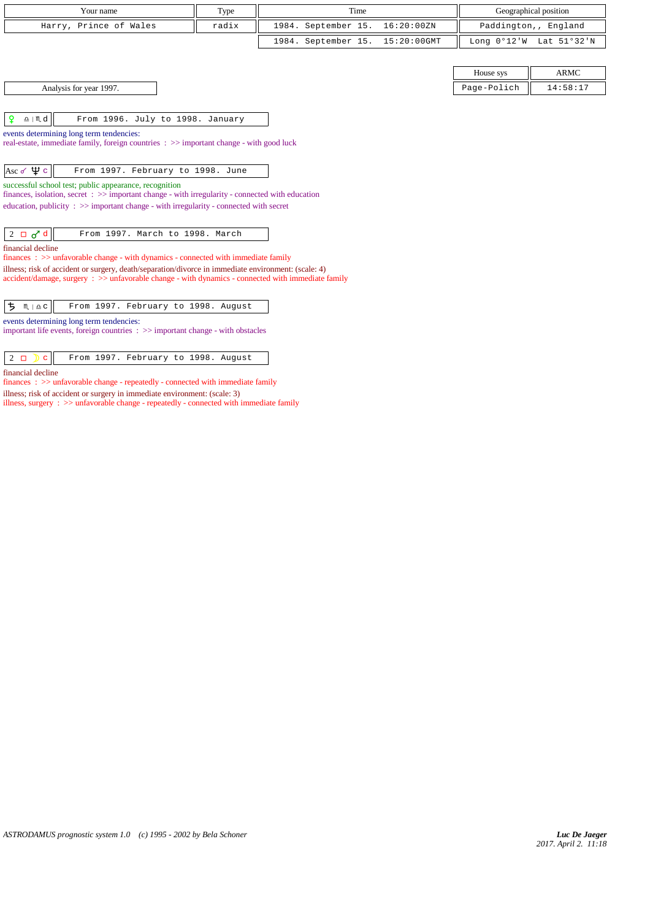| Your name | Type | Time | Geographical position |
|---|---|---|---|
| Harry, Prince of Wales | radix | 1984. September 15. 16:20:00ZN | Paddington,, England |
| | | 1984. September 15. 15:20:00GMT | Long 0°12'W Lat 51°32'N |

| House sys | ARMC |
|---|---|
| Page-Polich | 14:58:17 |

Analysis for year 1997.

♀ ♎ | ♏ d — From 1996. July to 1998. January

events determining long term tendencies:
real-estate, immediate family, foreign countries : >> important change - with good luck

Asc ☍ ♆ c — From 1997. February to 1998. June

successful school test; public appearance, recognition
finances, isolation, secret : >> important change - with irregularity - connected with education
education, publicity : >> important change - with irregularity - connected with secret

2 □ ♂ d — From 1997. March to 1998. March

financial decline
finances : >> unfavorable change - with dynamics - connected with immediate family
illness; risk of accident or surgery, death/separation/divorce in immediate environment: (scale: 4)
accident/damage, surgery : >> unfavorable change - with dynamics - connected with immediate family

♄ ♏ | ♎ c — From 1997. February to 1998. August

events determining long term tendencies:
important life events, foreign countries : >> important change - with obstacles

2 □ ☽ c — From 1997. February to 1998. August

financial decline
finances : >> unfavorable change - repeatedly - connected with immediate family
illness; risk of accident or surgery in immediate environment: (scale: 3)
illness, surgery : >> unfavorable change - repeatedly - connected with immediate family

*ASTRODAMUS prognostic system 1.0 (c) 1995 - 2002 by Bela Schoner*

*Luc De Jaeger*
2017. April 2. 11:18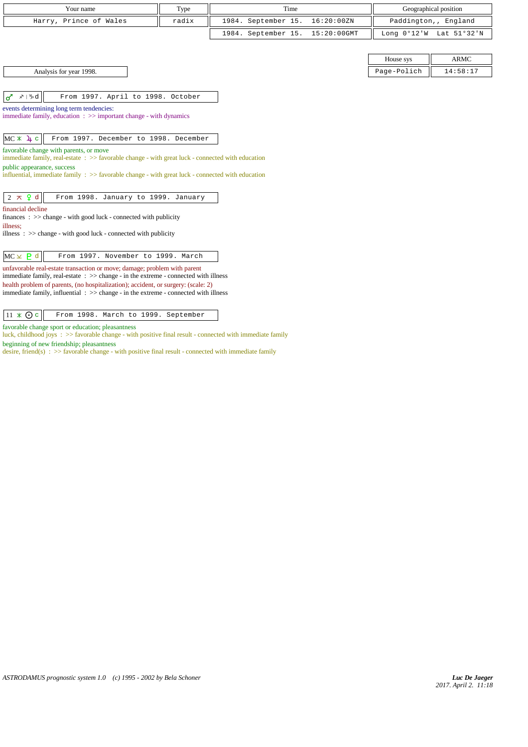| Your name | Type | Time | Geographical position |
| --- | --- | --- | --- |
| Harry, Prince of Wales | radix | 1984. September 15. 16:20:00ZN | Paddington,, England |
| | | 1984. September 15. 15:20:00GMT | Long 0°12'W Lat 51°32'N |

| House sys | ARMC |
| --- | --- |
| Page-Polich | 14:58:17 |

Analysis for year 1998.

| ♂ ♐ \| ♑ d | From 1997. April to 1998. October |
| --- | --- |

events determining long term tendencies:
immediate family, education : >> important change - with dynamics

| MC ⚹ ♃ c | From 1997. December to 1998. December |
| --- | --- |

favorable change with parents, or move
immediate family, real-estate : >> favorable change - with great luck - connected with education
public appearance, success
influential, immediate family : >> favorable change - with great luck - connected with education

| 2 ⚻ ♀ d | From 1998. January to 1999. January |
| --- | --- |

financial decline
finances : >> change - with good luck - connected with publicity
illness;
illness : >> change - with good luck - connected with publicity

| MC ⚺ ♇ d | From 1997. November to 1999. March |
| --- | --- |

unfavorable real-estate transaction or move; damage; problem with parent
immediate family, real-estate : >> change - in the extreme - connected with illness
health problem of parents, (no hospitalization); accident, or surgery: (scale: 2)
immediate family, influential : >> change - in the extreme - connected with illness

| 11 ⚹ ☉ c | From 1998. March to 1999. September |
| --- | --- |

favorable change sport or education; pleasantness
luck, childhood joys : >> favorable change - with positive final result - connected with immediate family
beginning of new friendship; pleasantness
desire, friend(s) : >> favorable change - with positive final result - connected with immediate family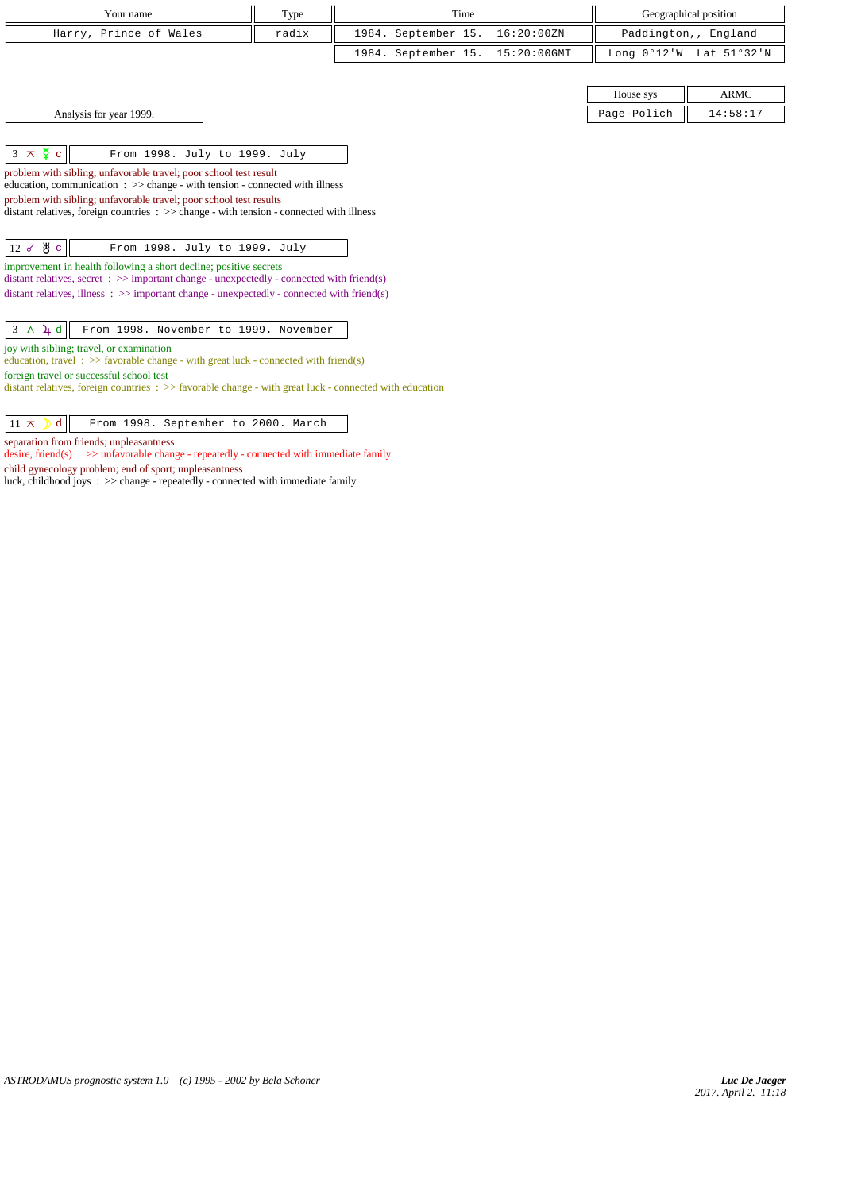| Your name | Type | Time | Geographical position |
|---|---|---|---|
| Harry, Prince of Wales | radix | 1984. September 15. 16:20:00ZN | Paddington,, England |
| | | 1984. September 15. 15:20:00GMT | Long 0°12'W Lat 51°32'N |

| House sys | ARMC |
|---|---|
| Page-Polich | 14:58:17 |

Analysis for year 1999.

| 3 ⚻ ☿ c | From 1998. July to 1999. July |
|---|---|

problem with sibling; unfavorable travel; poor school test result
education, communication : >> change - with tension - connected with illness
problem with sibling; unfavorable travel; poor school test results
distant relatives, foreign countries : >> change - with tension - connected with illness

| 12 ☍ ♅ c | From 1998. July to 1999. July |
|---|---|

improvement in health following a short decline; positive secrets
distant relatives, secret : >> important change - unexpectedly - connected with friend(s)
distant relatives, illness : >> important change - unexpectedly - connected with friend(s)

| 3 △ ♃ d | From 1998. November to 1999. November |
|---|---|

joy with sibling; travel, or examination
education, travel : >> favorable change - with great luck - connected with friend(s)
foreign travel or successful school test
distant relatives, foreign countries : >> favorable change - with great luck - connected with education

| 11 ⚻ ☽ d | From 1998. September to 2000. March |
|---|---|

separation from friends; unpleasantness
desire, friend(s) : >> unfavorable change - repeatedly - connected with immediate family
child gynecology problem; end of sport; unpleasantness
luck, childhood joys : >> change - repeatedly - connected with immediate family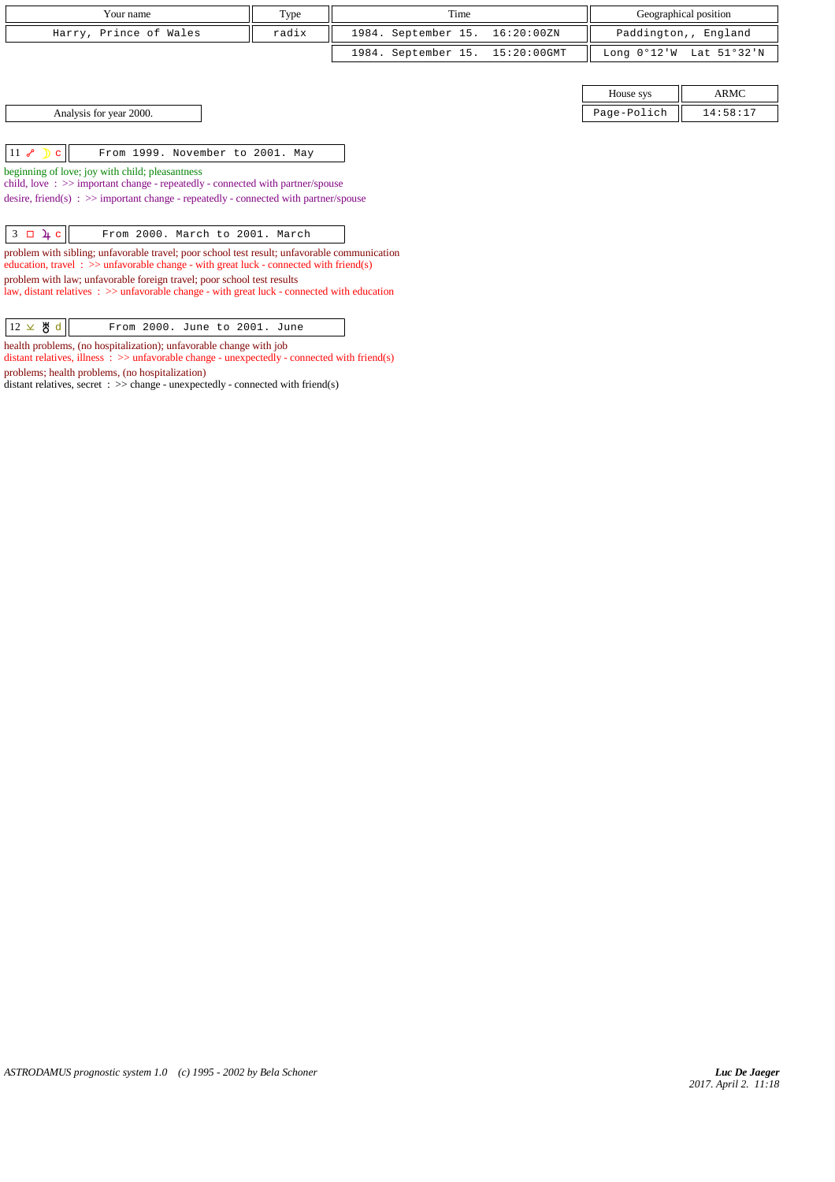| Your name | Type | Time | Geographical position |
|---|---|---|---|
| Harry, Prince of Wales | radix | 1984. September 15. 16:20:00ZN | Paddington,, England |
| | | 1984. September 15. 15:20:00GMT | Long 0°12'W Lat 51°32'N |

| House sys | ARMC |
|---|---|
| Page-Polich | 14:58:17 |

Analysis for year 2000.

| 11 ☍ ☽ c | From 1999. November to 2001. May |
|---|---|

beginning of love; joy with child; pleasantness
child, love : >> important change - repeatedly - connected with partner/spouse
desire, friend(s) : >> important change - repeatedly - connected with partner/spouse

| 3 □ ♃ c | From 2000. March to 2001. March |
|---|---|

problem with sibling; unfavorable travel; poor school test result; unfavorable communication
education, travel : >> unfavorable change - with great luck - connected with friend(s)
problem with law; unfavorable foreign travel; poor school test results
law, distant relatives : >> unfavorable change - with great luck - connected with education

| 12 ⊻ ♅ d | From 2000. June to 2001. June |
|---|---|

health problems, (no hospitalization); unfavorable change with job
distant relatives, illness : >> unfavorable change - unexpectedly - connected with friend(s)
problems; health problems, (no hospitalization)
distant relatives, secret : >> change - unexpectedly - connected with friend(s)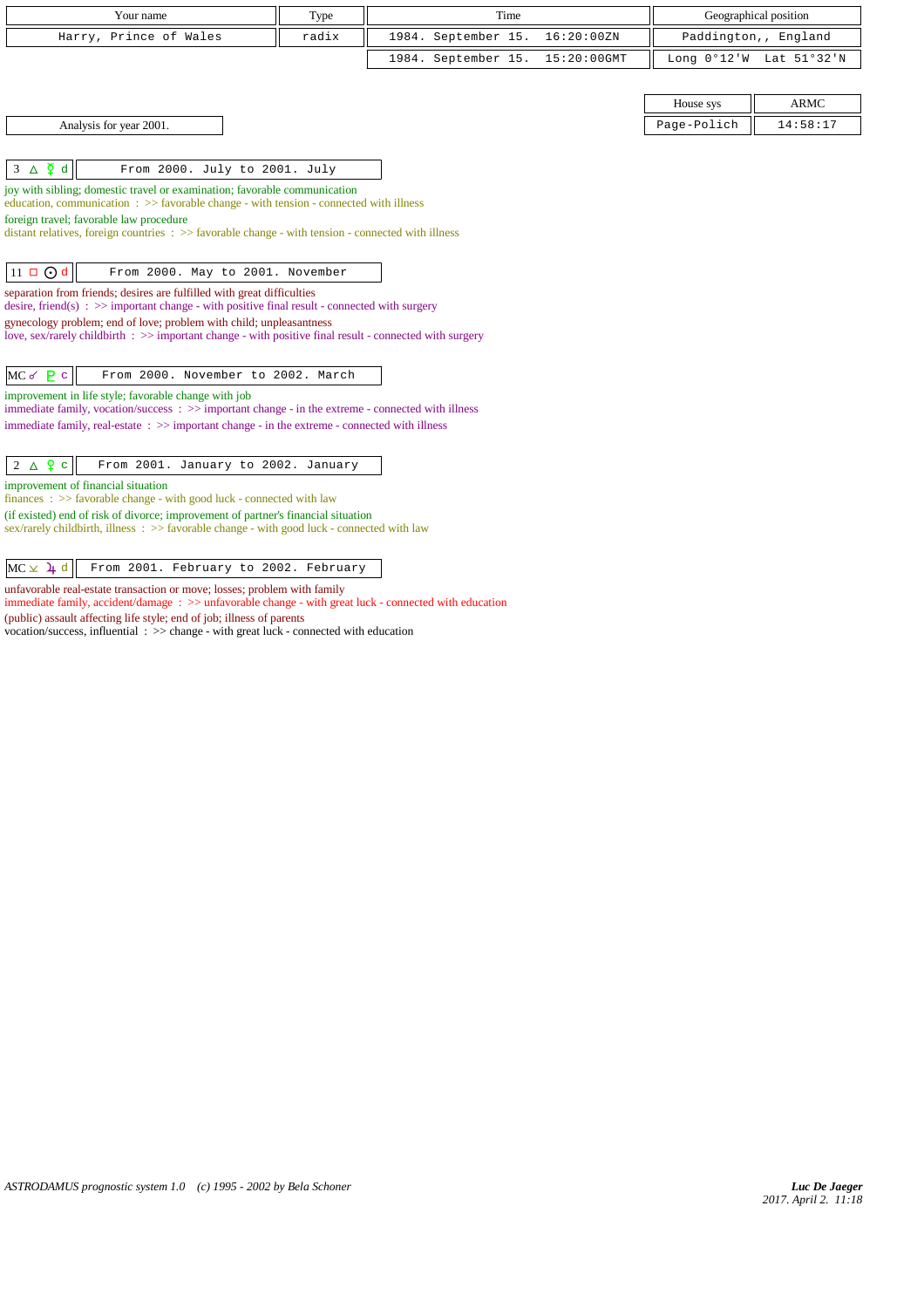| Your name | Type | Time | Geographical position |
|---|---|---|---|
| Harry, Prince of Wales | radix | 1984. September 15. 16:20:00ZN | Paddington,, England |
| | | 1984. September 15. 15:20:00GMT | Long 0°12'W Lat 51°32'N |

| House sys | ARMC |
|---|---|
| Page-Polich | 14:58:17 |

Analysis for year 2001.

| 3 △ ☿ d | From 2000. July to 2001. July |
|---|---|

joy with sibling; domestic travel or examination; favorable communication
education, communication : >> favorable change - with tension - connected with illness
foreign travel; favorable law procedure
distant relatives, foreign countries : >> favorable change - with tension - connected with illness

| 11 □ ☉ d | From 2000. May to 2001. November |
|---|---|

separation from friends; desires are fulfilled with great difficulties
desire, friend(s) : >> important change - with positive final result - connected with surgery
gynecology problem; end of love; problem with child; unpleasantness
love, sex/rarely childbirth : >> important change - with positive final result - connected with surgery

| MC ☍ ♇ c | From 2000. November to 2002. March |
|---|---|

improvement in life style; favorable change with job
immediate family, vocation/success : >> important change - in the extreme - connected with illness
immediate family, real-estate : >> important change - in the extreme - connected with illness

| 2 △ ♀ c | From 2001. January to 2002. January |
|---|---|

improvement of financial situation
finances : >> favorable change - with good luck - connected with law
(if existed) end of risk of divorce; improvement of partner's financial situation
sex/rarely childbirth, illness : >> favorable change - with good luck - connected with law

| MC ⚺ ♃ d | From 2001. February to 2002. February |
|---|---|

unfavorable real-estate transaction or move; losses; problem with family
immediate family, accident/damage : >> unfavorable change - with great luck - connected with education
(public) assault affecting life style; end of job; illness of parents
vocation/success, influential : >> change - with great luck - connected with education

ASTRODAMUS prognostic system 1.0 (c) 1995 - 2002 by Bela Schoner

*Luc De Jaeger*
*2017. April 2. 11:18*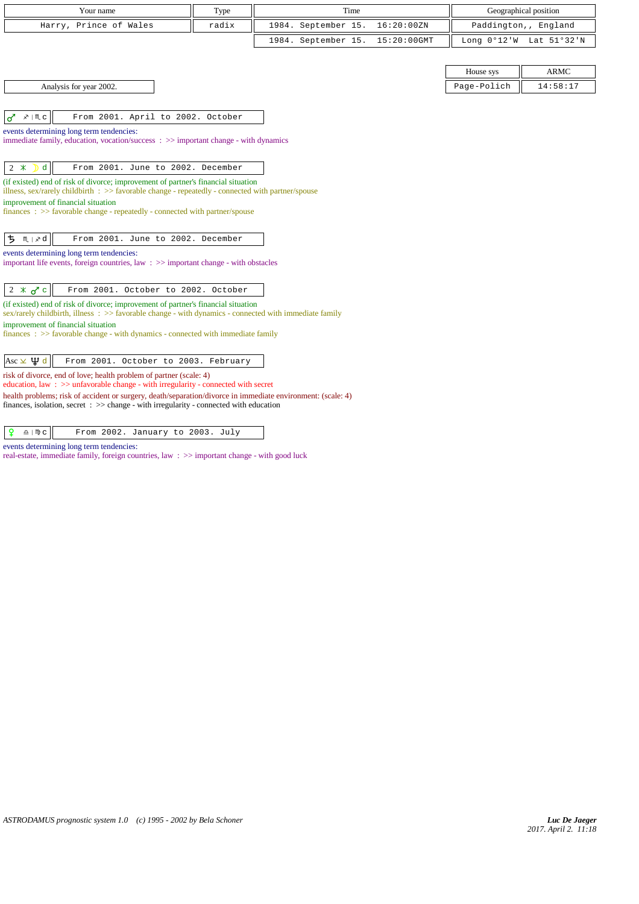| Your name | Type | Time | Geographical position |
|---|---|---|---|
| Harry, Prince of Wales | radix | 1984. September 15. 16:20:00ZN | Paddington,, England |
| | | 1984. September 15. 15:20:00GMT | Long 0°12'W Lat 51°32'N |

| House sys | ARMC |
|---|---|
| Page-Polich | 14:58:17 |

Analysis for year 2002.

**♂ ♐ | ♏ c** — From 2001. April to 2002. October

events determining long term tendencies:
immediate family, education, vocation/success : >> important change - with dynamics

**2 ✶ ☽ d** — From 2001. June to 2002. December

(if existed) end of risk of divorce; improvement of partner's financial situation
illness, sex/rarely childbirth : >> favorable change - repeatedly - connected with partner/spouse
improvement of financial situation
finances : >> favorable change - repeatedly - connected with partner/spouse

**♄ ♏ | ♐ d** — From 2001. June to 2002. December

events determining long term tendencies:
important life events, foreign countries, law : >> important change - with obstacles

**2 ✶ ♂ c** — From 2001. October to 2002. October

(if existed) end of risk of divorce; improvement of partner's financial situation
sex/rarely childbirth, illness : >> favorable change - with dynamics - connected with immediate family
improvement of financial situation
finances : >> favorable change - with dynamics - connected with immediate family

**Asc ⊻ ♆ d** — From 2001. October to 2003. February

risk of divorce, end of love; health problem of partner (scale: 4)
education, law : >> unfavorable change - with irregularity - connected with secret
health problems; risk of accident or surgery, death/separation/divorce in immediate environment: (scale: 4)
finances, isolation, secret : >> change - with irregularity - connected with education

**♀ ♎ | ♍ c** — From 2002. January to 2003. July

events determining long term tendencies:
real-estate, immediate family, foreign countries, law : >> important change - with good luck

ASTRODAMUS prognostic system 1.0 (c) 1995 - 2002 by Bela Schoner

*Luc De Jaeger*
*2017. April 2. 11:18*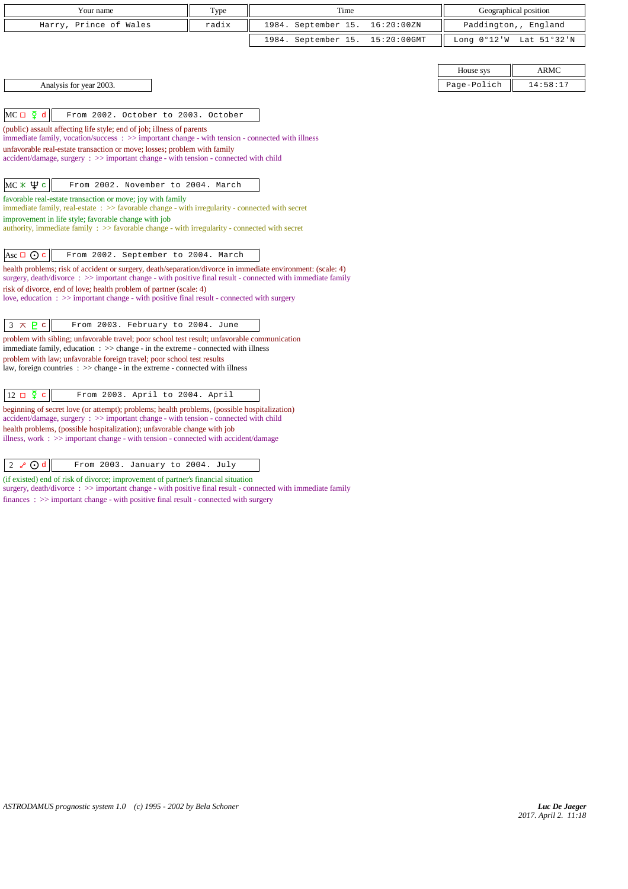| Your name | Type | Time | Geographical position |
|---|---|---|---|
| Harry, Prince of Wales | radix | 1984. September 15. 16:20:00ZN | Paddington,, England |
| | | 1984. September 15. 15:20:00GMT | Long 0°12'W Lat 51°32'N |

| House sys | ARMC |
|---|---|
| Page-Polich | 14:58:17 |

Analysis for year 2003.

**MC □ ☿ d** — From 2002. October to 2003. October

(public) assault affecting life style; end of job; illness of parents
immediate family, vocation/success : >> important change - with tension - connected with illness
unfavorable real-estate transaction or move; losses; problem with family
accident/damage, surgery : >> important change - with tension - connected with child

**MC ✶ ♆ c** — From 2002. November to 2004. March

favorable real-estate transaction or move; joy with family
immediate family, real-estate : >> favorable change - with irregularity - connected with secret
improvement in life style; favorable change with job
authority, immediate family : >> favorable change - with irregularity - connected with secret

**Asc □ ☉ c** — From 2002. September to 2004. March

health problems; risk of accident or surgery, death/separation/divorce in immediate environment: (scale: 4)
surgery, death/divorce : >> important change - with positive final result - connected with immediate family
risk of divorce, end of love; health problem of partner (scale: 4)
love, education : >> important change - with positive final result - connected with surgery

**3 ⚻ ♇ c** — From 2003. February to 2004. June

problem with sibling; unfavorable travel; poor school test result; unfavorable communication
immediate family, education : >> change - in the extreme - connected with illness
problem with law; unfavorable foreign travel; poor school test results
law, foreign countries : >> change - in the extreme - connected with illness

**12 □ ☿ c** — From 2003. April to 2004. April

beginning of secret love (or attempt); problems; health problems, (possible hospitalization)
accident/damage, surgery : >> important change - with tension - connected with child
health problems, (possible hospitalization); unfavorable change with job
illness, work : >> important change - with tension - connected with accident/damage

**2 ☍ ☉ d** — From 2003. January to 2004. July

(if existed) end of risk of divorce; improvement of partner's financial situation
surgery, death/divorce : >> important change - with positive final result - connected with immediate family
finances : >> important change - with positive final result - connected with surgery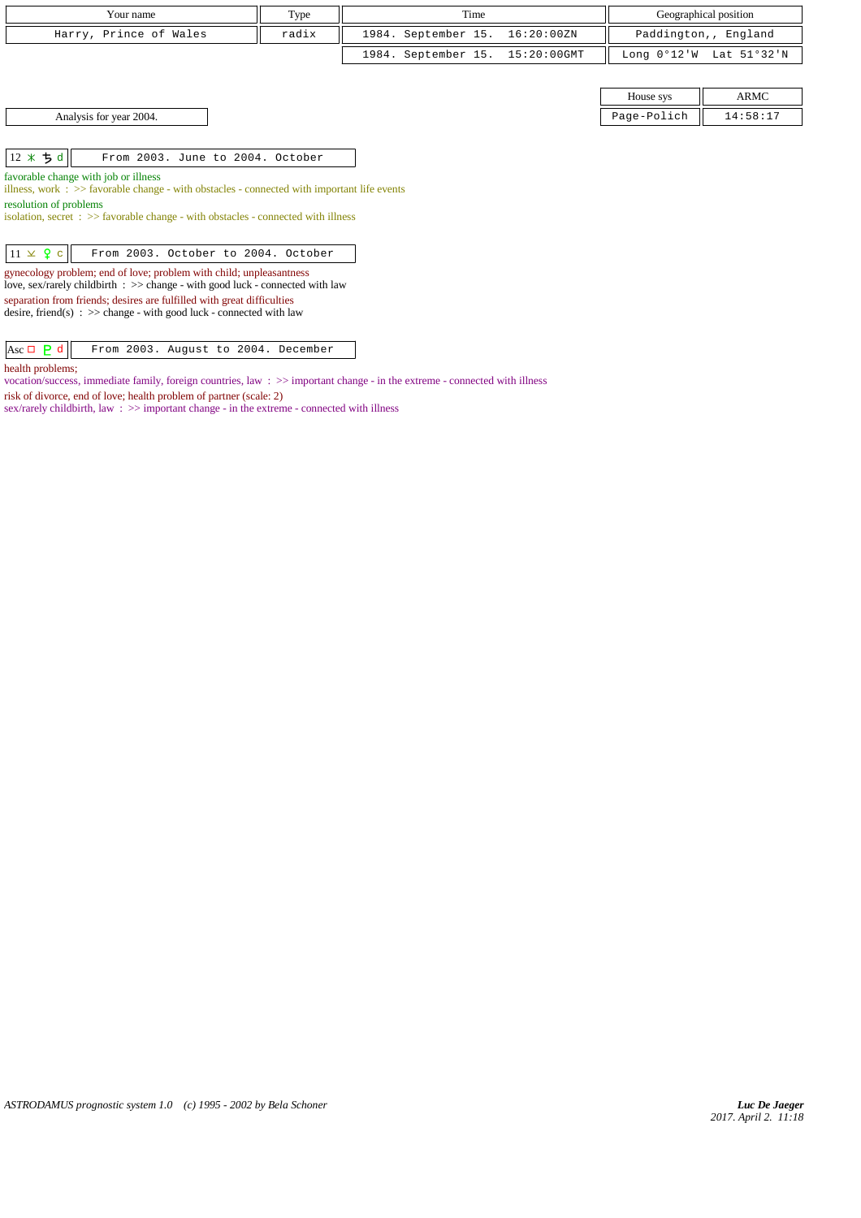| Your name | Type | Time | Geographical position |
|---|---|---|---|
| Harry, Prince of Wales | radix | 1984. September 15. 16:20:00ZN | Paddington,, England |
| | | 1984. September 15. 15:20:00GMT | Long 0°12'W Lat 51°32'N |

| House sys | ARMC |
|---|---|
| Page-Polich | 14:58:17 |

Analysis for year 2004.

| 12 ⚹ ♄ d | From 2003. June to 2004. October |
|---|---|

favorable change with job or illness
illness, work : >> favorable change - with obstacles - connected with important life events
resolution of problems
isolation, secret : >> favorable change - with obstacles - connected with illness

| 11 ⊻ ♀ c | From 2003. October to 2004. October |
|---|---|

gynecology problem; end of love; problem with child; unpleasantness
love, sex/rarely childbirth : >> change - with good luck - connected with law
separation from friends; desires are fulfilled with great difficulties
desire, friend(s) : >> change - with good luck - connected with law

| Asc □ ♇ d | From 2003. August to 2004. December |
|---|---|

health problems;
vocation/success, immediate family, foreign countries, law : >> important change - in the extreme - connected with illness
risk of divorce, end of love; health problem of partner (scale: 2)
sex/rarely childbirth, law : >> important change - in the extreme - connected with illness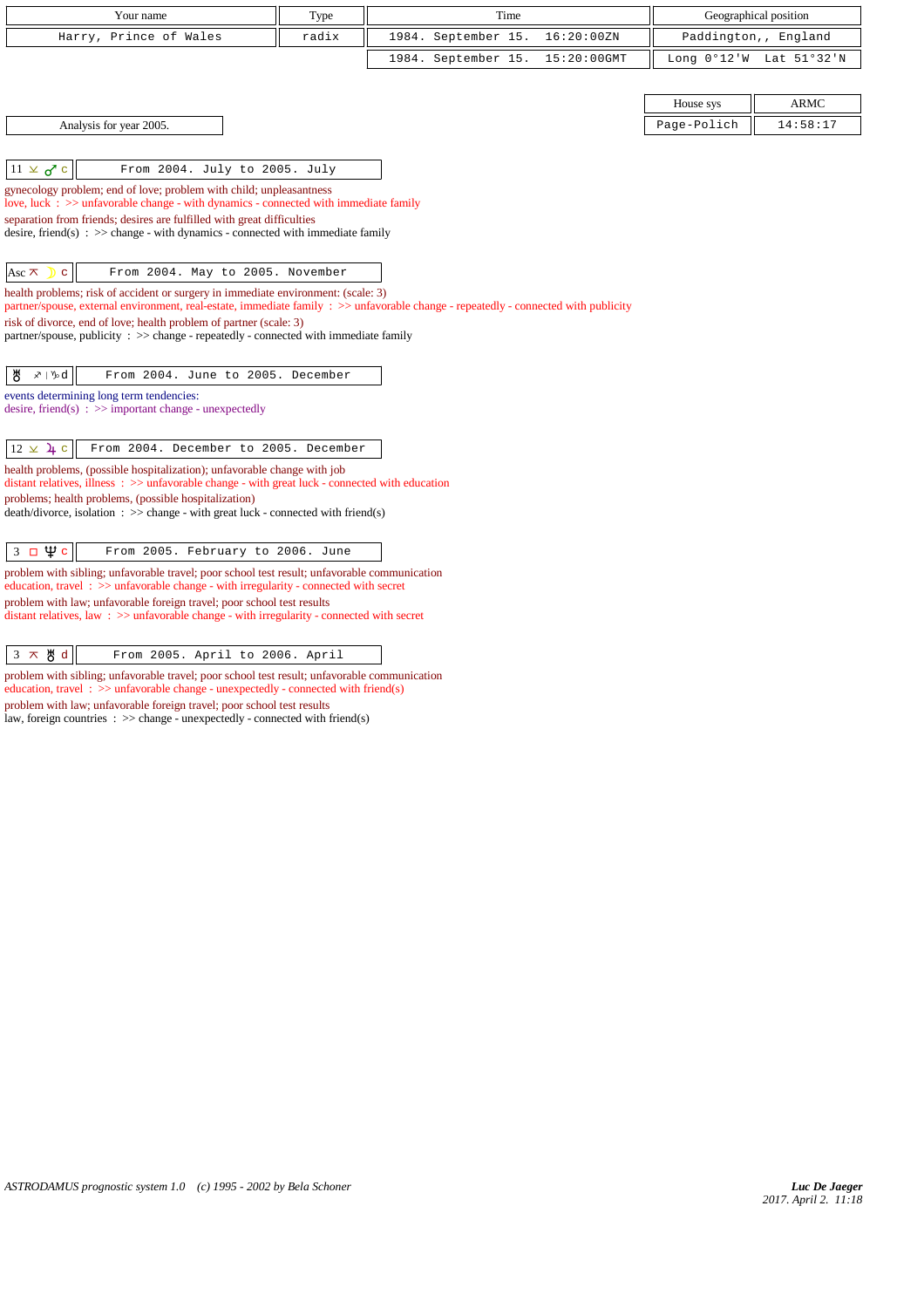| Your name | Type | Time | Geographical position |
|---|---|---|---|
| Harry, Prince of Wales | radix | 1984. September 15. 16:20:00ZN | Paddington,, England |
| | | 1984. September 15. 15:20:00GMT | Long 0°12'W Lat 51°32'N |

| House sys | ARMC |
|---|---|
| Page-Polich | 14:58:17 |

Analysis for year 2005.

**11 ⚻ ♂ c** — From 2004. July to 2005. July

gynecology problem; end of love; problem with child; unpleasantness
love, luck : >> unfavorable change - with dynamics - connected with immediate family
separation from friends; desires are fulfilled with great difficulties
desire, friend(s) : >> change - with dynamics - connected with immediate family

**Asc ⚻ ☽ c** — From 2004. May to 2005. November

health problems; risk of accident or surgery in immediate environment: (scale: 3)
partner/spouse, external environment, real-estate, immediate family : >> unfavorable change - repeatedly - connected with publicity
risk of divorce, end of love; health problem of partner (scale: 3)
partner/spouse, publicity : >> change - repeatedly - connected with immediate family

**♅ ♐ | ♑ d** — From 2004. June to 2005. December

events determining long term tendencies:
desire, friend(s) : >> important change - unexpectedly

**12 ⚺ ♃ c** — From 2004. December to 2005. December

health problems, (possible hospitalization); unfavorable change with job
distant relatives, illness : >> unfavorable change - with great luck - connected with education
problems; health problems, (possible hospitalization)
death/divorce, isolation : >> change - with great luck - connected with friend(s)

**3 □ ♆ c** — From 2005. February to 2006. June

problem with sibling; unfavorable travel; poor school test result; unfavorable communication
education, travel : >> unfavorable change - with irregularity - connected with secret
problem with law; unfavorable foreign travel; poor school test results
distant relatives, law : >> unfavorable change - with irregularity - connected with secret

**3 ⚻ ♅ d** — From 2005. April to 2006. April

problem with sibling; unfavorable travel; poor school test result; unfavorable communication
education, travel : >> unfavorable change - unexpectedly - connected with friend(s)
problem with law; unfavorable foreign travel; poor school test results
law, foreign countries : >> change - unexpectedly - connected with friend(s)

*ASTRODAMUS prognostic system 1.0 (c) 1995 - 2002 by Bela Schoner*

*Luc De Jaeger*
2017. April 2. 11:18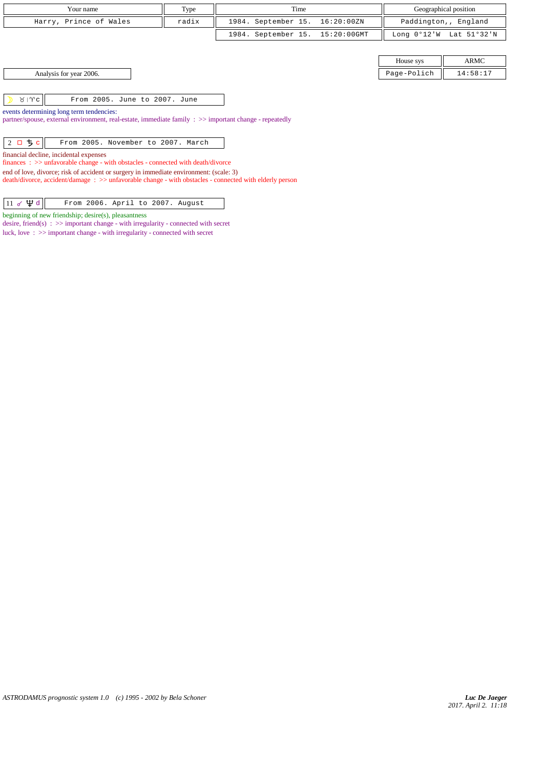| Your name | Type | Time | Geographical position |
|---|---|---|---|
| Harry, Prince of Wales | radix | 1984. September 15. 16:20:00ZN | Paddington,, England |
| | | 1984. September 15. 15:20:00GMT | Long 0°12'W Lat 51°32'N |

| House sys | ARMC |
|---|---|
| Page-Polich | 14:58:17 |

Analysis for year 2006.

| ☽ ♉ \| ♈ c | From 2005. June to 2007. June |
|---|---|

events determining long term tendencies:
partner/spouse, external environment, real-estate, immediate family : >> important change - repeatedly

| 2 □ ♄ c | From 2005. November to 2007. March |
|---|---|

financial decline, incidental expenses
finances : >> unfavorable change - with obstacles - connected with death/divorce
end of love, divorce; risk of accident or surgery in immediate environment: (scale: 3)
death/divorce, accident/damage : >> unfavorable change - with obstacles - connected with elderly person

| 11 ☍ ♆ d | From 2006. April to 2007. August |
|---|---|

beginning of new friendship; desire(s), pleasantness
desire, friend(s) : >> important change - with irregularity - connected with secret
luck, love : >> important change - with irregularity - connected with secret

*ASTRODAMUS prognostic system 1.0 (c) 1995 - 2002 by Bela Schoner*

*Luc De Jaeger*
*2017. April 2. 11:18*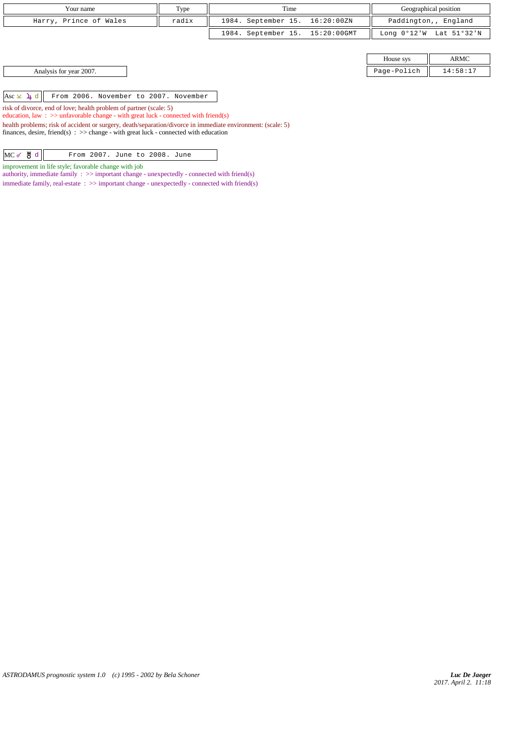| Your name | Type | Time | Geographical position |
|---|---|---|---|
| Harry, Prince of Wales | radix | 1984. September 15. 16:20:00ZN | Paddington,, England |
| | | 1984. September 15. 15:20:00GMT | Long 0°12'W Lat 51°32'N |

| House sys | ARMC |
|---|---|
| Page-Polich | 14:58:17 |

Analysis for year 2007.

| Asc ⚻ ♃ d | From 2006. November to 2007. November |
|---|---|

risk of divorce, end of love; health problem of partner (scale: 5)
education, law : >> unfavorable change - with great luck - connected with friend(s)
health problems; risk of accident or surgery, death/separation/divorce in immediate environment: (scale: 5)
finances, desire, friend(s) : >> change - with great luck - connected with education

| MC ☍ ♅ d | From 2007. June to 2008. June |
|---|---|

improvement in life style; favorable change with job
authority, immediate family : >> important change - unexpectedly - connected with friend(s)
immediate family, real-estate : >> important change - unexpectedly - connected with friend(s)

ASTRODAMUS prognostic system 1.0 (c) 1995 - 2002 by Bela Schoner

*Luc De Jaeger*
*2017. April 2. 11:18*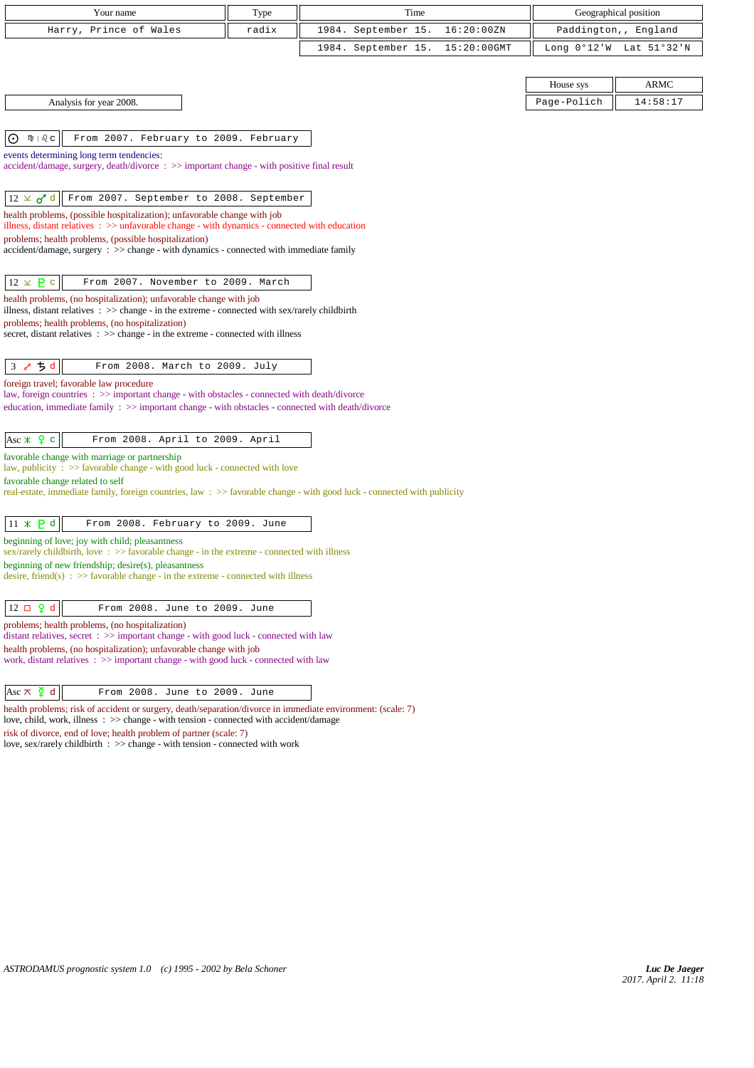| Your name | Type | Time | Geographical position |
|---|---|---|---|
| Harry, Prince of Wales | radix | 1984. September 15. 16:20:00ZN | Paddington,, England |
| | | 1984. September 15. 15:20:00GMT | Long 0°12'W Lat 51°32'N |

| House sys | ARMC |
|---|---|
| Page-Polich | 14:58:17 |

Analysis for year 2008.

☉ ♍ | ♌ c — From 2007. February to 2009. February

events determining long term tendencies:
accident/damage, surgery, death/divorce : >> important change - with positive final result

12 ⚻ ♂ d — From 2007. September to 2008. September

health problems, (possible hospitalization); unfavorable change with job
illness, distant relatives : >> unfavorable change - with dynamics - connected with education
problems; health problems, (possible hospitalization)
accident/damage, surgery : >> change - with dynamics - connected with immediate family

12 ⚻ ♇ c — From 2007. November to 2009. March

health problems, (no hospitalization); unfavorable change with job
illness, distant relatives : >> change - in the extreme - connected with sex/rarely childbirth
problems; health problems, (no hospitalization)
secret, distant relatives : >> change - in the extreme - connected with illness

3 ☍ ♄ d — From 2008. March to 2009. July

foreign travel; favorable law procedure
law, foreign countries : >> important change - with obstacles - connected with death/divorce
education, immediate family : >> important change - with obstacles - connected with death/divorce

Asc ⚹ ♀ c — From 2008. April to 2009. April

favorable change with marriage or partnership
law, publicity : >> favorable change - with good luck - connected with love
favorable change related to self
real-estate, immediate family, foreign countries, law : >> favorable change - with good luck - connected with publicity

11 ⚹ ♇ d — From 2008. February to 2009. June

beginning of love; joy with child; pleasantness
sex/rarely childbirth, love : >> favorable change - in the extreme - connected with illness
beginning of new friendship; desire(s), pleasantness
desire, friend(s) : >> favorable change - in the extreme - connected with illness

12 □ ♀ d — From 2008. June to 2009. June

problems; health problems, (no hospitalization)
distant relatives, secret : >> important change - with good luck - connected with law
health problems, (no hospitalization); unfavorable change with job
work, distant relatives : >> important change - with good luck - connected with law

Asc ⚻ ☿ d — From 2008. June to 2009. June

health problems; risk of accident or surgery, death/separation/divorce in immediate environment: (scale: 7)
love, child, work, illness : >> change - with tension - connected with accident/damage
risk of divorce, end of love; health problem of partner (scale: 7)
love, sex/rarely childbirth : >> change - with tension - connected with work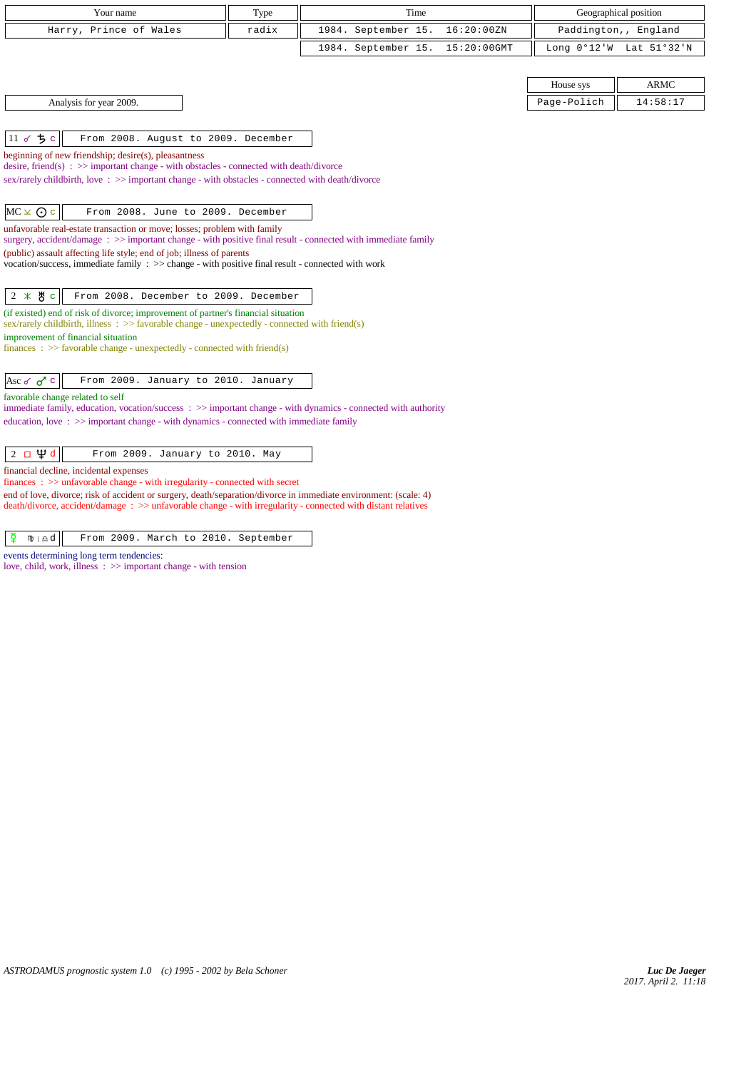| Your name | Type | Time | Geographical position |
|---|---|---|---|
| Harry, Prince of Wales | radix | 1984. September 15. 16:20:00ZN | Paddington,, England |
| | | 1984. September 15. 15:20:00GMT | Long 0°12'W Lat 51°32'N |

| House sys | ARMC |
|---|---|
| Page-Polich | 14:58:17 |

Analysis for year 2009.

**11 ☌ ♄ c** — From 2008. August to 2009. December

beginning of new friendship; desire(s), pleasantness
desire, friend(s) : >> important change - with obstacles - connected with death/divorce
sex/rarely childbirth, love : >> important change - with obstacles - connected with death/divorce

**MC ⊻ ⊙ c** — From 2008. June to 2009. December

unfavorable real-estate transaction or move; losses; problem with family
surgery, accident/damage : >> important change - with positive final result - connected with immediate family
(public) assault affecting life style; end of job; illness of parents
vocation/success, immediate family : >> change - with positive final result - connected with work

**2 ⚹ ♅ c** — From 2008. December to 2009. December

(if existed) end of risk of divorce; improvement of partner's financial situation
sex/rarely childbirth, illness : >> favorable change - unexpectedly - connected with friend(s)
improvement of financial situation
finances : >> favorable change - unexpectedly - connected with friend(s)

**Asc ☌ ♂ c** — From 2009. January to 2010. January

favorable change related to self
immediate family, education, vocation/success : >> important change - with dynamics - connected with authority
education, love : >> important change - with dynamics - connected with immediate family

**2 □ ♆ d** — From 2009. January to 2010. May

financial decline, incidental expenses
finances : >> unfavorable change - with irregularity - connected with secret
end of love, divorce; risk of accident or surgery, death/separation/divorce in immediate environment: (scale: 4)
death/divorce, accident/damage : >> unfavorable change - with irregularity - connected with distant relatives

**☿ ♍ | ♎ d** — From 2009. March to 2010. September

events determining long term tendencies:
love, child, work, illness : >> important change - with tension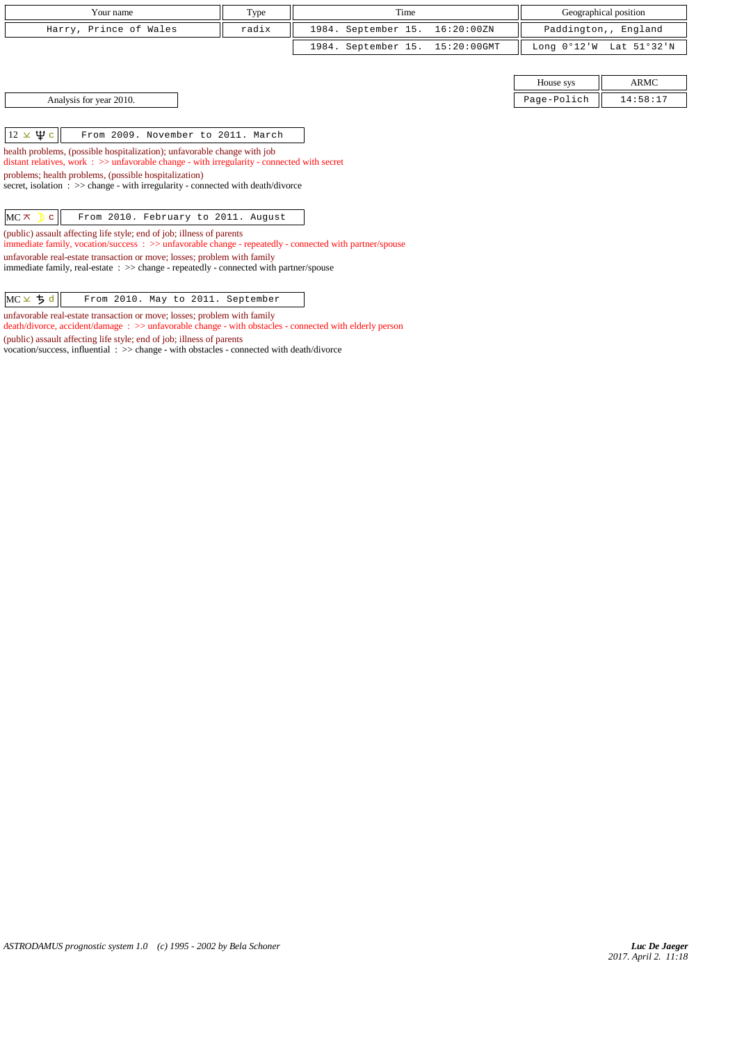| Your name | Type | Time | Geographical position |
|---|---|---|---|
| Harry, Prince of Wales | radix | 1984. September 15. 16:20:00ZN | Paddington,, England |
| | | 1984. September 15. 15:20:00GMT | Long 0°12'W Lat 51°32'N |

| House sys | ARMC |
|---|---|
| Page-Polich | 14:58:17 |

Analysis for year 2010.

| 12 ⊻ ♆ c | From 2009. November to 2011. March |
|---|---|

health problems, (possible hospitalization); unfavorable change with job
distant relatives, work : >> unfavorable change - with irregularity - connected with secret
problems; health problems, (possible hospitalization)
secret, isolation : >> change - with irregularity - connected with death/divorce

| MC ⊼ ☽ c | From 2010. February to 2011. August |
|---|---|

(public) assault affecting life style; end of job; illness of parents
immediate family, vocation/success : >> unfavorable change - repeatedly - connected with partner/spouse
unfavorable real-estate transaction or move; losses; problem with family
immediate family, real-estate : >> change - repeatedly - connected with partner/spouse

| MC ⊻ ♄ d | From 2010. May to 2011. September |
|---|---|

unfavorable real-estate transaction or move; losses; problem with family
death/divorce, accident/damage : >> unfavorable change - with obstacles - connected with elderly person
(public) assault affecting life style; end of job; illness of parents
vocation/success, influential : >> change - with obstacles - connected with death/divorce

*ASTRODAMUS prognostic system 1.0 (c) 1995 - 2002 by Bela Schoner*

*Luc De Jaeger*
*2017. April 2. 11:18*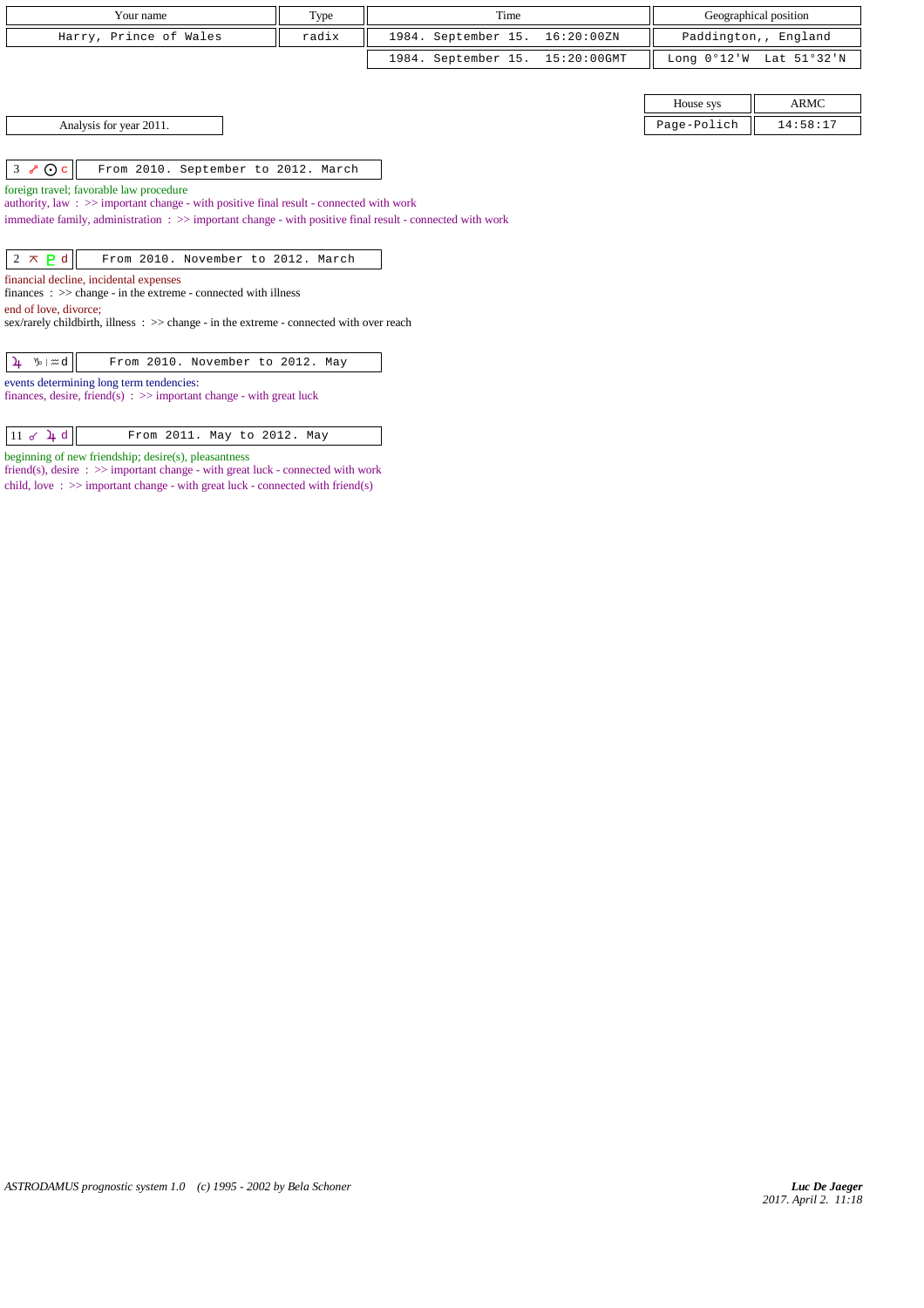| Your name | Type | Time | Geographical position |
|---|---|---|---|
| Harry, Prince of Wales | radix | 1984. September 15. 16:20:00ZN | Paddington,, England |
| | | 1984. September 15. 15:20:00GMT | Long 0°12'W Lat 51°32'N |

| House sys | ARMC |
|---|---|
| Page-Polich | 14:58:17 |

Analysis for year 2011.

**3 ☍ ☉ c** — From 2010. September to 2012. March

foreign travel; favorable law procedure
authority, law : >> important change - with positive final result - connected with work
immediate family, administration : >> important change - with positive final result - connected with work

**2 ⚻ ♇ d** — From 2010. November to 2012. March

financial decline, incidental expenses
finances : >> change - in the extreme - connected with illness
end of love, divorce;
sex/rarely childbirth, illness : >> change - in the extreme - connected with over reach

**♃ ♑ | ♒ d** — From 2010. November to 2012. May

events determining long term tendencies:
finances, desire, friend(s) : >> important change - with great luck

**11 ☌ ♃ d** — From 2011. May to 2012. May

beginning of new friendship; desire(s), pleasantness
friend(s), desire : >> important change - with great luck - connected with work
child, love : >> important change - with great luck - connected with friend(s)

*ASTRODAMUS prognostic system 1.0 (c) 1995 - 2002 by Bela Schoner*

*Luc De Jaeger*
*2017. April 2. 11:18*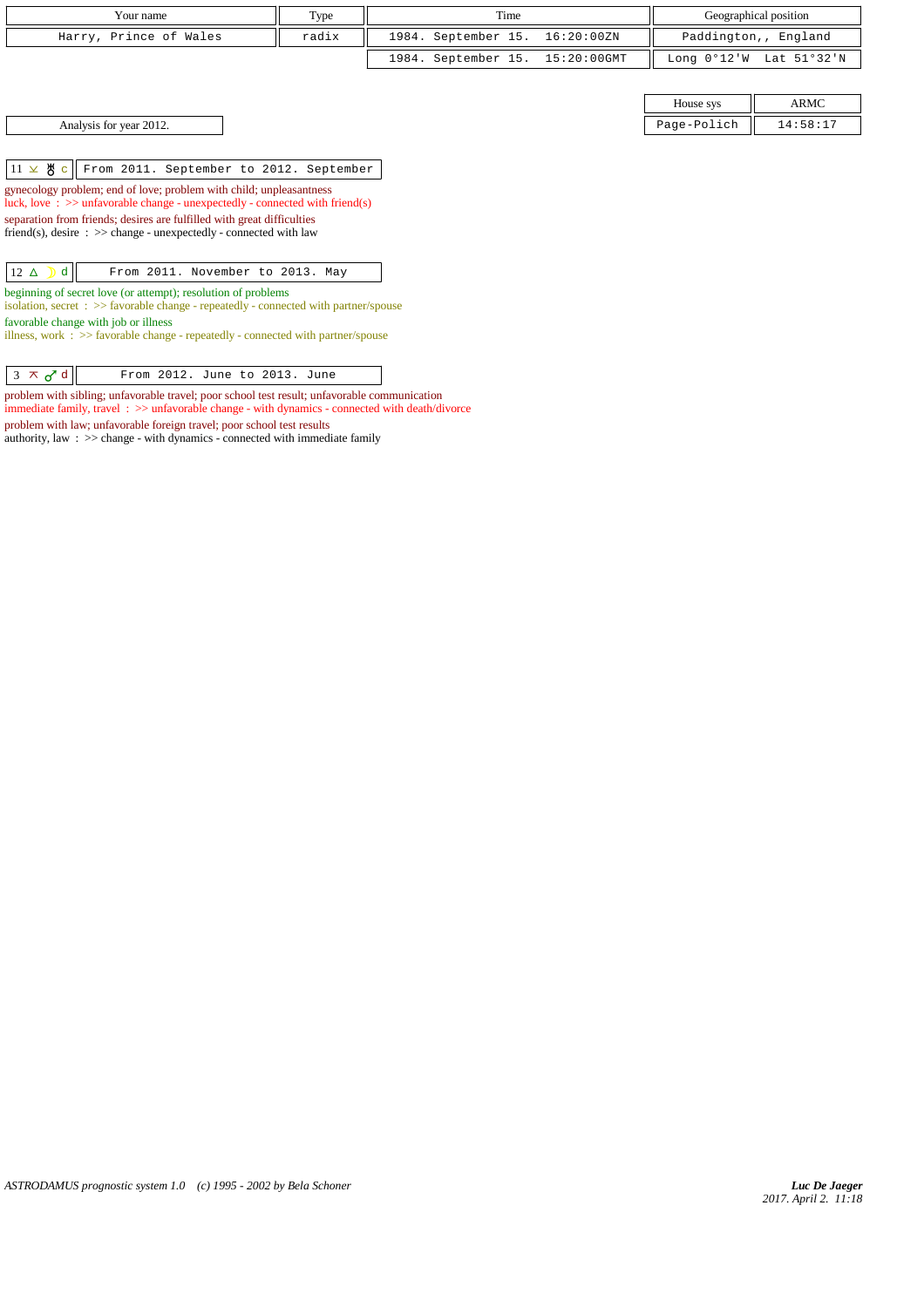| Your name | Type | Time | Geographical position |
|---|---|---|---|
| Harry, Prince of Wales | radix | 1984. September 15. 16:20:00ZN | Paddington,, England |
| | | 1984. September 15. 15:20:00GMT | Long 0°12'W Lat 51°32'N |

| House sys | ARMC |
|---|---|
| Page-Polich | 14:58:17 |

Analysis for year 2012.

| 11 ⊻ ♅ c | From 2011. September to 2012. September |
|---|---|

gynecology problem; end of love; problem with child; unpleasantness
luck, love : >> unfavorable change - unexpectedly - connected with friend(s)
separation from friends; desires are fulfilled with great difficulties
friend(s), desire : >> change - unexpectedly - connected with law

| 12 △ ☽ d | From 2011. November to 2013. May |
|---|---|

beginning of secret love (or attempt); resolution of problems
isolation, secret : >> favorable change - repeatedly - connected with partner/spouse
favorable change with job or illness
illness, work : >> favorable change - repeatedly - connected with partner/spouse

| 3 ⚻ ♂ d | From 2012. June to 2013. June |
|---|---|

problem with sibling; unfavorable travel; poor school test result; unfavorable communication
immediate family, travel : >> unfavorable change - with dynamics - connected with death/divorce
problem with law; unfavorable foreign travel; poor school test results
authority, law : >> change - with dynamics - connected with immediate family

*ASTRODAMUS prognostic system 1.0 (c) 1995 - 2002 by Bela Schoner*

***Luc De Jaeger***
*2017. April 2. 11:18*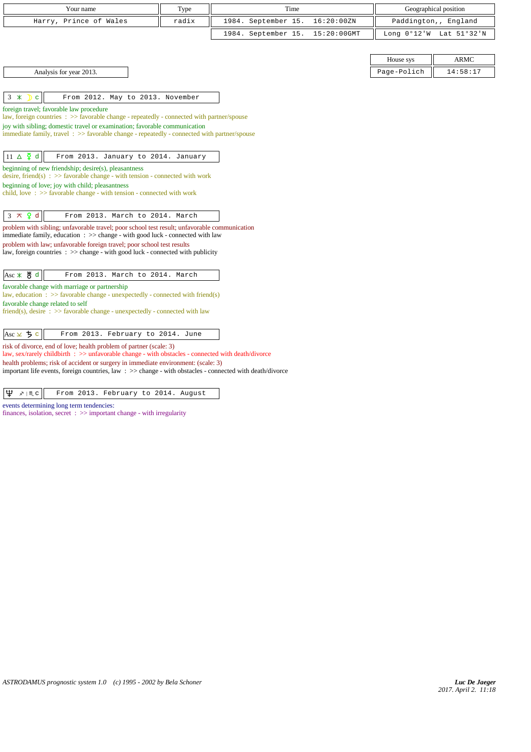| Your name | Type | Time | Geographical position |
|---|---|---|---|
| Harry, Prince of Wales | radix | 1984. September 15. 16:20:00ZN | Paddington,, England |
| | | 1984. September 15. 15:20:00GMT | Long 0°12'W Lat 51°32'N |

| House sys | ARMC |
|---|---|
| Page-Polich | 14:58:17 |

Analysis for year 2013.

**3 ⚹ ☽ c** — From 2012. May to 2013. November

foreign travel; favorable law procedure
law, foreign countries : >> favorable change - repeatedly - connected with partner/spouse
joy with sibling; domestic travel or examination; favorable communication
immediate family, travel : >> favorable change - repeatedly - connected with partner/spouse

**11 △ ☿ d** — From 2013. January to 2014. January

beginning of new friendship; desire(s), pleasantness
desire, friend(s) : >> favorable change - with tension - connected with work
beginning of love; joy with child; pleasantness
child, love : >> favorable change - with tension - connected with work

**3 ⚻ ♀ d** — From 2013. March to 2014. March

problem with sibling; unfavorable travel; poor school test result; unfavorable communication
immediate family, education : >> change - with good luck - connected with law
problem with law; unfavorable foreign travel; poor school test results
law, foreign countries : >> change - with good luck - connected with publicity

**Asc ⚹ ♅ d** — From 2013. March to 2014. March

favorable change with marriage or partnership
law, education : >> favorable change - unexpectedly - connected with friend(s)
favorable change related to self
friend(s), desire : >> favorable change - unexpectedly - connected with law

**Asc ⚺ ♄ c** — From 2013. February to 2014. June

risk of divorce, end of love; health problem of partner (scale: 3)
law, sex/rarely childbirth : >> unfavorable change - with obstacles - connected with death/divorce
health problems; risk of accident or surgery in immediate environment: (scale: 3)
important life events, foreign countries, law : >> change - with obstacles - connected with death/divorce

**♆ ♐ | ♏ c** — From 2013. February to 2014. August

events determining long term tendencies:
finances, isolation, secret : >> important change - with irregularity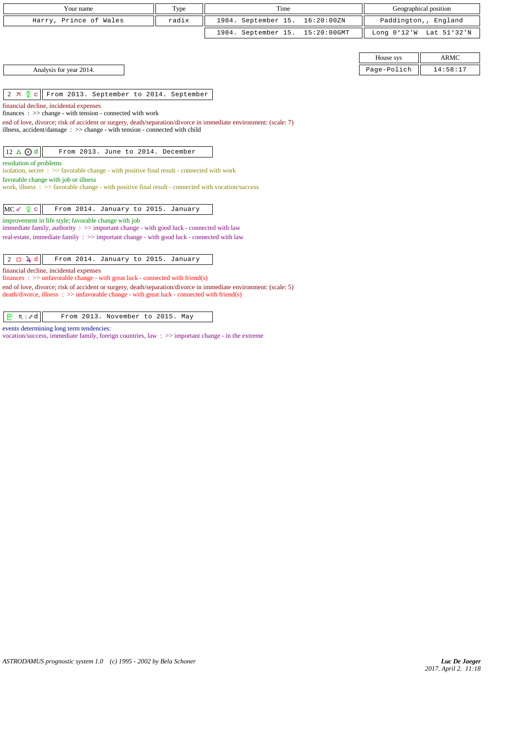| Your name | Type | Time | Geographical position |
|---|---|---|---|
| Harry, Prince of Wales | radix | 1984. September 15. 16:20:00ZN | Paddington,, England |
| | | 1984. September 15. 15:20:00GMT | Long 0°12'W Lat 51°32'N |

| House sys | ARMC |
|---|---|
| Page-Polich | 14:58:17 |

Analysis for year 2014.

| 2 ⚻ ☿ c | From 2013. September to 2014. September |
|---|---|

financial decline, incidental expenses
finances : >> change - with tension - connected with work
end of love, divorce; risk of accident or surgery, death/separation/divorce in immediate environment: (scale: 7)
illness, accident/damage : >> change - with tension - connected with child

| 12 △ ☉ d | From 2013. June to 2014. December |
|---|---|

resolution of problems
isolation, secret : >> favorable change - with positive final result - connected with work
favorable change with job or illness
work, illness : >> favorable change - with positive final result - connected with vocation/success

| MC ☌ ♀ c | From 2014. January to 2015. January |
|---|---|

improvement in life style; favorable change with job
immediate family, authority : >> important change - with good luck - connected with law
real-estate, immediate family : >> important change - with good luck - connected with law

| 2 □ ♃ d | From 2014. January to 2015. January |
|---|---|

financial decline, incidental expenses
finances : >> unfavorable change - with great luck - connected with friend(s)
end of love, divorce; risk of accident or surgery, death/separation/divorce in immediate environment: (scale: 5)
death/divorce, illness : >> unfavorable change - with great luck - connected with friend(s)

| ♇ ♏ \| ♐ d | From 2013. November to 2015. May |
|---|---|

events determining long term tendencies:
vocation/success, immediate family, foreign countries, law : >> important change - in the extreme

ASTRODAMUS prognostic system 1.0 (c) 1995 - 2002 by Bela Schoner

*Luc De Jaeger*
*2017. April 2. 11:18*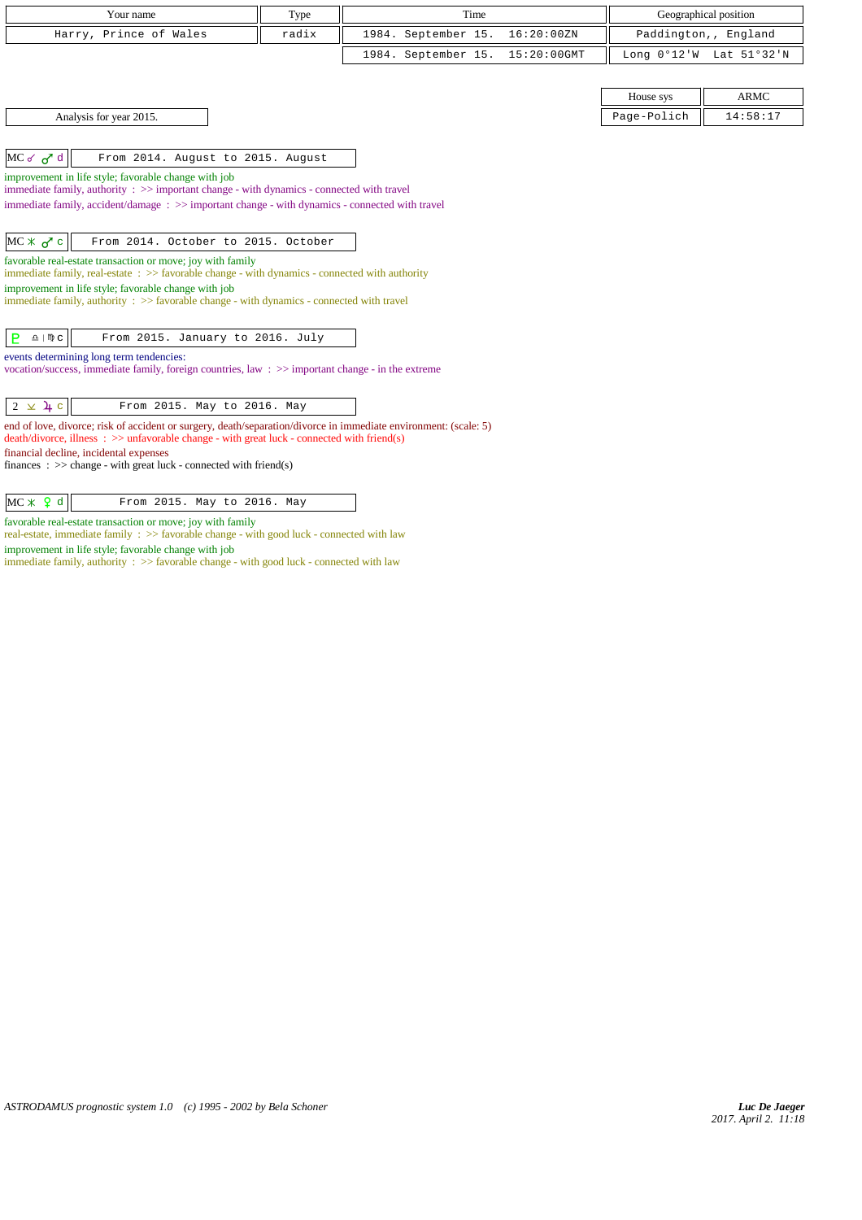| Your name | Type | Time | Geographical position |
| --- | --- | --- | --- |
| Harry, Prince of Wales | radix | 1984. September 15. 16:20:00ZN | Paddington,, England |
| | | 1984. September 15. 15:20:00GMT | Long 0°12'W Lat 51°32'N |

| House sys | ARMC |
| --- | --- |
| Page-Polich | 14:58:17 |

Analysis for year 2015.

| MC ☍ ♂ d | From 2014. August to 2015. August |
| --- | --- |

improvement in life style; favorable change with job
immediate family, authority : >> important change - with dynamics - connected with travel
immediate family, accident/damage : >> important change - with dynamics - connected with travel

| MC ⚹ ♂ c | From 2014. October to 2015. October |
| --- | --- |

favorable real-estate transaction or move; joy with family
immediate family, real-estate : >> favorable change - with dynamics - connected with authority
improvement in life style; favorable change with job
immediate family, authority : >> favorable change - with dynamics - connected with travel

| ♇ ♎ \| ♍ c | From 2015. January to 2016. July |
| --- | --- |

events determining long term tendencies:
vocation/success, immediate family, foreign countries, law : >> important change - in the extreme

| 2 ⚺ ♃ c | From 2015. May to 2016. May |
| --- | --- |

end of love, divorce; risk of accident or surgery, death/separation/divorce in immediate environment: (scale: 5)
death/divorce, illness : >> unfavorable change - with great luck - connected with friend(s)
financial decline, incidental expenses
finances : >> change - with great luck - connected with friend(s)

| MC ⚹ ♀ d | From 2015. May to 2016. May |
| --- | --- |

favorable real-estate transaction or move; joy with family
real-estate, immediate family : >> favorable change - with good luck - connected with law
improvement in life style; favorable change with job
immediate family, authority : >> favorable change - with good luck - connected with law

ASTRODAMUS prognostic system 1.0 (c) 1995 - 2002 by Bela Schoner

*Luc De Jaeger*
*2017. April 2. 11:18*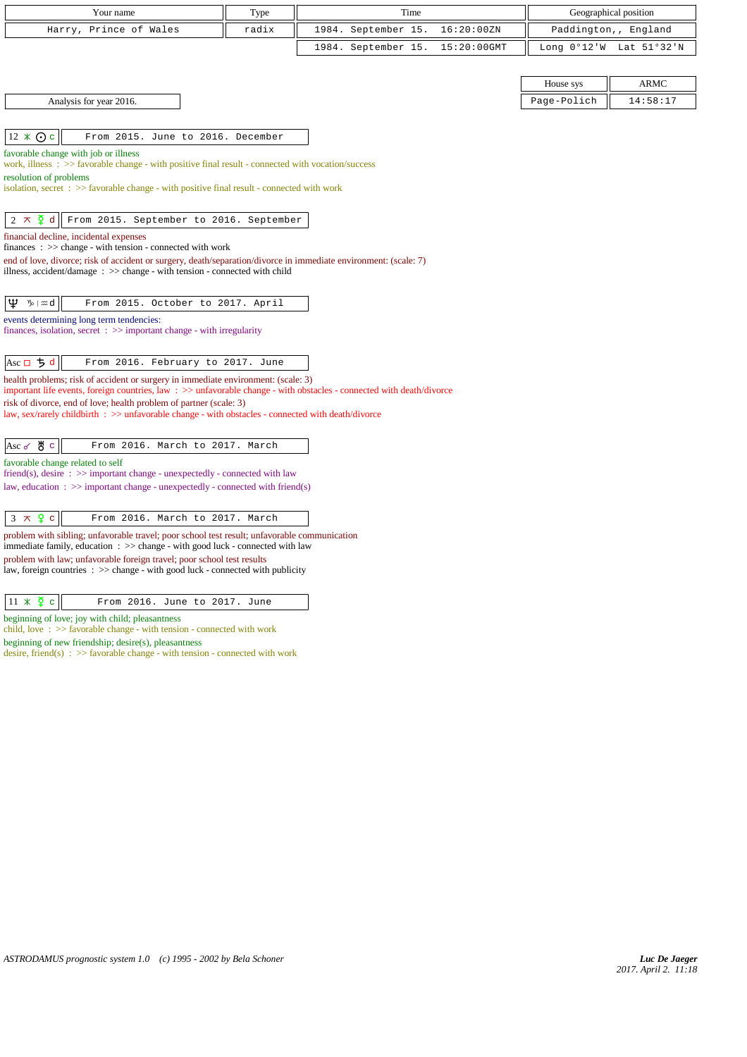| Your name | Type | Time | Geographical position |
| --- | --- | --- | --- |
| Harry, Prince of Wales | radix | 1984. September 15. 16:20:00ZN | Paddington,, England |
| | | 1984. September 15. 15:20:00GMT | Long 0°12'W Lat 51°32'N |

| House sys | ARMC |
| --- | --- |
| Page-Polich | 14:58:17 |

Analysis for year 2016.

**12 ⚹ ☉ c** — From 2015. June to 2016. December

favorable change with job or illness
work, illness : >> favorable change - with positive final result - connected with vocation/success
resolution of problems
isolation, secret : >> favorable change - with positive final result - connected with work

**2 ⚻ ☿ d** — From 2015. September to 2016. September

financial decline, incidental expenses
finances : >> change - with tension - connected with work
end of love, divorce; risk of accident or surgery, death/separation/divorce in immediate environment: (scale: 7)
illness, accident/damage : >> change - with tension - connected with child

**♆ ♑|♒ d** — From 2015. October to 2017. April

events determining long term tendencies:
finances, isolation, secret : >> important change - with irregularity

**Asc □ ♄ d** — From 2016. February to 2017. June

health problems; risk of accident or surgery in immediate environment: (scale: 3)
important life events, foreign countries, law : >> unfavorable change - with obstacles - connected with death/divorce
risk of divorce, end of love; health problem of partner (scale: 3)
law, sex/rarely childbirth : >> unfavorable change - with obstacles - connected with death/divorce

**Asc ☍ ♅ c** — From 2016. March to 2017. March

favorable change related to self
friend(s), desire : >> important change - unexpectedly - connected with law
law, education : >> important change - unexpectedly - connected with friend(s)

**3 ⚻ ♀ c** — From 2016. March to 2017. March

problem with sibling; unfavorable travel; poor school test result; unfavorable communication
immediate family, education : >> change - with good luck - connected with law
problem with law; unfavorable foreign travel; poor school test results
law, foreign countries : >> change - with good luck - connected with publicity

**11 ⚹ ☿ c** — From 2016. June to 2017. June

beginning of love; joy with child; pleasantness
child, love : >> favorable change - with tension - connected with work
beginning of new friendship; desire(s), pleasantness
desire, friend(s) : >> favorable change - with tension - connected with work

ASTRODAMUS prognostic system 1.0 (c) 1995 - 2002 by Bela Schoner

*Luc De Jaeger*
*2017. April 2. 11:18*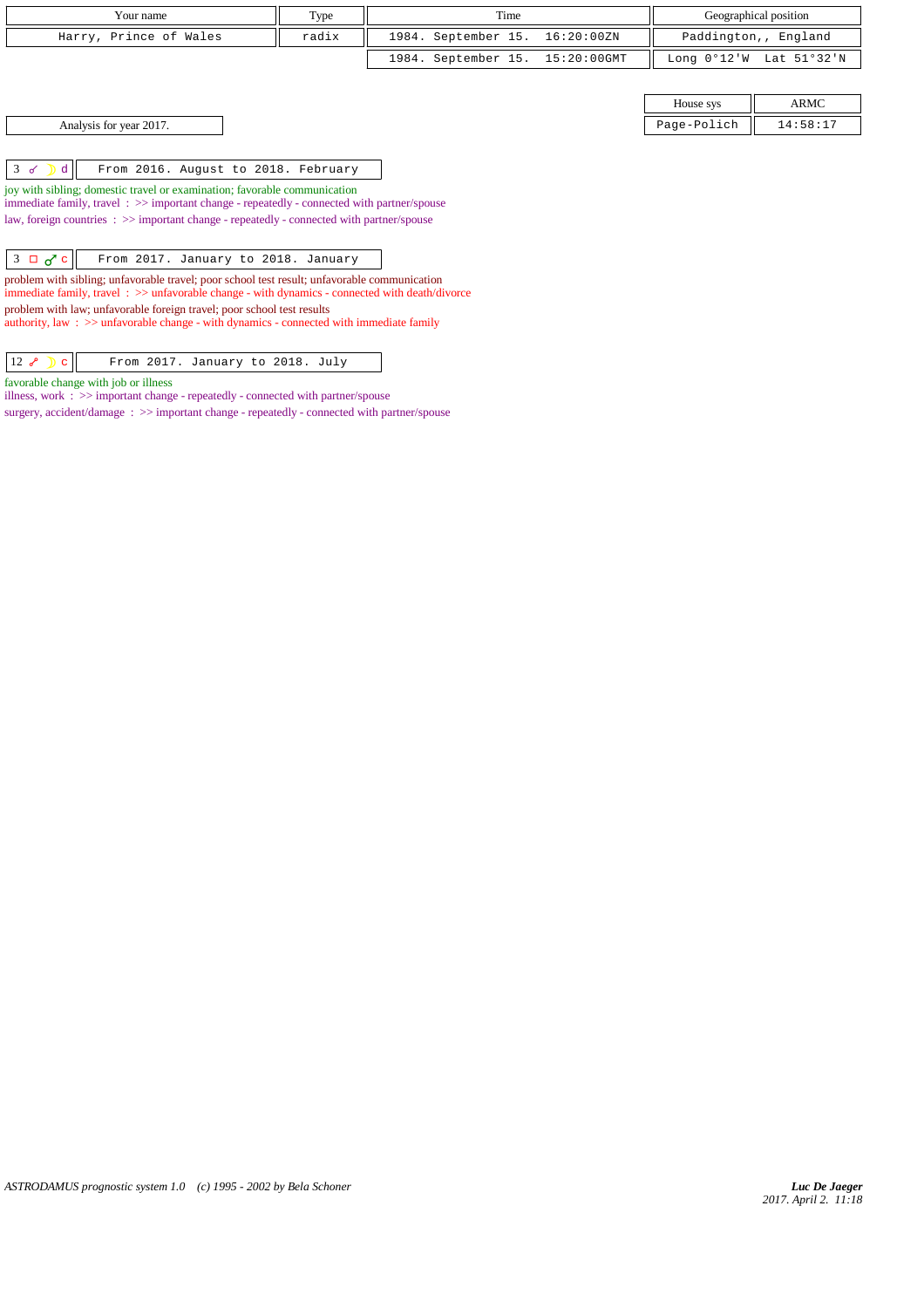| Your name | Type | Time | Geographical position |
|---|---|---|---|
| Harry, Prince of Wales | radix | 1984. September 15. 16:20:00ZN | Paddington,, England |
| | | 1984. September 15. 15:20:00GMT | Long 0°12'W Lat 51°32'N |

| House sys | ARMC |
|---|---|
| Page-Polich | 14:58:17 |

Analysis for year 2017.

| 3 ☌ ☽ d | From 2016. August to 2018. February |
|---|---|

joy with sibling; domestic travel or examination; favorable communication
immediate family, travel : >> important change - repeatedly - connected with partner/spouse
law, foreign countries : >> important change - repeatedly - connected with partner/spouse

| 3 □ ♂ c | From 2017. January to 2018. January |
|---|---|

problem with sibling; unfavorable travel; poor school test result; unfavorable communication
immediate family, travel : >> unfavorable change - with dynamics - connected with death/divorce
problem with law; unfavorable foreign travel; poor school test results
authority, law : >> unfavorable change - with dynamics - connected with immediate family

| 12 ☍ ☽ c | From 2017. January to 2018. July |
|---|---|

favorable change with job or illness
illness, work : >> important change - repeatedly - connected with partner/spouse
surgery, accident/damage : >> important change - repeatedly - connected with partner/spouse

*ASTRODAMUS prognostic system 1.0 (c) 1995 - 2002 by Bela Schoner*

***Luc De Jaeger***
*2017. April 2. 11:18*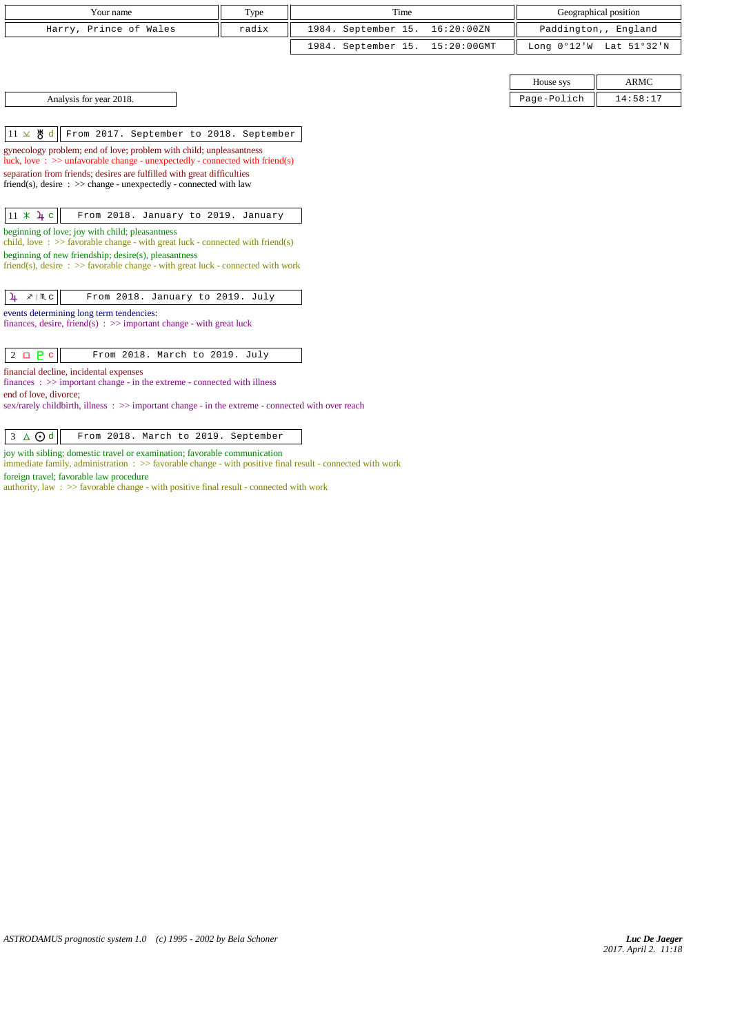| Your name | Type | Time | Geographical position |
| --- | --- | --- | --- |
| Harry, Prince of Wales | radix | 1984. September 15. 16:20:00ZN | Paddington,, England |
| | | 1984. September 15. 15:20:00GMT | Long 0°12'W Lat 51°32'N |

| House sys | ARMC |
| --- | --- |
| Page-Polich | 14:58:17 |

Analysis for year 2018.

**11 ⚺ ♅ d** — From 2017. September to 2018. September

gynecology problem; end of love; problem with child; unpleasantness
luck, love : >> unfavorable change - unexpectedly - connected with friend(s)
separation from friends; desires are fulfilled with great difficulties
friend(s), desire : >> change - unexpectedly - connected with law

**11 ⚹ ♃ c** — From 2018. January to 2019. January

beginning of love; joy with child; pleasantness
child, love : >> favorable change - with great luck - connected with friend(s)
beginning of new friendship; desire(s), pleasantness
friend(s), desire : >> favorable change - with great luck - connected with work

**♃ ♐ | ♏ c** — From 2018. January to 2019. July

events determining long term tendencies:
finances, desire, friend(s) : >> important change - with great luck

**2 □ ♇ c** — From 2018. March to 2019. July

financial decline, incidental expenses
finances : >> important change - in the extreme - connected with illness
end of love, divorce;
sex/rarely childbirth, illness : >> important change - in the extreme - connected with over reach

**3 △ ☉ d** — From 2018. March to 2019. September

joy with sibling; domestic travel or examination; favorable communication
immediate family, administration : >> favorable change - with positive final result - connected with work
foreign travel; favorable law procedure
authority, law : >> favorable change - with positive final result - connected with work

ASTRODAMUS prognostic system 1.0 (c) 1995 - 2002 by Bela Schoner

*Luc De Jaeger*
2017. April 2. 11:18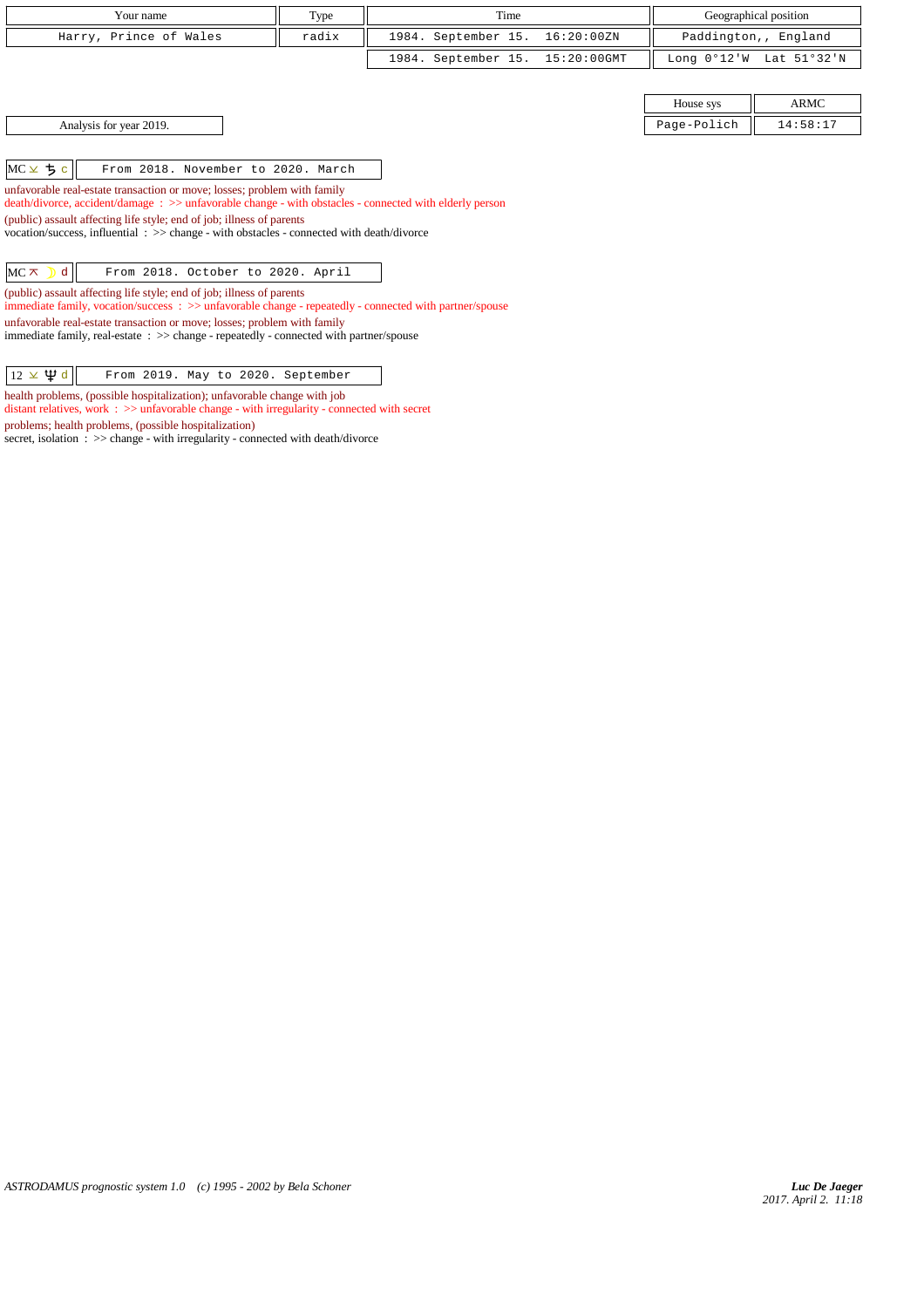| Your name | Type | Time | Geographical position |
|---|---|---|---|
| Harry, Prince of Wales | radix | 1984. September 15. 16:20:00ZN | Paddington,, England |
| | | 1984. September 15. 15:20:00GMT | Long 0°12'W Lat 51°32'N |

| House sys | ARMC |
|---|---|
| Page-Polich | 14:58:17 |

Analysis for year 2019.

| MC ⊻ ♄ c | From 2018. November to 2020. March |
|---|---|

unfavorable real-estate transaction or move; losses; problem with family
death/divorce, accident/damage : >> unfavorable change - with obstacles - connected with elderly person

(public) assault affecting life style; end of job; illness of parents
vocation/success, influential : >> change - with obstacles - connected with death/divorce

| MC ⊼ ☽ d | From 2018. October to 2020. April |
|---|---|

(public) assault affecting life style; end of job; illness of parents
immediate family, vocation/success : >> unfavorable change - repeatedly - connected with partner/spouse

unfavorable real-estate transaction or move; losses; problem with family
immediate family, real-estate : >> change - repeatedly - connected with partner/spouse

| 12 ⊻ ♆ d | From 2019. May to 2020. September |
|---|---|

health problems, (possible hospitalization); unfavorable change with job
distant relatives, work : >> unfavorable change - with irregularity - connected with secret

problems; health problems, (possible hospitalization)
secret, isolation : >> change - with irregularity - connected with death/divorce

ASTRODAMUS prognostic system 1.0 (c) 1995 - 2002 by Bela Schoner

*Luc De Jaeger*
*2017. April 2. 11:18*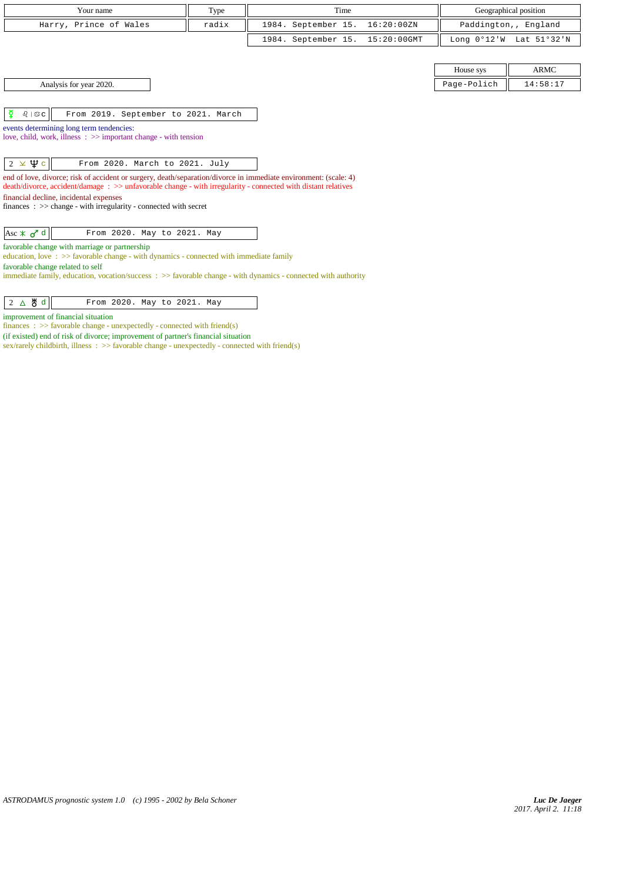| Your name | Type | Time | Geographical position |
|---|---|---|---|
| Harry, Prince of Wales | radix | 1984. September 15. 16:20:00ZN | Paddington,, England |
| | | 1984. September 15. 15:20:00GMT | Long 0°12'W Lat 51°32'N |

| House sys | ARMC |
|---|---|
| Page-Polich | 14:58:17 |

Analysis for year 2020.

| ☿ ♌ \| ♋ c | From 2019. September to 2021. March |
|---|---|

events determining long term tendencies:
love, child, work, illness : >> important change - with tension

| 2 ⚻ ♆ c | From 2020. March to 2021. July |
|---|---|

end of love, divorce; risk of accident or surgery, death/separation/divorce in immediate environment: (scale: 4)
death/divorce, accident/damage : >> unfavorable change - with irregularity - connected with distant relatives
financial decline, incidental expenses
finances : >> change - with irregularity - connected with secret

| Asc ⚹ ♂ d | From 2020. May to 2021. May |
|---|---|

favorable change with marriage or partnership
education, love : >> favorable change - with dynamics - connected with immediate family
favorable change related to self
immediate family, education, vocation/success : >> favorable change - with dynamics - connected with authority

| 2 △ ♅ d | From 2020. May to 2021. May |
|---|---|

improvement of financial situation
finances : >> favorable change - unexpectedly - connected with friend(s)
(if existed) end of risk of divorce; improvement of partner's financial situation
sex/rarely childbirth, illness : >> favorable change - unexpectedly - connected with friend(s)

ASTRODAMUS prognostic system 1.0 (c) 1995 - 2002 by Bela Schoner

*Luc De Jaeger*
*2017. April 2. 11:18*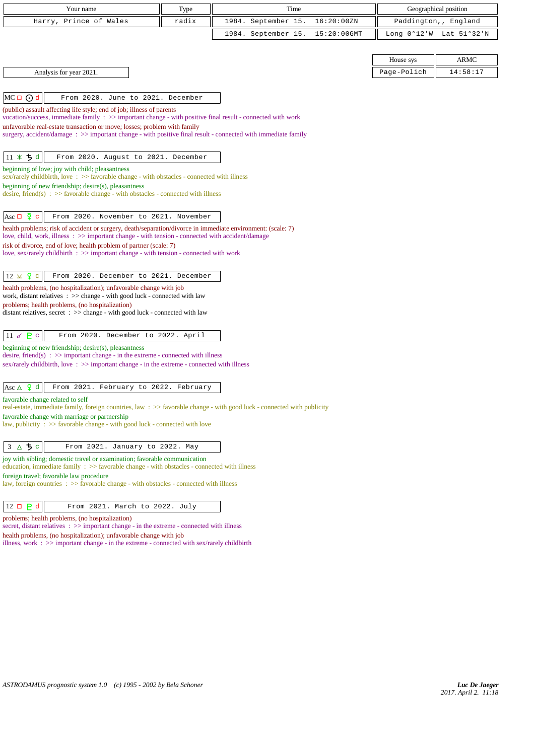| Your name | Type | Time | Geographical position |
|---|---|---|---|
| Harry, Prince of Wales | radix | 1984. September 15. 16:20:00ZN | Paddington,, England |
| | | 1984. September 15. 15:20:00GMT | Long 0°12'W Lat 51°32'N |

| House sys | ARMC |
|---|---|
| Page-Polich | 14:58:17 |

Analysis for year 2021.

**MC □ ☉ d** — From 2020. June to 2021. December

(public) assault affecting life style; end of job; illness of parents
vocation/success, immediate family : >> important change - with positive final result - connected with work
unfavorable real-estate transaction or move; losses; problem with family
surgery, accident/damage : >> important change - with positive final result - connected with immediate family

**11 ✶ ♄ d** — From 2020. August to 2021. December

beginning of love; joy with child; pleasantness
sex/rarely childbirth, love : >> favorable change - with obstacles - connected with illness
beginning of new friendship; desire(s), pleasantness
desire, friend(s) : >> favorable change - with obstacles - connected with illness

**Asc □ ☿ c** — From 2020. November to 2021. November

health problems; risk of accident or surgery, death/separation/divorce in immediate environment: (scale: 7)
love, child, work, illness : >> important change - with tension - connected with accident/damage
risk of divorce, end of love; health problem of partner (scale: 7)
love, sex/rarely childbirth : >> important change - with tension - connected with work

**12 ⊻ ♀ c** — From 2020. December to 2021. December

health problems, (no hospitalization); unfavorable change with job
work, distant relatives : >> change - with good luck - connected with law
problems; health problems, (no hospitalization)
distant relatives, secret : >> change - with good luck - connected with law

**11 ☍ ♇ c** — From 2020. December to 2022. April

beginning of new friendship; desire(s), pleasantness
desire, friend(s) : >> important change - in the extreme - connected with illness
sex/rarely childbirth, love : >> important change - in the extreme - connected with illness

**Asc △ ♀ d** — From 2021. February to 2022. February

favorable change related to self
real-estate, immediate family, foreign countries, law : >> favorable change - with good luck - connected with publicity
favorable change with marriage or partnership
law, publicity : >> favorable change - with good luck - connected with love

**3 △ ♄ c** — From 2021. January to 2022. May

joy with sibling; domestic travel or examination; favorable communication
education, immediate family : >> favorable change - with obstacles - connected with illness
foreign travel; favorable law procedure
law, foreign countries : >> favorable change - with obstacles - connected with illness

**12 □ ♇ d** — From 2021. March to 2022. July

problems; health problems, (no hospitalization)
secret, distant relatives : >> important change - in the extreme - connected with illness
health problems, (no hospitalization); unfavorable change with job
illness, work : >> important change - in the extreme - connected with sex/rarely childbirth

*ASTRODAMUS prognostic system 1.0 (c) 1995 - 2002 by Bela Schoner*

*Luc De Jaeger*
2017. April 2. 11:18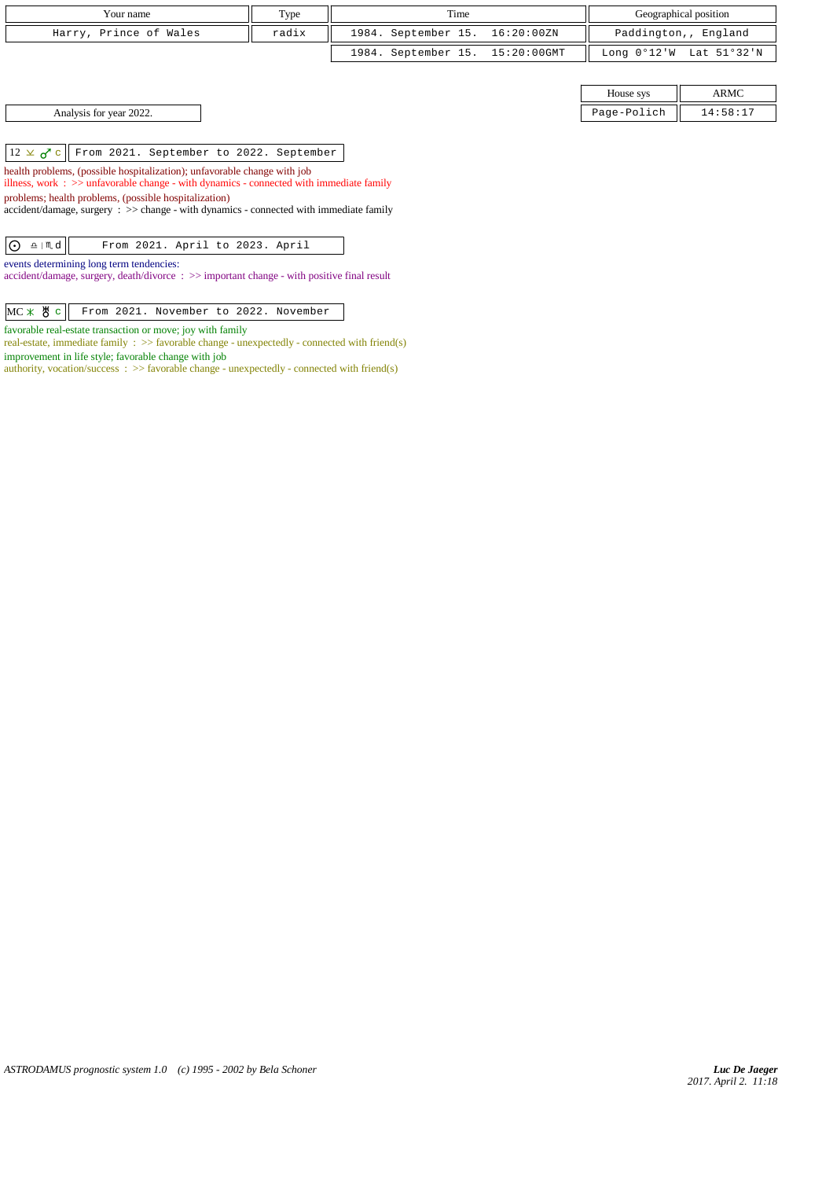| Your name | Type | Time | Geographical position |
| --- | --- | --- | --- |
| Harry, Prince of Wales | radix | 1984. September 15. 16:20:00ZN | Paddington,, England |
| | | 1984. September 15. 15:20:00GMT | Long 0°12'W Lat 51°32'N |

| House sys | ARMC |
| --- | --- |
| Page-Polich | 14:58:17 |

Analysis for year 2022.

| 12 ⚼ ♂ c | From 2021. September to 2022. September |
| --- | --- |

health problems, (possible hospitalization); unfavorable change with job
illness, work : >> unfavorable change - with dynamics - connected with immediate family
problems; health problems, (possible hospitalization)
accident/damage, surgery : >> change - with dynamics - connected with immediate family

| ☉ ♎ \| ♏ d | From 2021. April to 2023. April |
| --- | --- |

events determining long term tendencies:
accident/damage, surgery, death/divorce : >> important change - with positive final result

| MC ⚹ ♅ c | From 2021. November to 2022. November |
| --- | --- |

favorable real-estate transaction or move; joy with family
real-estate, immediate family : >> favorable change - unexpectedly - connected with friend(s)
improvement in life style; favorable change with job
authority, vocation/success : >> favorable change - unexpectedly - connected with friend(s)

ASTRODAMUS prognostic system 1.0 (c) 1995 - 2002 by Bela Schoner

*Luc De Jaeger*
*2017. April 2. 11:18*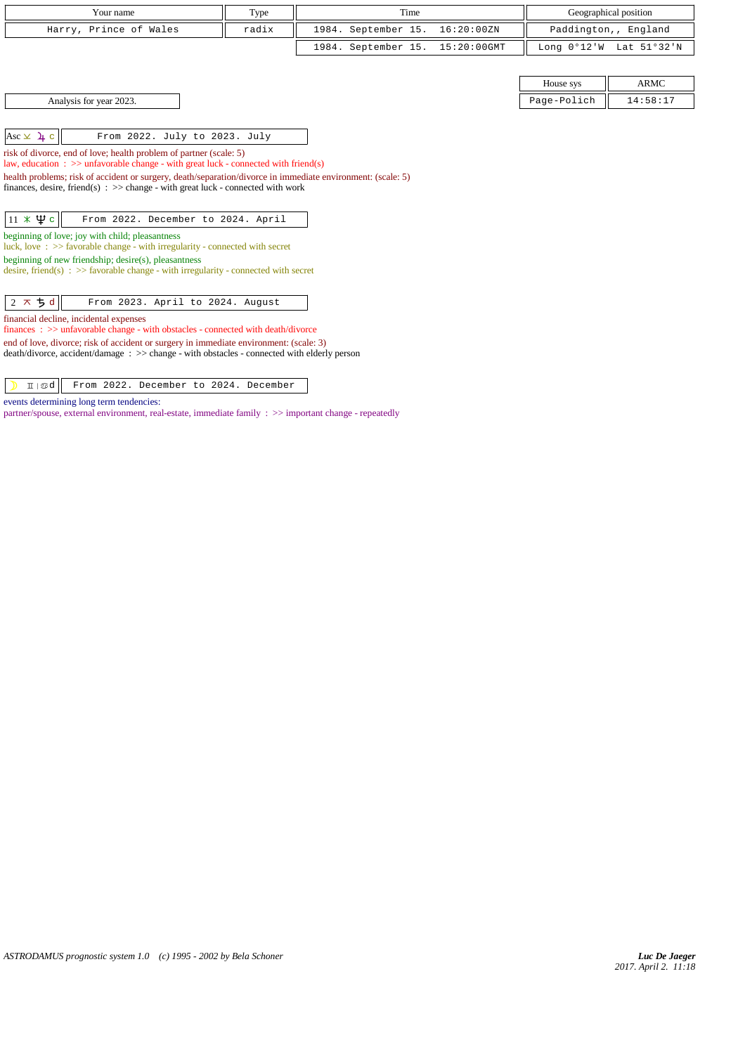| Your name | Type | Time | Geographical position |
|---|---|---|---|
| Harry, Prince of Wales | radix | 1984. September 15. 16:20:00ZN | Paddington,, England |
| | | 1984. September 15. 15:20:00GMT | Long 0°12'W Lat 51°32'N |

| House sys | ARMC |
|---|---|
| Page-Polich | 14:58:17 |

Analysis for year 2023.

**Asc ⚺ ♃ c** — From 2022. July to 2023. July

risk of divorce, end of love; health problem of partner (scale: 5)
law, education : >> unfavorable change - with great luck - connected with friend(s)

health problems; risk of accident or surgery, death/separation/divorce in immediate environment: (scale: 5)
finances, desire, friend(s) : >> change - with great luck - connected with work

**11 ⚹ ♆ c** — From 2022. December to 2024. April

beginning of love; joy with child; pleasantness
luck, love : >> favorable change - with irregularity - connected with secret

beginning of new friendship; desire(s), pleasantness
desire, friend(s) : >> favorable change - with irregularity - connected with secret

**2 ⚻ ♄ d** — From 2023. April to 2024. August

financial decline, incidental expenses
finances : >> unfavorable change - with obstacles - connected with death/divorce

end of love, divorce; risk of accident or surgery in immediate environment: (scale: 3)
death/divorce, accident/damage : >> change - with obstacles - connected with elderly person

**☽ ♊ | ♋ d** — From 2022. December to 2024. December

events determining long term tendencies:
partner/spouse, external environment, real-estate, immediate family : >> important change - repeatedly

ASTRODAMUS prognostic system 1.0 (c) 1995 - 2002 by Bela Schoner

*Luc De Jaeger*
*2017. April 2. 11:18*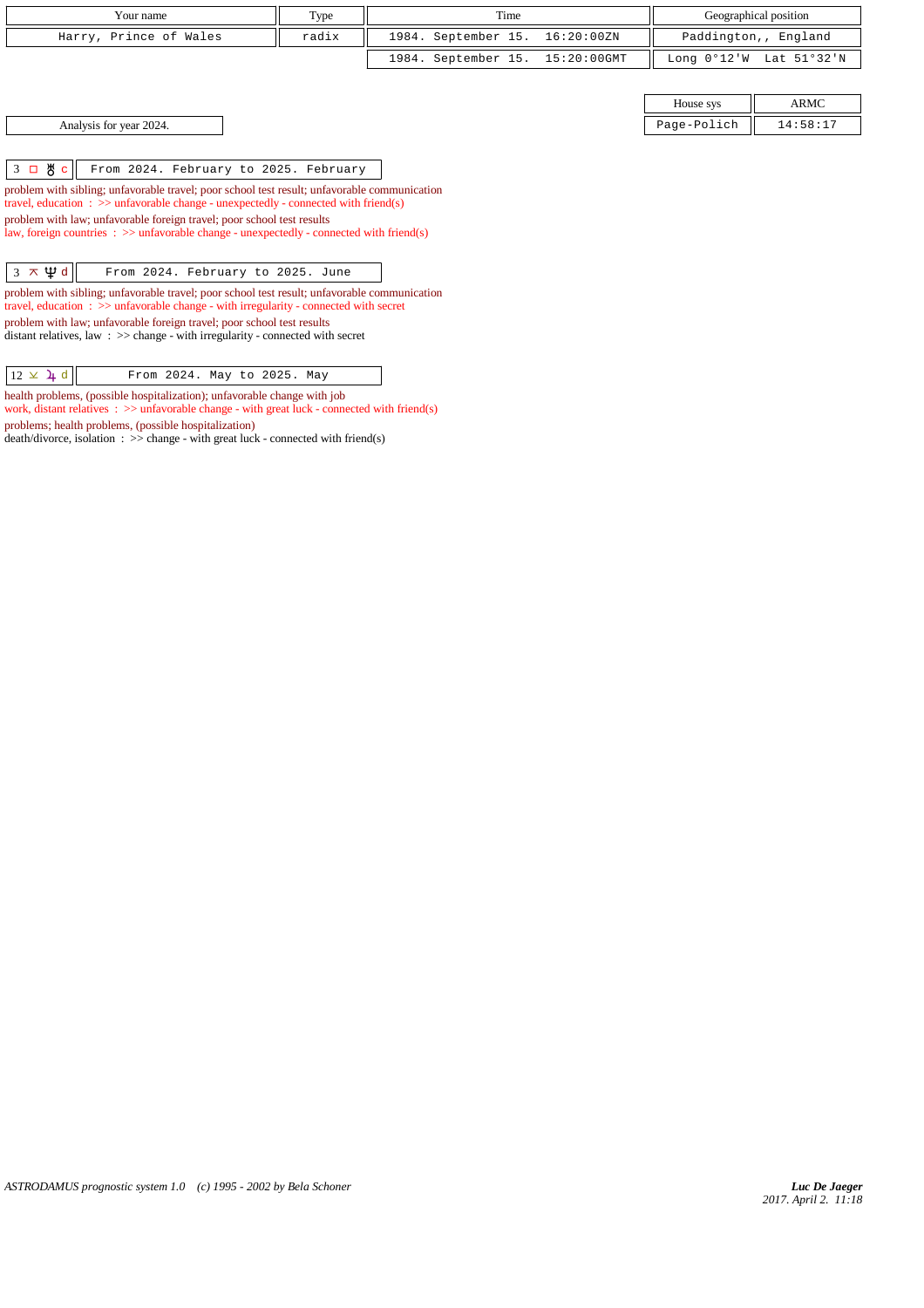| Your name | Type | Time | Geographical position |
|---|---|---|---|
| Harry, Prince of Wales | radix | 1984. September 15. 16:20:00ZN | Paddington,, England |
| | | 1984. September 15. 15:20:00GMT | Long 0°12'W Lat 51°32'N |

| House sys | ARMC |
|---|---|
| Page-Polich | 14:58:17 |

Analysis for year 2024.

| 3 □ ♅ c | From 2024. February to 2025. February |
|---|---|

problem with sibling; unfavorable travel; poor school test result; unfavorable communication
travel, education : >> unfavorable change - unexpectedly - connected with friend(s)
problem with law; unfavorable foreign travel; poor school test results
law, foreign countries : >> unfavorable change - unexpectedly - connected with friend(s)

| 3 ⊼ ♆ d | From 2024. February to 2025. June |
|---|---|

problem with sibling; unfavorable travel; poor school test result; unfavorable communication
travel, education : >> unfavorable change - with irregularity - connected with secret
problem with law; unfavorable foreign travel; poor school test results
distant relatives, law : >> change - with irregularity - connected with secret

| 12 ⊻ ♃ d | From 2024. May to 2025. May |
|---|---|

health problems, (possible hospitalization); unfavorable change with job
work, distant relatives : >> unfavorable change - with great luck - connected with friend(s)
problems; health problems, (possible hospitalization)
death/divorce, isolation : >> change - with great luck - connected with friend(s)

ASTRODAMUS prognostic system 1.0 (c) 1995 - 2002 by Bela Schoner

*Luc De Jaeger*
*2017. April 2. 11:18*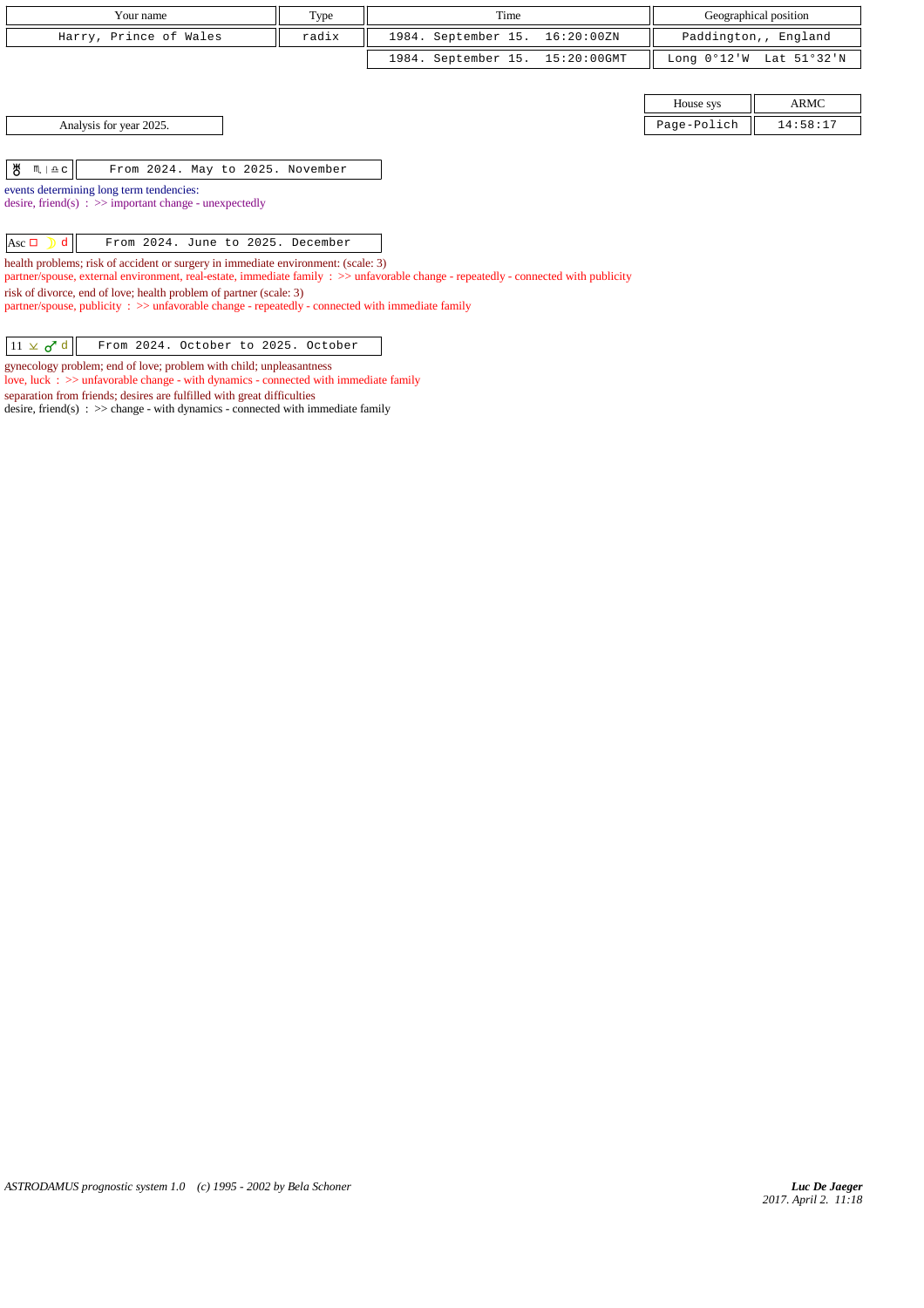| Your name | Type | Time | Geographical position |
|---|---|---|---|
| Harry, Prince of Wales | radix | 1984. September 15. 16:20:00ZN | Paddington,, England |
| | | 1984. September 15. 15:20:00GMT | Long 0°12'W Lat 51°32'N |

| House sys | ARMC |
|---|---|
| Page-Polich | 14:58:17 |

Analysis for year 2025.

| ♅ ♏ \| ♎ c | From 2024. May to 2025. November |
|---|---|

events determining long term tendencies:
desire, friend(s) : >> important change - unexpectedly

| Asc □ ☽ d | From 2024. June to 2025. December |
|---|---|

health problems; risk of accident or surgery in immediate environment: (scale: 3)
partner/spouse, external environment, real-estate, immediate family : >> unfavorable change - repeatedly - connected with publicity
risk of divorce, end of love; health problem of partner (scale: 3)
partner/spouse, publicity : >> unfavorable change - repeatedly - connected with immediate family

| 11 ⊻ ♂ d | From 2024. October to 2025. October |
|---|---|

gynecology problem; end of love; problem with child; unpleasantness
love, luck : >> unfavorable change - with dynamics - connected with immediate family
separation from friends; desires are fulfilled with great difficulties
desire, friend(s) : >> change - with dynamics - connected with immediate family

*ASTRODAMUS prognostic system 1.0 (c) 1995 - 2002 by Bela Schoner*

***Luc De Jaeger***
*2017. April 2. 11:18*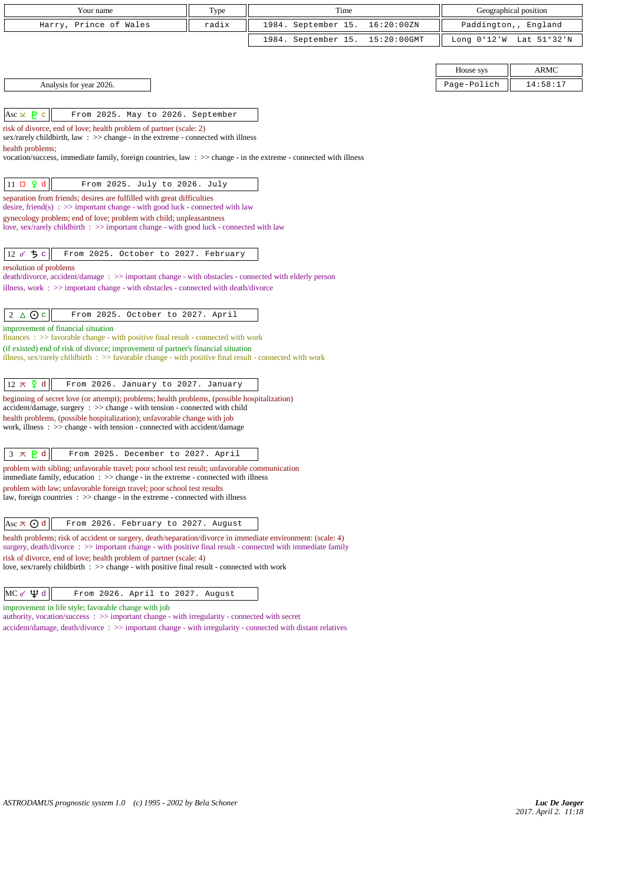| Your name | Type | Time | Geographical position |
|---|---|---|---|
| Harry, Prince of Wales | radix | 1984. September 15. 16:20:00ZN | Paddington,, England |
| | | 1984. September 15. 15:20:00GMT | Long 0°12'W Lat 51°32'N |

| House sys | ARMC |
|---|---|
| Page-Polich | 14:58:17 |

Analysis for year 2026.

**Asc ⊻ ♇ c** — From 2025. May to 2026. September

risk of divorce, end of love; health problem of partner (scale: 2)
sex/rarely childbirth, law : >> change - in the extreme - connected with illness
health problems;
vocation/success, immediate family, foreign countries, law : >> change - in the extreme - connected with illness

**11 □ ♀ d** — From 2025. July to 2026. July

separation from friends; desires are fulfilled with great difficulties
desire, friend(s) : >> important change - with good luck - connected with law
gynecology problem; end of love; problem with child; unpleasantness
love, sex/rarely childbirth : >> important change - with good luck - connected with law

**12 ☍ ♄ c** — From 2025. October to 2027. February

resolution of problems
death/divorce, accident/damage : >> important change - with obstacles - connected with elderly person
illness, work : >> important change - with obstacles - connected with death/divorce

**2 △ ☉ c** — From 2025. October to 2027. April

improvement of financial situation
finances : >> favorable change - with positive final result - connected with work
(if existed) end of risk of divorce; improvement of partner's financial situation
illness, sex/rarely childbirth : >> favorable change - with positive final result - connected with work

**12 ⚻ ☿ d** — From 2026. January to 2027. January

beginning of secret love (or attempt); problems; health problems, (possible hospitalization)
accident/damage, surgery : >> change - with tension - connected with child
health problems, (possible hospitalization); unfavorable change with job
work, illness : >> change - with tension - connected with accident/damage

**3 ⚻ ♇ d** — From 2025. December to 2027. April

problem with sibling; unfavorable travel; poor school test result; unfavorable communication
immediate family, education : >> change - in the extreme - connected with illness
problem with law; unfavorable foreign travel; poor school test results
law, foreign countries : >> change - in the extreme - connected with illness

**Asc ⚻ ☉ d** — From 2026. February to 2027. August

health problems; risk of accident or surgery, death/separation/divorce in immediate environment: (scale: 4)
surgery, death/divorce : >> important change - with positive final result - connected with immediate family
risk of divorce, end of love; health problem of partner (scale: 4)
love, sex/rarely childbirth : >> change - with positive final result - connected with work

**MC ☍ ♆ d** — From 2026. April to 2027. August

improvement in life style; favorable change with job
authority, vocation/success : >> important change - with irregularity - connected with secret
accident/damage, death/divorce : >> important change - with irregularity - connected with distant relatives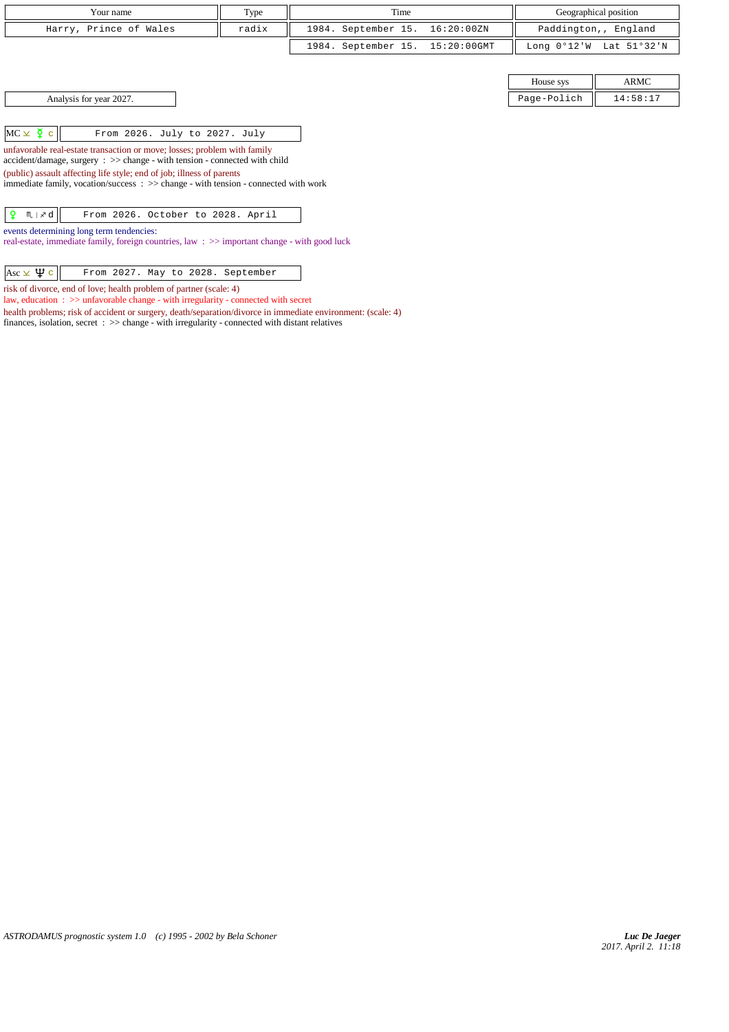| Your name | Type | Time | Geographical position |
|---|---|---|---|
| Harry, Prince of Wales | radix | 1984. September 15. 16:20:00ZN | Paddington,, England |
| | | 1984. September 15. 15:20:00GMT | Long 0°12'W Lat 51°32'N |

| House sys | ARMC |
|---|---|
| Page-Polich | 14:58:17 |

Analysis for year 2027.

| MC ⚻ ☿ c | From 2026. July to 2027. July |
|---|---|

unfavorable real-estate transaction or move; losses; problem with family
accident/damage, surgery : >> change - with tension - connected with child
(public) assault affecting life style; end of job; illness of parents
immediate family, vocation/success : >> change - with tension - connected with work

| ♀ ♏ \| ♐ d | From 2026. October to 2028. April |
|---|---|

events determining long term tendencies:
real-estate, immediate family, foreign countries, law : >> important change - with good luck

| Asc ⚻ ♆ c | From 2027. May to 2028. September |
|---|---|

risk of divorce, end of love; health problem of partner (scale: 4)
law, education : >> unfavorable change - with irregularity - connected with secret
health problems; risk of accident or surgery, death/separation/divorce in immediate environment: (scale: 4)
finances, isolation, secret : >> change - with irregularity - connected with distant relatives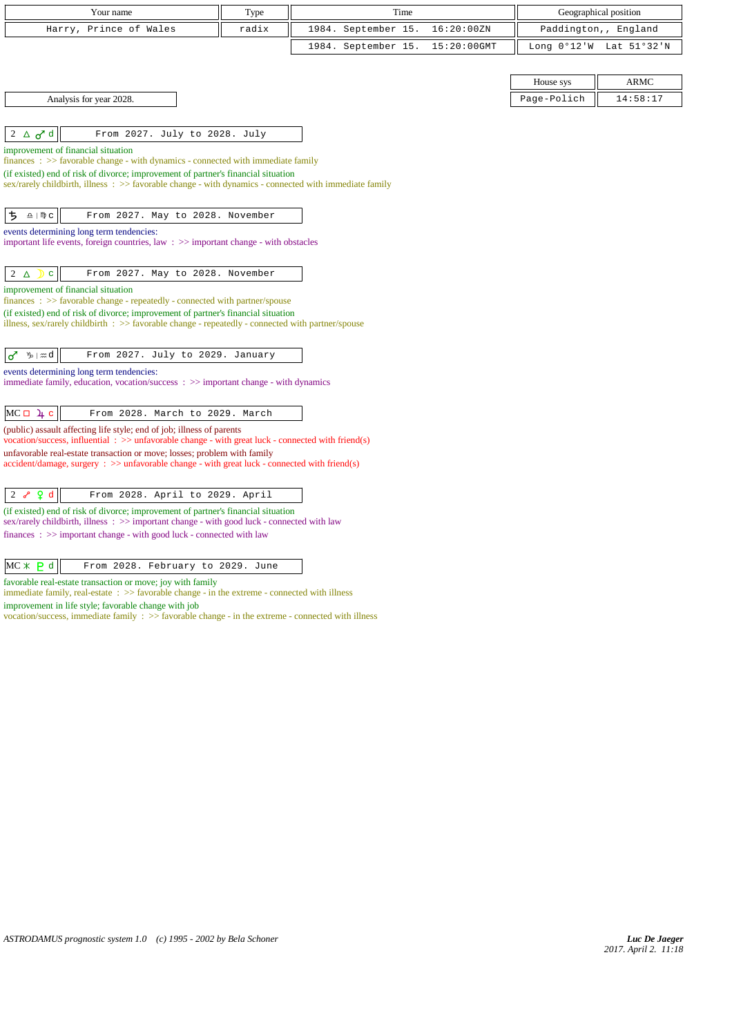| Your name | Type | Time | Geographical position |
|---|---|---|---|
| Harry, Prince of Wales | radix | 1984. September 15. 16:20:00ZN | Paddington,, England |
| | | 1984. September 15. 15:20:00GMT | Long 0°12'W Lat 51°32'N |

| House sys | ARMC |
|---|---|
| Page-Polich | 14:58:17 |

Analysis for year 2028.

**2 △ ♂ d** — From 2027. July to 2028. July

improvement of financial situation
finances : >> favorable change - with dynamics - connected with immediate family
(if existed) end of risk of divorce; improvement of partner's financial situation
sex/rarely childbirth, illness : >> favorable change - with dynamics - connected with immediate family

**♄ ♎ | ♍ c** — From 2027. May to 2028. November

events determining long term tendencies:
important life events, foreign countries, law : >> important change - with obstacles

**2 △ ☽ c** — From 2027. May to 2028. November

improvement of financial situation
finances : >> favorable change - repeatedly - connected with partner/spouse
(if existed) end of risk of divorce; improvement of partner's financial situation
illness, sex/rarely childbirth : >> favorable change - repeatedly - connected with partner/spouse

**♂ ♑ | ♒ d** — From 2027. July to 2029. January

events determining long term tendencies:
immediate family, education, vocation/success : >> important change - with dynamics

**MC □ ♃ c** — From 2028. March to 2029. March

(public) assault affecting life style; end of job; illness of parents
vocation/success, influential : >> unfavorable change - with great luck - connected with friend(s)
unfavorable real-estate transaction or move; losses; problem with family
accident/damage, surgery : >> unfavorable change - with great luck - connected with friend(s)

**2 ☍ ♀ d** — From 2028. April to 2029. April

(if existed) end of risk of divorce; improvement of partner's financial situation
sex/rarely childbirth, illness : >> important change - with good luck - connected with law
finances : >> important change - with good luck - connected with law

**MC ⚹ ♇ d** — From 2028. February to 2029. June

favorable real-estate transaction or move; joy with family
immediate family, real-estate : >> favorable change - in the extreme - connected with illness
improvement in life style; favorable change with job
vocation/success, immediate family : >> favorable change - in the extreme - connected with illness

ASTRODAMUS prognostic system 1.0 (c) 1995 - 2002 by Bela Schoner

Luc De Jaeger
2017. April 2. 11:18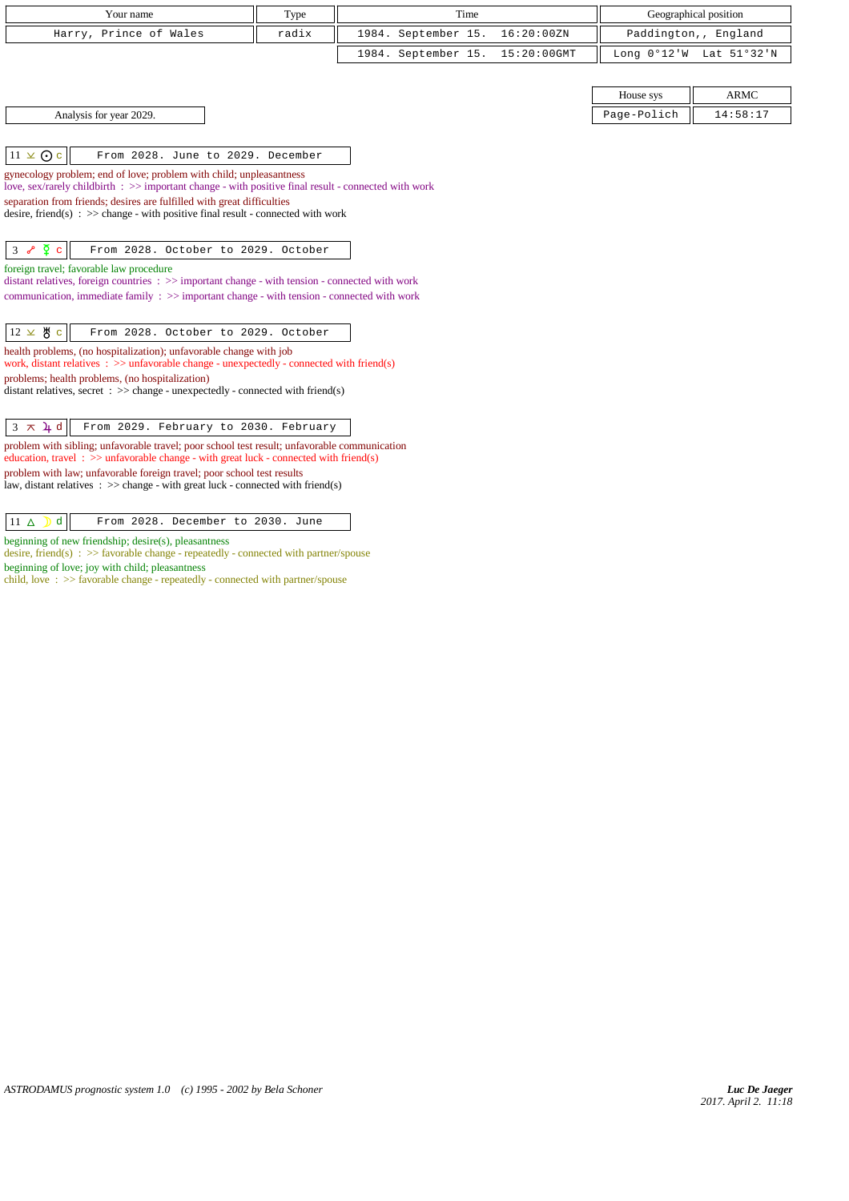| Your name | Type | Time | Geographical position |
|---|---|---|---|
| Harry, Prince of Wales | radix | 1984. September 15. 16:20:00ZN | Paddington,, England |
| | | 1984. September 15. 15:20:00GMT | Long 0°12'W Lat 51°32'N |

| House sys | ARMC |
|---|---|
| Page-Polich | 14:58:17 |

Analysis for year 2029.

**11 ⚺ ☉ c** — From 2028. June to 2029. December

gynecology problem; end of love; problem with child; unpleasantness
love, sex/rarely childbirth : >> important change - with positive final result - connected with work
separation from friends; desires are fulfilled with great difficulties
desire, friend(s) : >> change - with positive final result - connected with work

**3 ☍ ☿ c** — From 2028. October to 2029. October

foreign travel; favorable law procedure
distant relatives, foreign countries : >> important change - with tension - connected with work
communication, immediate family : >> important change - with tension - connected with work

**12 ⚺ ♅ c** — From 2028. October to 2029. October

health problems, (no hospitalization); unfavorable change with job
work, distant relatives : >> unfavorable change - unexpectedly - connected with friend(s)
problems; health problems, (no hospitalization)
distant relatives, secret : >> change - unexpectedly - connected with friend(s)

**3 ⚻ ♃ d** — From 2029. February to 2030. February

problem with sibling; unfavorable travel; poor school test result; unfavorable communication
education, travel : >> unfavorable change - with great luck - connected with friend(s)
problem with law; unfavorable foreign travel; poor school test results
law, distant relatives : >> change - with great luck - connected with friend(s)

**11 △ ☽ d** — From 2028. December to 2030. June

beginning of new friendship; desire(s), pleasantness
desire, friend(s) : >> favorable change - repeatedly - connected with partner/spouse
beginning of love; joy with child; pleasantness
child, love : >> favorable change - repeatedly - connected with partner/spouse

*ASTRODAMUS prognostic system 1.0 (c) 1995 - 2002 by Bela Schoner*

*Luc De Jaeger*
2017. April 2. 11:18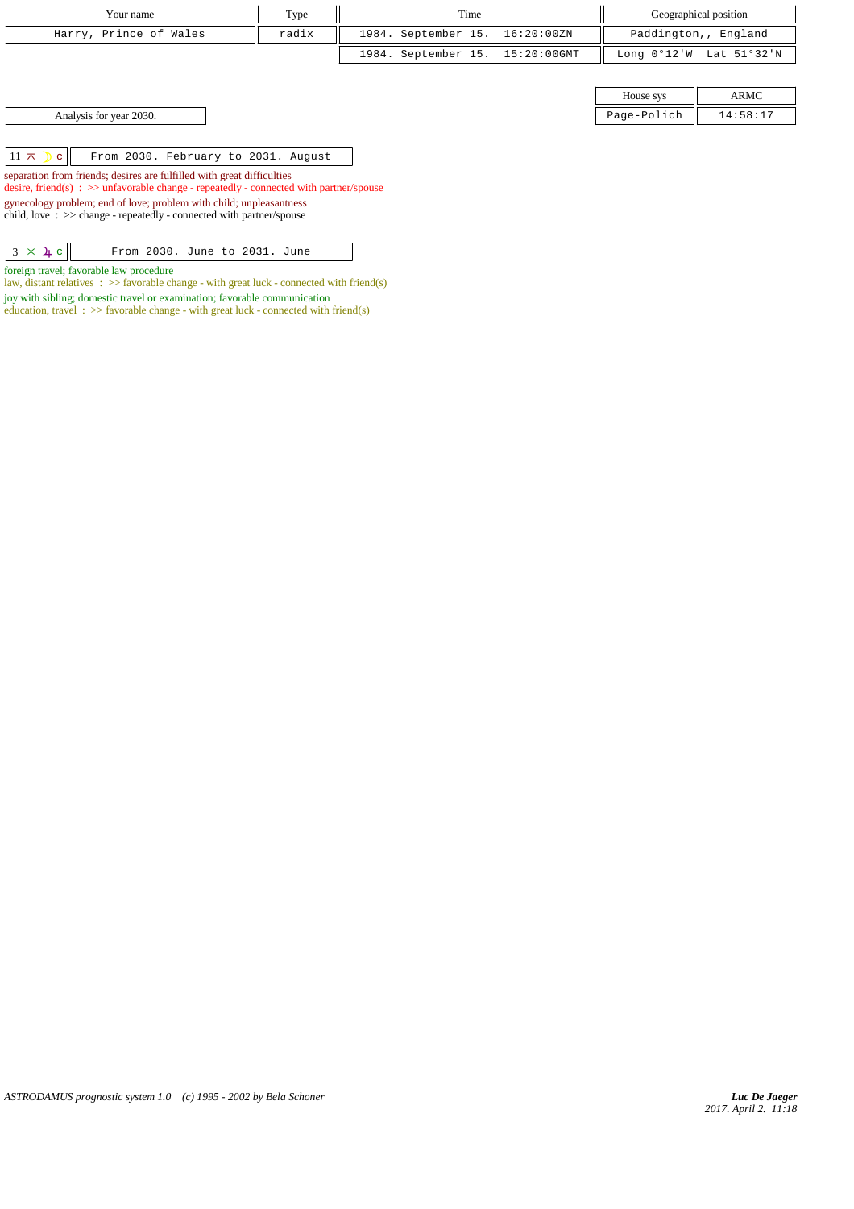| Your name | Type | Time | Geographical position |
|---|---|---|---|
| Harry, Prince of Wales | radix | 1984. September 15. 16:20:00ZN | Paddington,, England |
| | | 1984. September 15. 15:20:00GMT | Long 0°12'W Lat 51°32'N |

| House sys | ARMC |
|---|---|
| Page-Polich | 14:58:17 |

Analysis for year 2030.

| 11 ⚻ ☽ c | From 2030. February to 2031. August |
|---|---|

separation from friends; desires are fulfilled with great difficulties
desire, friend(s) : >> unfavorable change - repeatedly - connected with partner/spouse
gynecology problem; end of love; problem with child; unpleasantness
child, love : >> change - repeatedly - connected with partner/spouse

| 3 ⚹ ♃ c | From 2030. June to 2031. June |
|---|---|

foreign travel; favorable law procedure
law, distant relatives : >> favorable change - with great luck - connected with friend(s)
joy with sibling; domestic travel or examination; favorable communication
education, travel : >> favorable change - with great luck - connected with friend(s)

*ASTRODAMUS prognostic system 1.0 (c) 1995 - 2002 by Bela Schoner*

***Luc De Jaeger***
*2017. April 2. 11:18*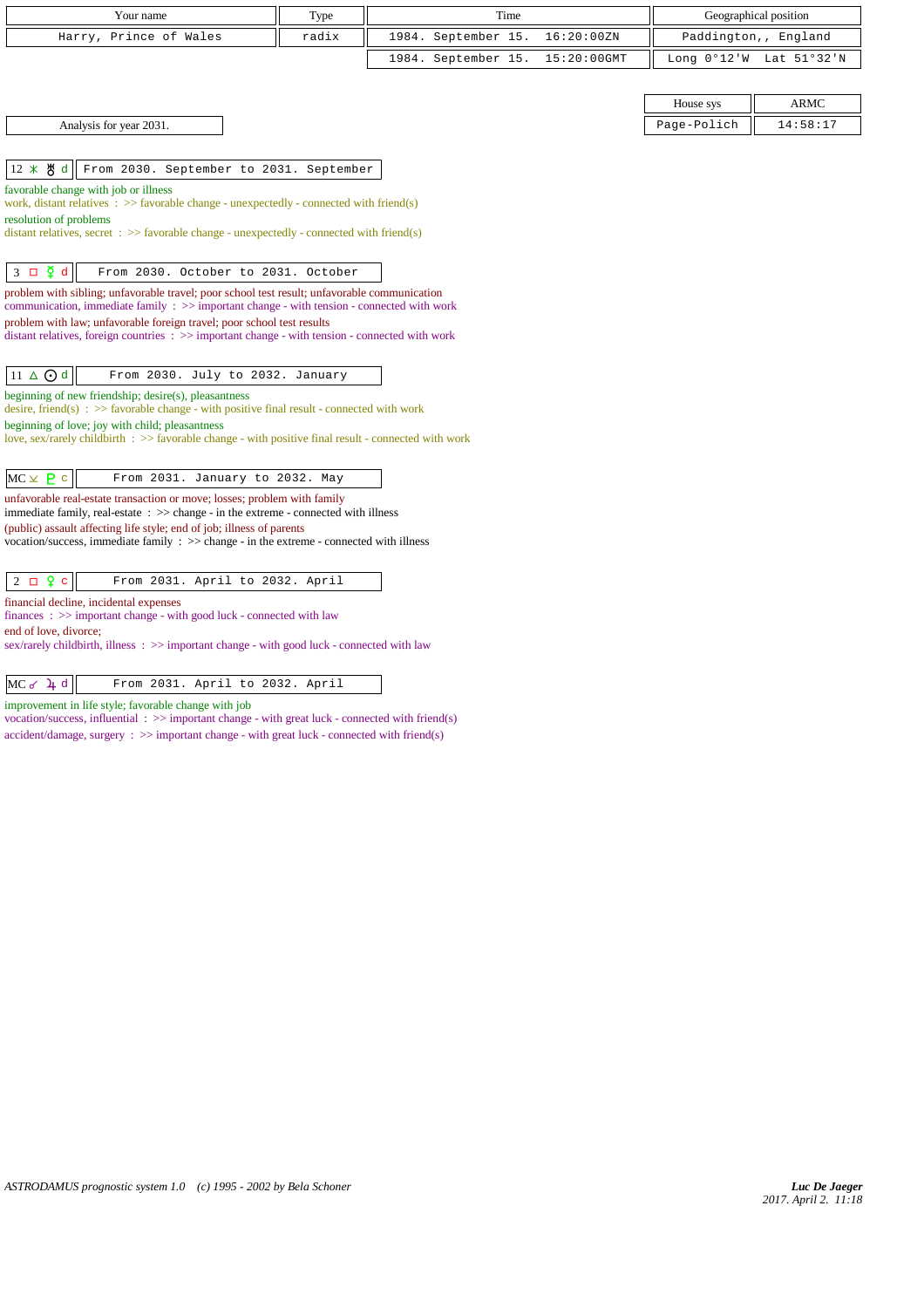| Your name | Type | Time | Geographical position |
|---|---|---|---|
| Harry, Prince of Wales | radix | 1984. September 15. 16:20:00ZN | Paddington,, England |
| | | 1984. September 15. 15:20:00GMT | Long 0°12'W Lat 51°32'N |

| House sys | ARMC |
|---|---|
| Page-Polich | 14:58:17 |

Analysis for year 2031.

**12 ⚹ ♅ d** — From 2030. September to 2031. September

favorable change with job or illness
work, distant relatives : >> favorable change - unexpectedly - connected with friend(s)
resolution of problems
distant relatives, secret : >> favorable change - unexpectedly - connected with friend(s)

**3 □ ☿ d** — From 2030. October to 2031. October

problem with sibling; unfavorable travel; poor school test result; unfavorable communication
communication, immediate family : >> important change - with tension - connected with work
problem with law; unfavorable foreign travel; poor school test results
distant relatives, foreign countries : >> important change - with tension - connected with work

**11 △ ☉ d** — From 2030. July to 2032. January

beginning of new friendship; desire(s), pleasantness
desire, friend(s) : >> favorable change - with positive final result - connected with work
beginning of love; joy with child; pleasantness
love, sex/rarely childbirth : >> favorable change - with positive final result - connected with work

**MC ⊻ ♇ c** — From 2031. January to 2032. May

unfavorable real-estate transaction or move; losses; problem with family
immediate family, real-estate : >> change - in the extreme - connected with illness
(public) assault affecting life style; end of job; illness of parents
vocation/success, immediate family : >> change - in the extreme - connected with illness

**2 □ ♀ c** — From 2031. April to 2032. April

financial decline, incidental expenses
finances : >> important change - with good luck - connected with law
end of love, divorce;
sex/rarely childbirth, illness : >> important change - with good luck - connected with law

**MC ☍ ♃ d** — From 2031. April to 2032. April

improvement in life style; favorable change with job
vocation/success, influential : >> important change - with great luck - connected with friend(s)
accident/damage, surgery : >> important change - with great luck - connected with friend(s)

ASTRODAMUS prognostic system 1.0 (c) 1995 - 2002 by Bela Schoner

*Luc De Jaeger*
*2017. April 2. 11:18*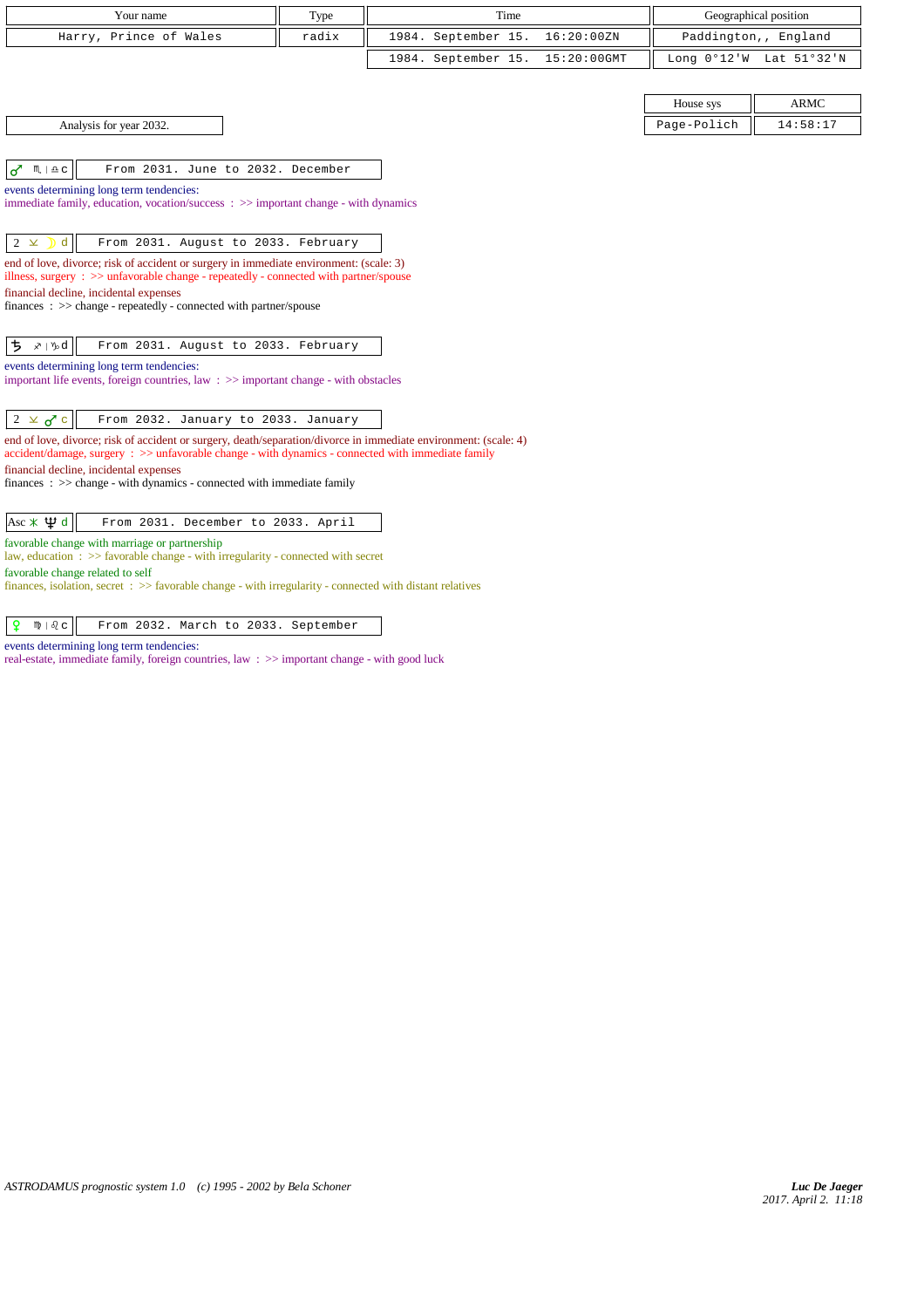| Your name | Type | Time | Geographical position |
|---|---|---|---|
| Harry, Prince of Wales | radix | 1984. September 15. 16:20:00ZN | Paddington,, England |
| | | 1984. September 15. 15:20:00GMT | Long 0°12'W Lat 51°32'N |

| House sys | ARMC |
|---|---|
| Page-Polich | 14:58:17 |

Analysis for year 2032.

**♂ ♏ | ♎ c** — From 2031. June to 2032. December

events determining long term tendencies:
immediate family, education, vocation/success : >> important change - with dynamics

**2 ⚺ ☽ d** — From 2031. August to 2033. February

end of love, divorce; risk of accident or surgery in immediate environment: (scale: 3)
illness, surgery : >> unfavorable change - repeatedly - connected with partner/spouse
financial decline, incidental expenses
finances : >> change - repeatedly - connected with partner/spouse

**♄ ♐ | ♑ d** — From 2031. August to 2033. February

events determining long term tendencies:
important life events, foreign countries, law : >> important change - with obstacles

**2 ⚺ ♂ c** — From 2032. January to 2033. January

end of love, divorce; risk of accident or surgery, death/separation/divorce in immediate environment: (scale: 4)
accident/damage, surgery : >> unfavorable change - with dynamics - connected with immediate family
financial decline, incidental expenses
finances : >> change - with dynamics - connected with immediate family

**Asc ⚹ ♆ d** — From 2031. December to 2033. April

favorable change with marriage or partnership
law, education : >> favorable change - with irregularity - connected with secret
favorable change related to self
finances, isolation, secret : >> favorable change - with irregularity - connected with distant relatives

**♀ ♍ | ♌ c** — From 2032. March to 2033. September

events determining long term tendencies:
real-estate, immediate family, foreign countries, law : >> important change - with good luck

*ASTRODAMUS prognostic system 1.0 (c) 1995 - 2002 by Bela Schoner*

*Luc De Jaeger*
*2017. April 2. 11:18*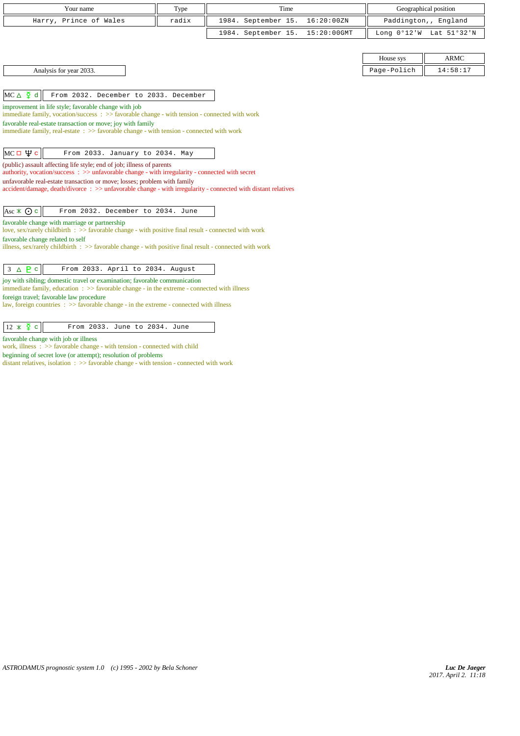| Your name | Type | Time | Geographical position |
|---|---|---|---|
| Harry, Prince of Wales | radix | 1984. September 15. 16:20:00ZN | Paddington,, England |
| | | 1984. September 15. 15:20:00GMT | Long 0°12'W Lat 51°32'N |

| House sys | ARMC |
|---|---|
| Page-Polich | 14:58:17 |

Analysis for year 2033.

**MC △ ☿ d** — From 2032. December to 2033. December

improvement in life style; favorable change with job
immediate family, vocation/success : >> favorable change - with tension - connected with work
favorable real-estate transaction or move; joy with family
immediate family, real-estate : >> favorable change - with tension - connected with work

**MC □ ♆ c** — From 2033. January to 2034. May

(public) assault affecting life style; end of job; illness of parents
authority, vocation/success : >> unfavorable change - with irregularity - connected with secret
unfavorable real-estate transaction or move; losses; problem with family
accident/damage, death/divorce : >> unfavorable change - with irregularity - connected with distant relatives

**Asc ⚹ ☉ c** — From 2032. December to 2034. June

favorable change with marriage or partnership
love, sex/rarely childbirth : >> favorable change - with positive final result - connected with work
favorable change related to self
illness, sex/rarely childbirth : >> favorable change - with positive final result - connected with work

**3 △ ♇ c** — From 2033. April to 2034. August

joy with sibling; domestic travel or examination; favorable communication
immediate family, education : >> favorable change - in the extreme - connected with illness
foreign travel; favorable law procedure
law, foreign countries : >> favorable change - in the extreme - connected with illness

**12 ⚹ ☿ c** — From 2033. June to 2034. June

favorable change with job or illness
work, illness : >> favorable change - with tension - connected with child
beginning of secret love (or attempt); resolution of problems
distant relatives, isolation : >> favorable change - with tension - connected with work

ASTRODAMUS prognostic system 1.0 (c) 1995 - 2002 by Bela Schoner

*Luc De Jaeger*
*2017. April 2. 11:18*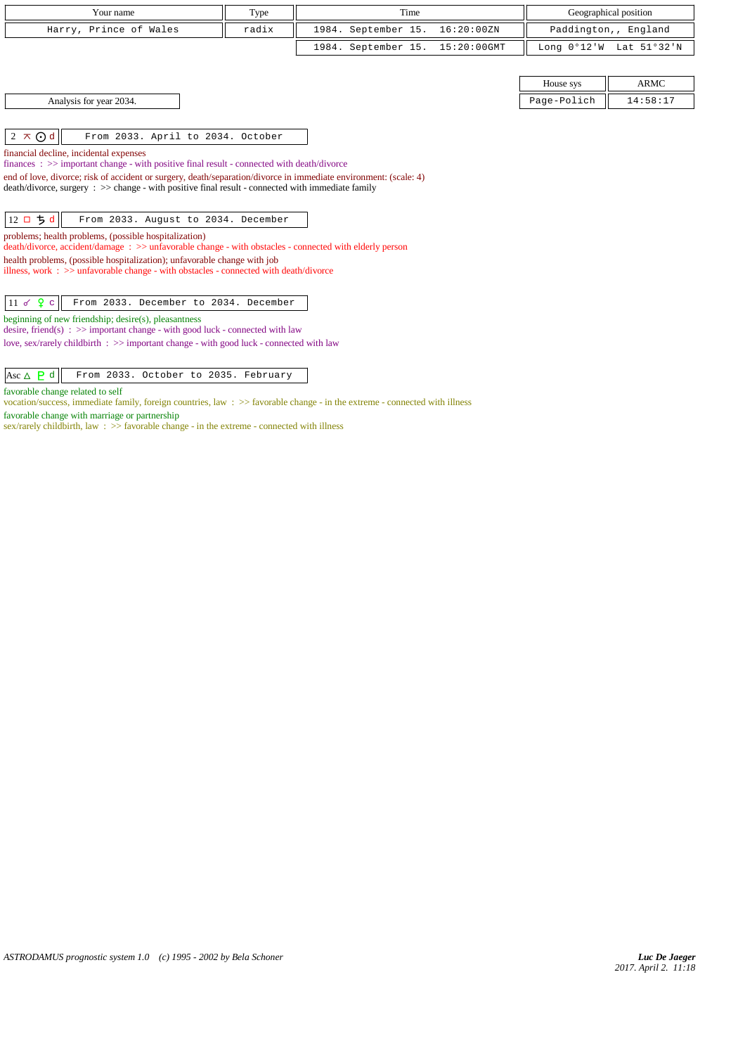| Your name | Type | Time | Geographical position |
|---|---|---|---|
| Harry, Prince of Wales | radix | 1984. September 15. 16:20:00ZN | Paddington,, England |
| | | 1984. September 15. 15:20:00GMT | Long 0°12'W Lat 51°32'N |

| House sys | ARMC |
|---|---|
| Page-Polich | 14:58:17 |

Analysis for year 2034.

**2 ⚻ ☉ d** — From 2033. April to 2034. October

financial decline, incidental expenses
finances : >> important change - with positive final result - connected with death/divorce
end of love, divorce; risk of accident or surgery, death/separation/divorce in immediate environment: (scale: 4)
death/divorce, surgery : >> change - with positive final result - connected with immediate family

**12 □ ♄ d** — From 2033. August to 2034. December

problems; health problems, (possible hospitalization)
death/divorce, accident/damage : >> unfavorable change - with obstacles - connected with elderly person
health problems, (possible hospitalization); unfavorable change with job
illness, work : >> unfavorable change - with obstacles - connected with death/divorce

**11 ☍ ♀ c** — From 2033. December to 2034. December

beginning of new friendship; desire(s), pleasantness
desire, friend(s) : >> important change - with good luck - connected with law
love, sex/rarely childbirth : >> important change - with good luck - connected with law

**Asc △ ♇ d** — From 2033. October to 2035. February

favorable change related to self
vocation/success, immediate family, foreign countries, law : >> favorable change - in the extreme - connected with illness
favorable change with marriage or partnership
sex/rarely childbirth, law : >> favorable change - in the extreme - connected with illness

ASTRODAMUS prognostic system 1.0 (c) 1995 - 2002 by Bela Schoner

*Luc De Jaeger*
*2017. April 2. 11:18*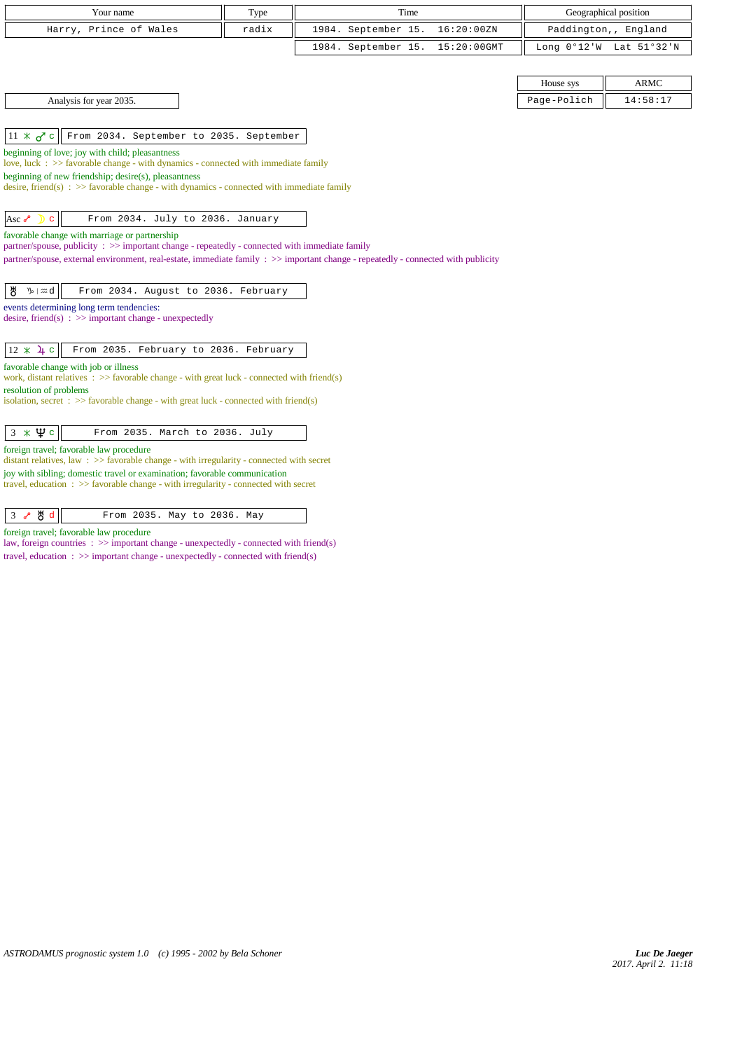| Your name | Type | Time | Geographical position |
|---|---|---|---|
| Harry, Prince of Wales | radix | 1984. September 15. 16:20:00ZN | Paddington,, England |
| | | 1984. September 15. 15:20:00GMT | Long 0°12'W Lat 51°32'N |

| House sys | ARMC |
|---|---|
| Page-Polich | 14:58:17 |

Analysis for year 2035.

| 11 ⚹ ♂ c | From 2034. September to 2035. September |
|---|---|

beginning of love; joy with child; pleasantness
love, luck : >> favorable change - with dynamics - connected with immediate family
beginning of new friendship; desire(s), pleasantness
desire, friend(s) : >> favorable change - with dynamics - connected with immediate family

| Asc ☍ ☽ c | From 2034. July to 2036. January |
|---|---|

favorable change with marriage or partnership
partner/spouse, publicity : >> important change - repeatedly - connected with immediate family
partner/spouse, external environment, real-estate, immediate family : >> important change - repeatedly - connected with publicity

| ♅ ♑ \| ♒ d | From 2034. August to 2036. February |
|---|---|

events determining long term tendencies:
desire, friend(s) : >> important change - unexpectedly

| 12 ⚹ ♃ c | From 2035. February to 2036. February |
|---|---|

favorable change with job or illness
work, distant relatives : >> favorable change - with great luck - connected with friend(s)
resolution of problems
isolation, secret : >> favorable change - with great luck - connected with friend(s)

| 3 ⚹ ♆ c | From 2035. March to 2036. July |
|---|---|

foreign travel; favorable law procedure
distant relatives, law : >> favorable change - with irregularity - connected with secret
joy with sibling; domestic travel or examination; favorable communication
travel, education : >> favorable change - with irregularity - connected with secret

| 3 ☍ ♅ d | From 2035. May to 2036. May |
|---|---|

foreign travel; favorable law procedure
law, foreign countries : >> important change - unexpectedly - connected with friend(s)
travel, education : >> important change - unexpectedly - connected with friend(s)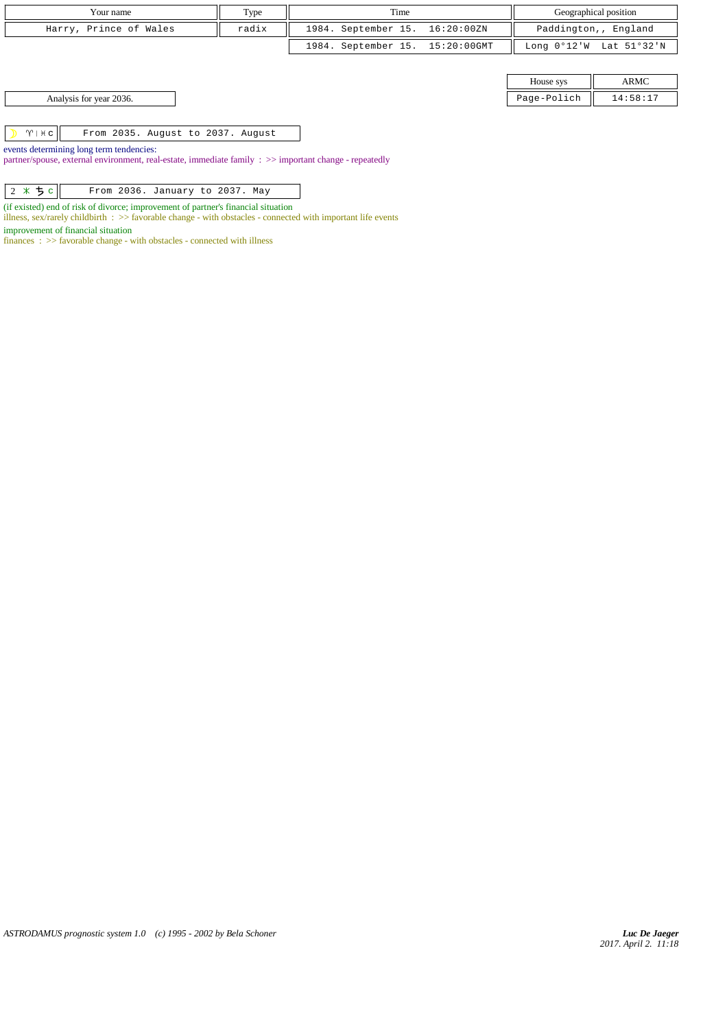| Your name | Type | Time | Geographical position |
|---|---|---|---|
| Harry, Prince of Wales | radix | 1984. September 15. 16:20:00ZN | Paddington,, England |
| | | 1984. September 15. 15:20:00GMT | Long 0°12'W Lat 51°32'N |

| House sys | ARMC |
|---|---|
| Page-Polich | 14:58:17 |

Analysis for year 2036.

☽ ♈ | ♓ c — From 2035. August to 2037. August

events determining long term tendencies:
partner/spouse, external environment, real-estate, immediate family : >> important change - repeatedly

2 ⚹ ♄ c — From 2036. January to 2037. May

(if existed) end of risk of divorce; improvement of partner's financial situation
illness, sex/rarely childbirth : >> favorable change - with obstacles - connected with important life events

improvement of financial situation
finances : >> favorable change - with obstacles - connected with illness

ASTRODAMUS prognostic system 1.0 (c) 1995 - 2002 by Bela Schoner

*Luc De Jaeger*
*2017. April 2. 11:18*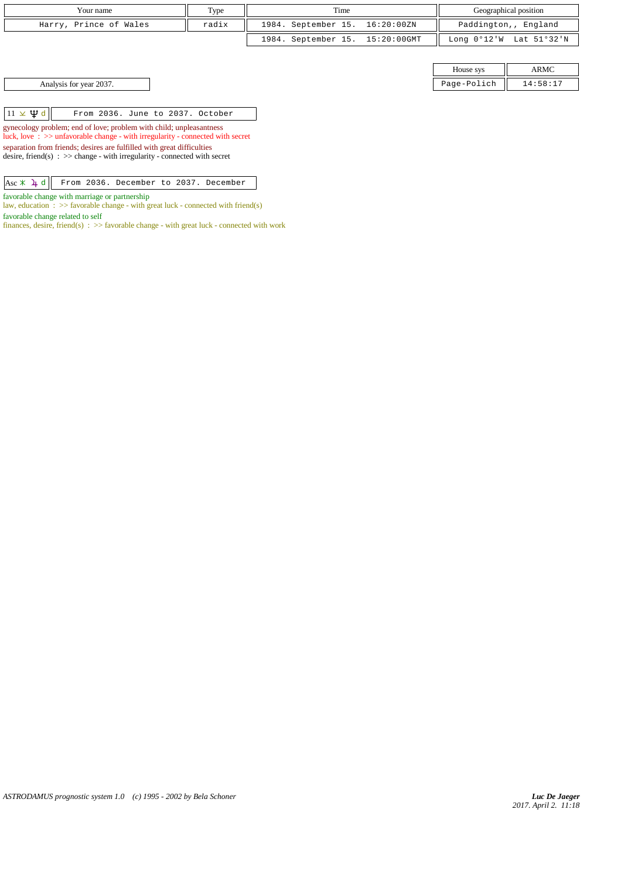| Your name | Type | Time | Geographical position |
|---|---|---|---|
| Harry, Prince of Wales | radix | 1984. September 15. 16:20:00ZN | Paddington,, England |
| | | 1984. September 15. 15:20:00GMT | Long 0°12'W Lat 51°32'N |

| House sys | ARMC |
|---|---|
| Page-Polich | 14:58:17 |

Analysis for year 2037.

**11 ⊻ ♆ d** — From 2036. June to 2037. October

gynecology problem; end of love; problem with child; unpleasantness
luck, love : >> unfavorable change - with irregularity - connected with secret

separation from friends; desires are fulfilled with great difficulties
desire, friend(s) : >> change - with irregularity - connected with secret

**Asc ⚹ ♃ d** — From 2036. December to 2037. December

favorable change with marriage or partnership
law, education : >> favorable change - with great luck - connected with friend(s)

favorable change related to self
finances, desire, friend(s) : >> favorable change - with great luck - connected with work

*ASTRODAMUS prognostic system 1.0 (c) 1995 - 2002 by Bela Schoner*

*Luc De Jaeger*
*2017. April 2. 11:18*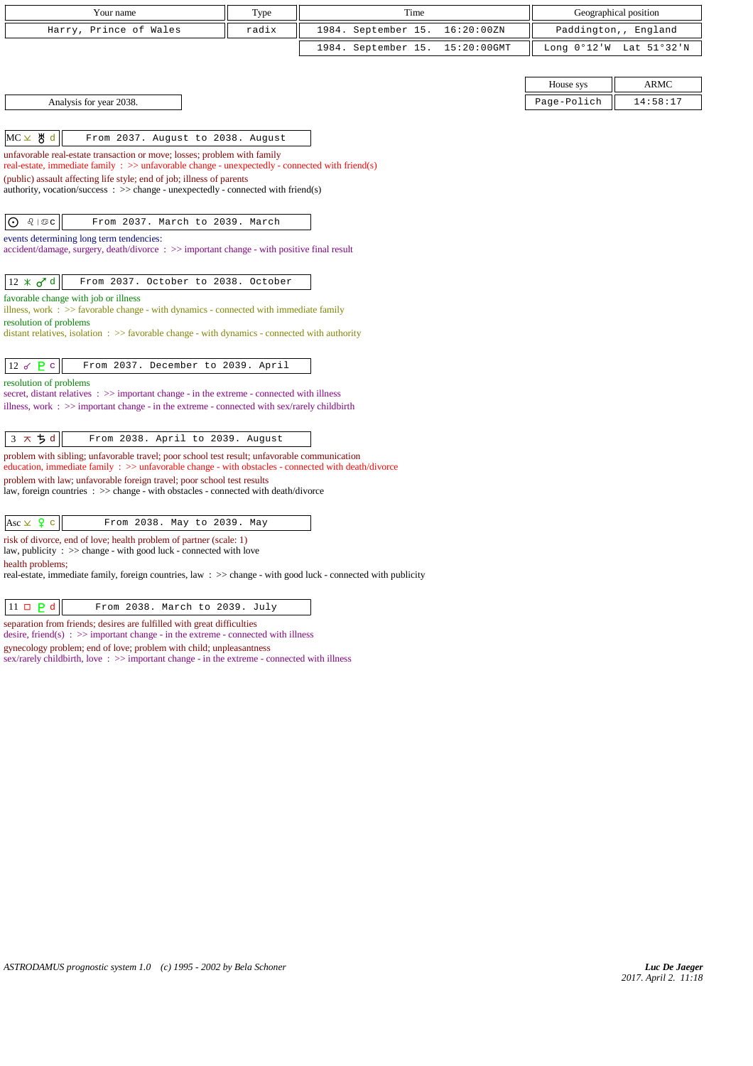| Your name | Type | Time | Geographical position |
|---|---|---|---|
| Harry, Prince of Wales | radix | 1984. September 15. 16:20:00ZN | Paddington,, England |
| | | 1984. September 15. 15:20:00GMT | Long 0°12'W Lat 51°32'N |

| House sys | ARMC |
|---|---|
| Page-Polich | 14:58:17 |

Analysis for year 2038.

**MC ⚺ ♅ d** — From 2037. August to 2038. August

unfavorable real-estate transaction or move; losses; problem with family
real-estate, immediate family : >> unfavorable change - unexpectedly - connected with friend(s)
(public) assault affecting life style; end of job; illness of parents
authority, vocation/success : >> change - unexpectedly - connected with friend(s)

**☉ ♌ | ♋ c** — From 2037. March to 2039. March

events determining long term tendencies:
accident/damage, surgery, death/divorce : >> important change - with positive final result

**12 ⚹ ♂ d** — From 2037. October to 2038. October

favorable change with job or illness
illness, work : >> favorable change - with dynamics - connected with immediate family
resolution of problems
distant relatives, isolation : >> favorable change - with dynamics - connected with authority

**12 ☌ ♇ c** — From 2037. December to 2039. April

resolution of problems
secret, distant relatives : >> important change - in the extreme - connected with illness
illness, work : >> important change - in the extreme - connected with sex/rarely childbirth

**3 ⚻ ♄ d** — From 2038. April to 2039. August

problem with sibling; unfavorable travel; poor school test result; unfavorable communication
education, immediate family : >> unfavorable change - with obstacles - connected with death/divorce
problem with law; unfavorable foreign travel; poor school test results
law, foreign countries : >> change - with obstacles - connected with death/divorce

**Asc ⚺ ♀ c** — From 2038. May to 2039. May

risk of divorce, end of love; health problem of partner (scale: 1)
law, publicity : >> change - with good luck - connected with love
health problems;
real-estate, immediate family, foreign countries, law : >> change - with good luck - connected with publicity

**11 □ ♇ d** — From 2038. March to 2039. July

separation from friends; desires are fulfilled with great difficulties
desire, friend(s) : >> important change - in the extreme - connected with illness
gynecology problem; end of love; problem with child; unpleasantness
sex/rarely childbirth, love : >> important change - in the extreme - connected with illness

*ASTRODAMUS prognostic system 1.0 (c) 1995 - 2002 by Bela Schoner*

*Luc De Jaeger*
*2017. April 2. 11:18*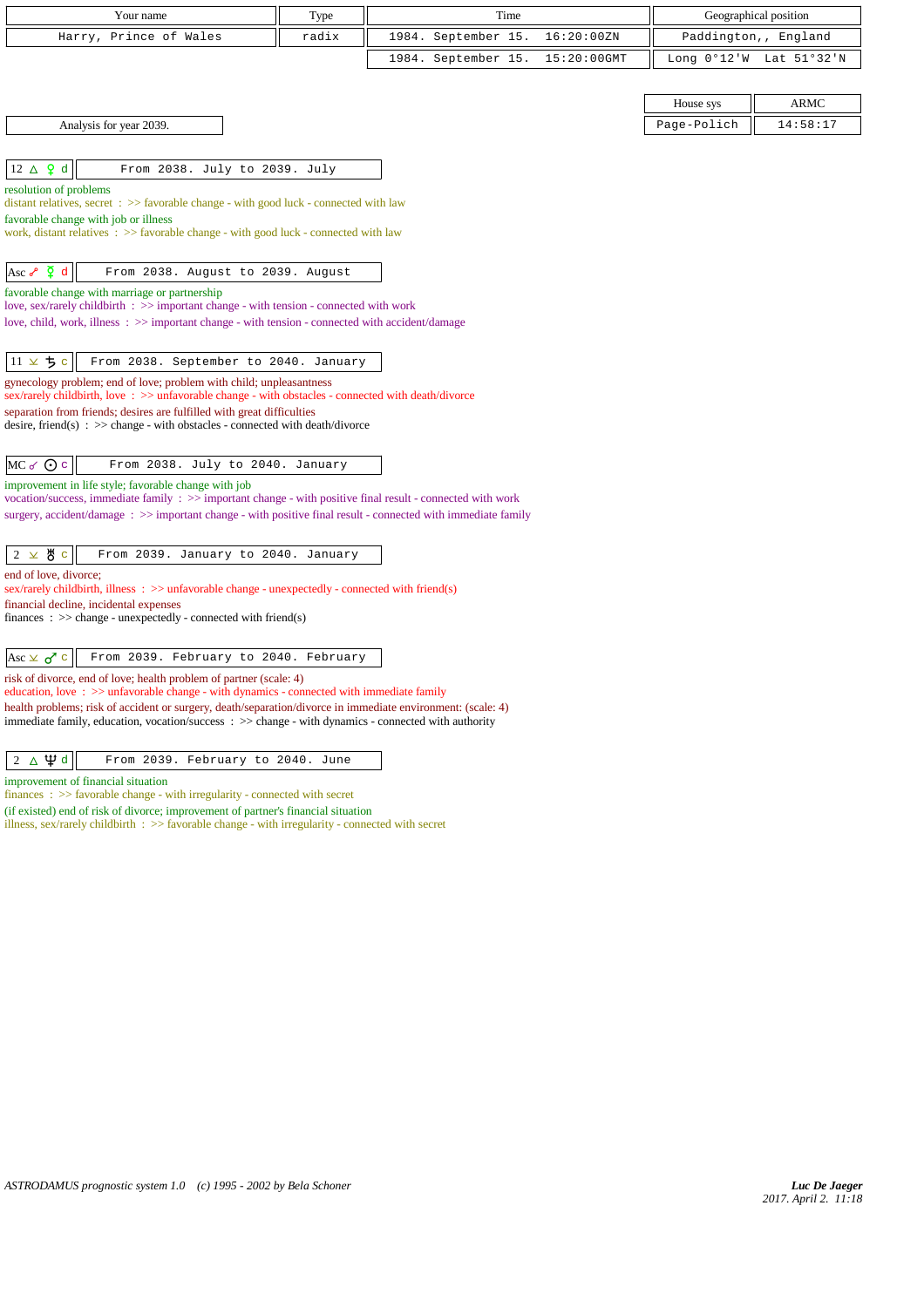| Your name | Type | Time | Geographical position |
|---|---|---|---|
| Harry, Prince of Wales | radix | 1984. September 15. 16:20:00ZN | Paddington,, England |
| | | 1984. September 15. 15:20:00GMT | Long 0°12'W Lat 51°32'N |

| House sys | ARMC |
|---|---|
| Page-Polich | 14:58:17 |

Analysis for year 2039.

**12 △ ☿ d** — From 2038. July to 2039. July

resolution of problems
distant relatives, secret : >> favorable change - with good luck - connected with law

favorable change with job or illness
work, distant relatives : >> favorable change - with good luck - connected with law

**Asc ☍ ☿ d** — From 2038. August to 2039. August

favorable change with marriage or partnership
love, sex/rarely childbirth : >> important change - with tension - connected with work
love, child, work, illness : >> important change - with tension - connected with accident/damage

**11 ⊻ ♄ c** — From 2038. September to 2040. January

gynecology problem; end of love; problem with child; unpleasantness
sex/rarely childbirth, love : >> unfavorable change - with obstacles - connected with death/divorce

separation from friends; desires are fulfilled with great difficulties
desire, friend(s) : >> change - with obstacles - connected with death/divorce

**MC ☍ ☉ c** — From 2038. July to 2040. January

improvement in life style; favorable change with job
vocation/success, immediate family : >> important change - with positive final result - connected with work
surgery, accident/damage : >> important change - with positive final result - connected with immediate family

**2 ⊻ ♅ c** — From 2039. January to 2040. January

end of love, divorce;
sex/rarely childbirth, illness : >> unfavorable change - unexpectedly - connected with friend(s)

financial decline, incidental expenses
finances : >> change - unexpectedly - connected with friend(s)

**Asc ⊻ ♂ c** — From 2039. February to 2040. February

risk of divorce, end of love; health problem of partner (scale: 4)
education, love : >> unfavorable change - with dynamics - connected with immediate family

health problems; risk of accident or surgery, death/separation/divorce in immediate environment: (scale: 4)
immediate family, education, vocation/success : >> change - with dynamics - connected with authority

**2 △ ♆ d** — From 2039. February to 2040. June

improvement of financial situation
finances : >> favorable change - with irregularity - connected with secret

(if existed) end of risk of divorce; improvement of partner's financial situation
illness, sex/rarely childbirth : >> favorable change - with irregularity - connected with secret

ASTRODAMUS prognostic system 1.0 (c) 1995 - 2002 by Bela Schoner

*Luc De Jaeger*
2017. April 2. 11:18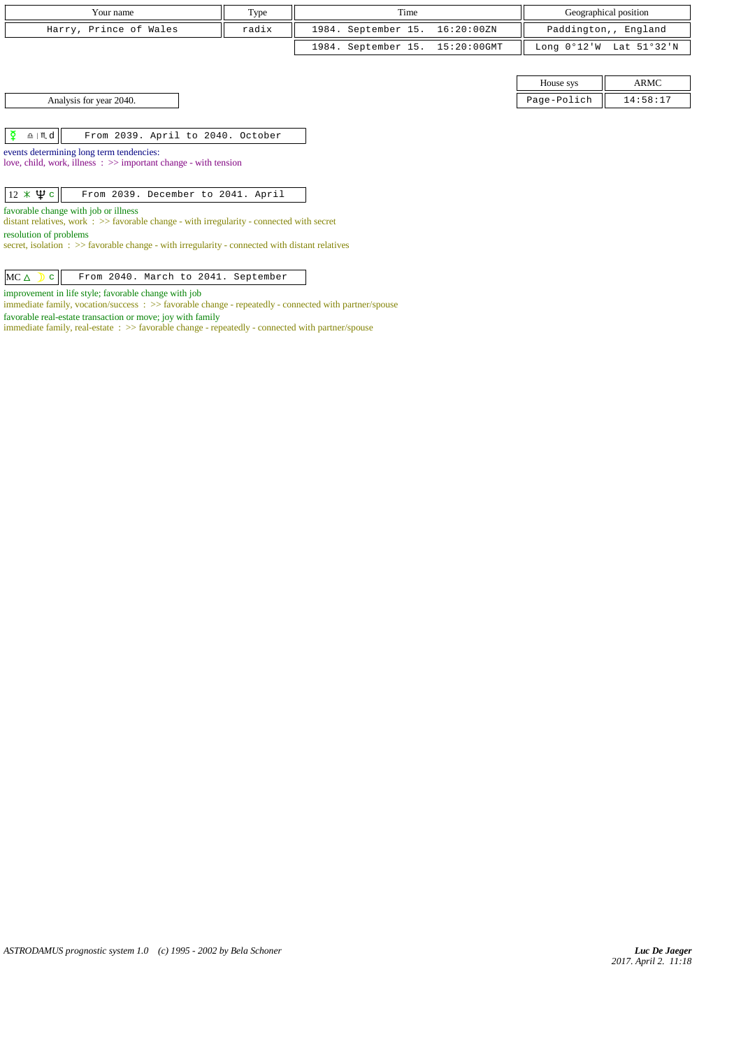| Your name | Type | Time | Geographical position |
|---|---|---|---|
| Harry, Prince of Wales | radix | 1984. September 15. 16:20:00ZN | Paddington,, England |
| | | 1984. September 15. 15:20:00GMT | Long 0°12'W Lat 51°32'N |

| House sys | ARMC |
|---|---|
| Page-Polich | 14:58:17 |

Analysis for year 2040.

| ☿ ♎ \| ♏ d | From 2039. April to 2040. October |
|---|---|

events determining long term tendencies:
love, child, work, illness : >> important change - with tension

| 12 ⚹ ♆ c | From 2039. December to 2041. April |
|---|---|

favorable change with job or illness
distant relatives, work : >> favorable change - with irregularity - connected with secret
resolution of problems
secret, isolation : >> favorable change - with irregularity - connected with distant relatives

| MC △ ☽ c | From 2040. March to 2041. September |
|---|---|

improvement in life style; favorable change with job
immediate family, vocation/success : >> favorable change - repeatedly - connected with partner/spouse
favorable real-estate transaction or move; joy with family
immediate family, real-estate : >> favorable change - repeatedly - connected with partner/spouse

*ASTRODAMUS prognostic system 1.0 (c) 1995 - 2002 by Bela Schoner*

*Luc De Jaeger*
*2017. April 2. 11:18*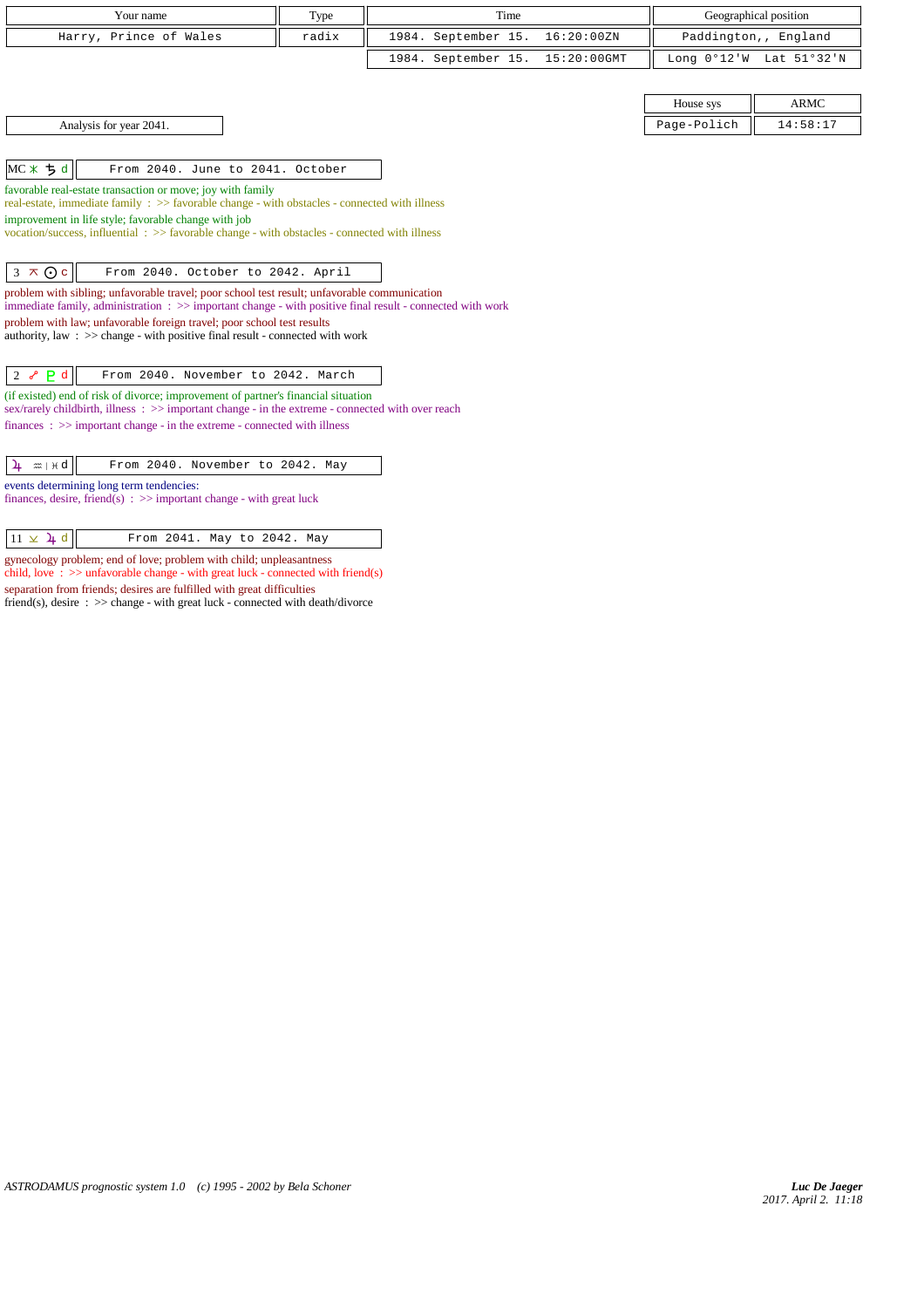| Your name | Type | Time | Geographical position |
|---|---|---|---|
| Harry, Prince of Wales | radix | 1984. September 15. 16:20:00ZN | Paddington,, England |
| | | 1984. September 15. 15:20:00GMT | Long 0°12'W Lat 51°32'N |

| House sys | ARMC |
|---|---|
| Page-Polich | 14:58:17 |

Analysis for year 2041.

**MC ⚹ ♄ d** — From 2040. June to 2041. October

favorable real-estate transaction or move; joy with family
real-estate, immediate family : >> favorable change - with obstacles - connected with illness
improvement in life style; favorable change with job
vocation/success, influential : >> favorable change - with obstacles - connected with illness

**3 ⚻ ☉ c** — From 2040. October to 2042. April

problem with sibling; unfavorable travel; poor school test result; unfavorable communication
immediate family, administration : >> important change - with positive final result - connected with work
problem with law; unfavorable foreign travel; poor school test results
authority, law : >> change - with positive final result - connected with work

**2 ☍ ♇ d** — From 2040. November to 2042. March

(if existed) end of risk of divorce; improvement of partner's financial situation
sex/rarely childbirth, illness : >> important change - in the extreme - connected with over reach
finances : >> important change - in the extreme - connected with illness

**♃ ♒ | ♓ d** — From 2040. November to 2042. May

events determining long term tendencies:
finances, desire, friend(s) : >> important change - with great luck

**11 ⚺ ♃ d** — From 2041. May to 2042. May

gynecology problem; end of love; problem with child; unpleasantness
child, love : >> unfavorable change - with great luck - connected with friend(s)
separation from friends; desires are fulfilled with great difficulties
friend(s), desire : >> change - with great luck - connected with death/divorce

*ASTRODAMUS prognostic system 1.0 (c) 1995 - 2002 by Bela Schoner*

*Luc De Jaeger*
*2017. April 2. 11:18*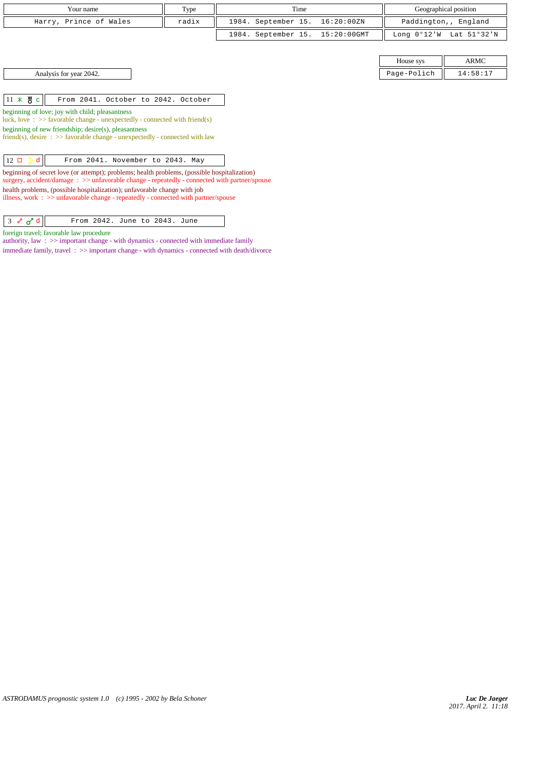| Your name | Type | Time | Geographical position |
|---|---|---|---|
| Harry, Prince of Wales | radix | 1984. September 15. 16:20:00ZN | Paddington,, England |
| | | 1984. September 15. 15:20:00GMT | Long 0°12'W Lat 51°32'N |

| House sys | ARMC |
|---|---|
| Page-Polich | 14:58:17 |

Analysis for year 2042.

| 11 ⚹ ♅ c | From 2041. October to 2042. October |
|---|---|

beginning of love; joy with child; pleasantness
luck, love : >> favorable change - unexpectedly - connected with friend(s)
beginning of new friendship; desire(s), pleasantness
friend(s), desire : >> favorable change - unexpectedly - connected with law

| 12 □ ☽ d | From 2041. November to 2043. May |
|---|---|

beginning of secret love (or attempt); problems; health problems, (possible hospitalization)
surgery, accident/damage : >> unfavorable change - repeatedly - connected with partner/spouse
health problems, (possible hospitalization); unfavorable change with job
illness, work : >> unfavorable change - repeatedly - connected with partner/spouse

| 3 ☍ ♂ d | From 2042. June to 2043. June |
|---|---|

foreign travel; favorable law procedure
authority, law : >> important change - with dynamics - connected with immediate family
immediate family, travel : >> important change - with dynamics - connected with death/divorce

*ASTRODAMUS prognostic system 1.0 (c) 1995 - 2002 by Bela Schoner*

*Luc De Jaeger*
*2017. April 2. 11:18*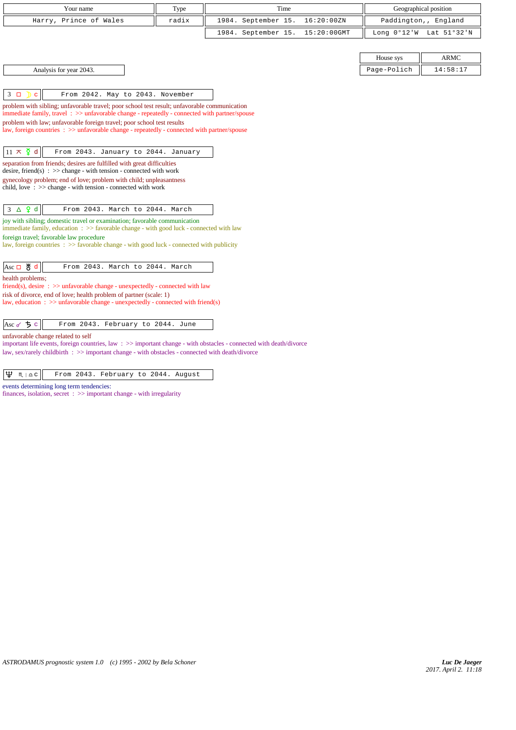| Your name | Type | Time | Geographical position |
|---|---|---|---|
| Harry, Prince of Wales | radix | 1984. September 15. 16:20:00ZN | Paddington,, England |
| | | 1984. September 15. 15:20:00GMT | Long 0°12'W Lat 51°32'N |

| House sys | ARMC |
|---|---|
| Page-Polich | 14:58:17 |

Analysis for year 2043.

| 3 □ ☽ c | From 2042. May to 2043. November |
|---|---|

problem with sibling; unfavorable travel; poor school test result; unfavorable communication
immediate family, travel : >> unfavorable change - repeatedly - connected with partner/spouse
problem with law; unfavorable foreign travel; poor school test results
law, foreign countries : >> unfavorable change - repeatedly - connected with partner/spouse

| 11 ⊼ ☿ d | From 2043. January to 2044. January |
|---|---|

separation from friends; desires are fulfilled with great difficulties
desire, friend(s) : >> change - with tension - connected with work
gynecology problem; end of love; problem with child; unpleasantness
child, love : >> change - with tension - connected with work

| 3 △ ♀ d | From 2043. March to 2044. March |
|---|---|

joy with sibling; domestic travel or examination; favorable communication
immediate family, education : >> favorable change - with good luck - connected with law
foreign travel; favorable law procedure
law, foreign countries : >> favorable change - with good luck - connected with publicity

| Asc □ ♅ d | From 2043. March to 2044. March |
|---|---|

health problems;
friend(s), desire : >> unfavorable change - unexpectedly - connected with law
risk of divorce, end of love; health problem of partner (scale: 1)
law, education : >> unfavorable change - unexpectedly - connected with friend(s)

| Asc ☍ ♄ c | From 2043. February to 2044. June |
|---|---|

unfavorable change related to self
important life events, foreign countries, law : >> important change - with obstacles - connected with death/divorce
law, sex/rarely childbirth : >> important change - with obstacles - connected with death/divorce

| ♆ ♏ \| ♎ c | From 2043. February to 2044. August |
|---|---|

events determining long term tendencies:
finances, isolation, secret : >> important change - with irregularity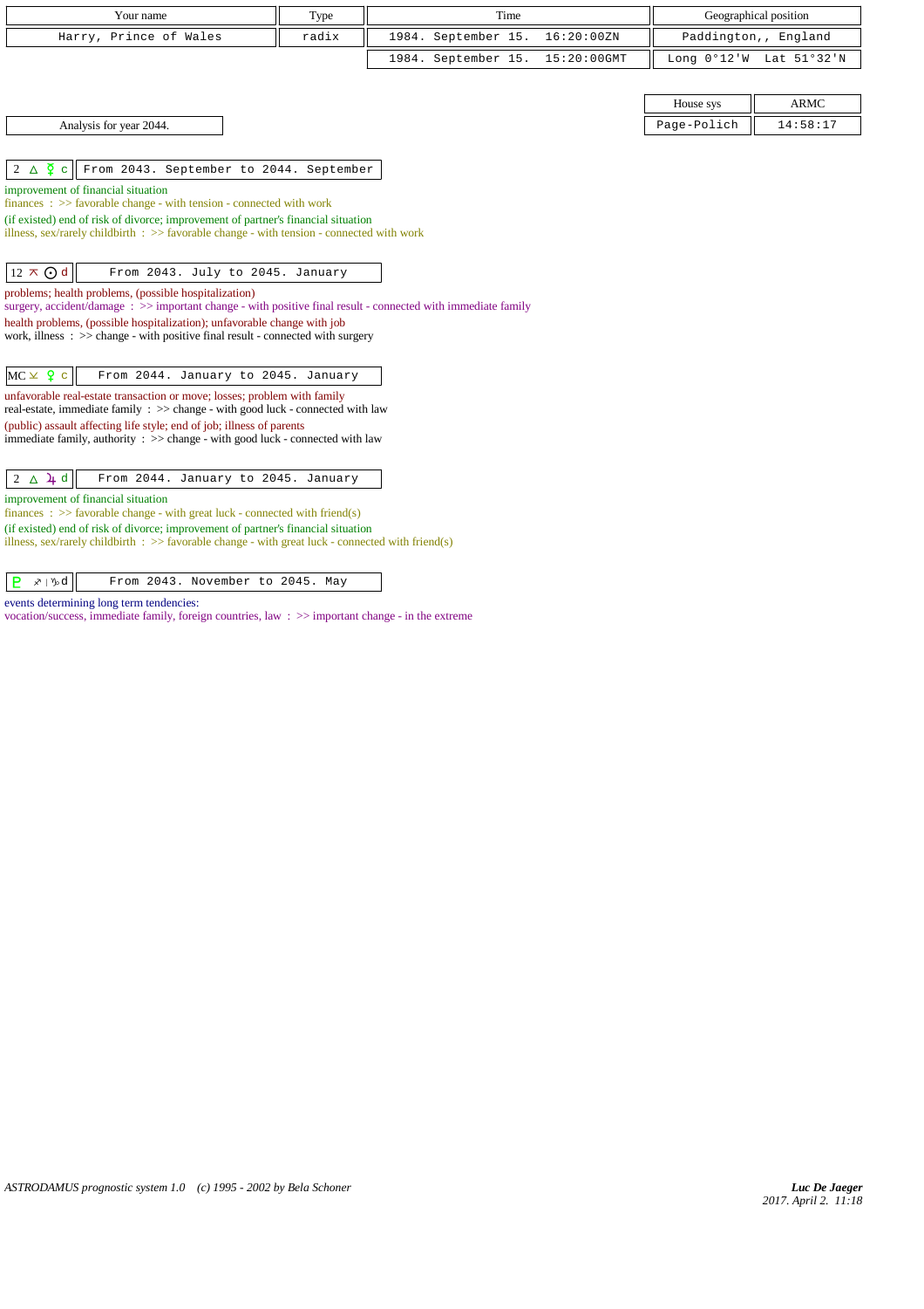| Your name | Type | Time | Geographical position |
|---|---|---|---|
| Harry, Prince of Wales | radix | 1984. September 15. 16:20:00ZN | Paddington,, England |
| | | 1984. September 15. 15:20:00GMT | Long 0°12'W Lat 51°32'N |

| House sys | ARMC |
|---|---|
| Page-Polich | 14:58:17 |

Analysis for year 2044.

| 2 △ ☿ c | From 2043. September to 2044. September |
|---|---|

improvement of financial situation
finances : >> favorable change - with tension - connected with work
(if existed) end of risk of divorce; improvement of partner's financial situation
illness, sex/rarely childbirth : >> favorable change - with tension - connected with work

| 12 ⊼ ☉ d | From 2043. July to 2045. January |
|---|---|

problems; health problems, (possible hospitalization)
surgery, accident/damage : >> important change - with positive final result - connected with immediate family
health problems, (possible hospitalization); unfavorable change with job
work, illness : >> change - with positive final result - connected with surgery

| MC ⚺ ♀ c | From 2044. January to 2045. January |
|---|---|

unfavorable real-estate transaction or move; losses; problem with family
real-estate, immediate family : >> change - with good luck - connected with law
(public) assault affecting life style; end of job; illness of parents
immediate family, authority : >> change - with good luck - connected with law

| 2 △ ♃ d | From 2044. January to 2045. January |
|---|---|

improvement of financial situation
finances : >> favorable change - with great luck - connected with friend(s)
(if existed) end of risk of divorce; improvement of partner's financial situation
illness, sex/rarely childbirth : >> favorable change - with great luck - connected with friend(s)

| ♇ ♐ \| ♑ d | From 2043. November to 2045. May |
|---|---|

events determining long term tendencies:
vocation/success, immediate family, foreign countries, law : >> important change - in the extreme

ASTRODAMUS prognostic system 1.0 (c) 1995 - 2002 by Bela Schoner

*Luc De Jaeger*
*2017. April 2. 11:18*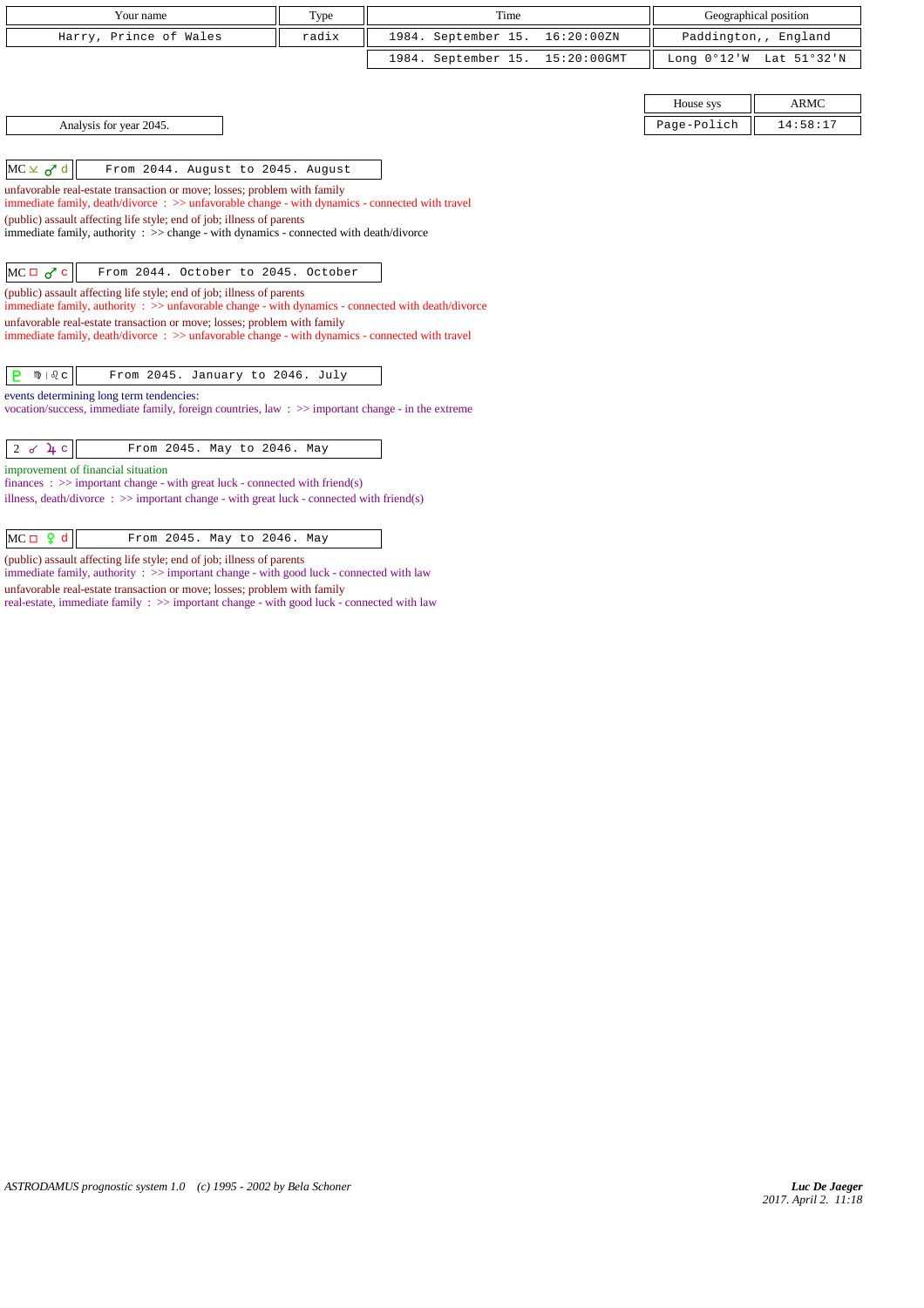| Your name | Type | Time | Geographical position |
|---|---|---|---|
| Harry, Prince of Wales | radix | 1984. September 15. 16:20:00ZN | Paddington,, England |
| | | 1984. September 15. 15:20:00GMT | Long 0°12'W Lat 51°32'N |

| House sys | ARMC |
|---|---|
| Page-Polich | 14:58:17 |

Analysis for year 2045.

| MC ⚺ ♂ d | From 2044. August to 2045. August |
|---|---|

unfavorable real-estate transaction or move; losses; problem with family
immediate family, death/divorce : >> unfavorable change - with dynamics - connected with travel
(public) assault affecting life style; end of job; illness of parents
immediate family, authority : >> change - with dynamics - connected with death/divorce

| MC □ ♂ c | From 2044. October to 2045. October |
|---|---|

(public) assault affecting life style; end of job; illness of parents
immediate family, authority : >> unfavorable change - with dynamics - connected with death/divorce
unfavorable real-estate transaction or move; losses; problem with family
immediate family, death/divorce : >> unfavorable change - with dynamics - connected with travel

| ♇ ♍ \| ♌ c | From 2045. January to 2046. July |
|---|---|

events determining long term tendencies:
vocation/success, immediate family, foreign countries, law : >> important change - in the extreme

| 2 ☌ ♃ c | From 2045. May to 2046. May |
|---|---|

improvement of financial situation
finances : >> important change - with great luck - connected with friend(s)
illness, death/divorce : >> important change - with great luck - connected with friend(s)

| MC □ ♀ d | From 2045. May to 2046. May |
|---|---|

(public) assault affecting life style; end of job; illness of parents
immediate family, authority : >> important change - with good luck - connected with law
unfavorable real-estate transaction or move; losses; problem with family
real-estate, immediate family : >> important change - with good luck - connected with law

*ASTRODAMUS prognostic system 1.0 (c) 1995 - 2002 by Bela Schoner*

***Luc De Jaeger***
*2017. April 2. 11:18*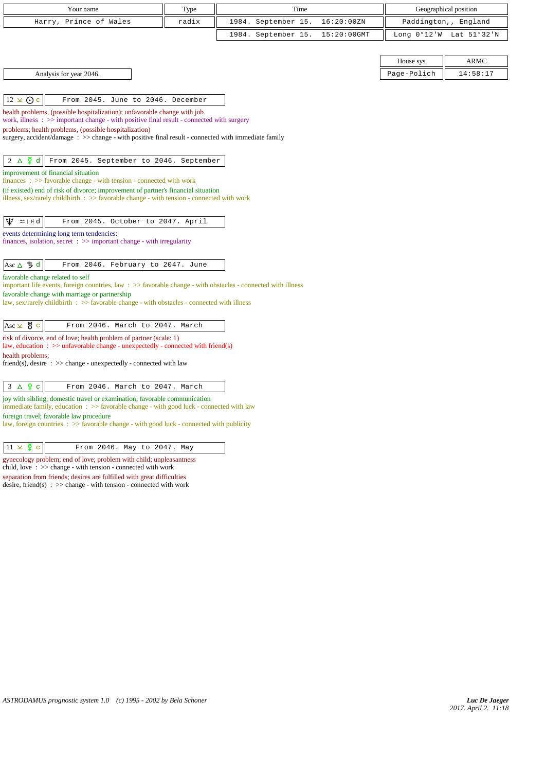| Your name | Type | Time | Geographical position |
|---|---|---|---|
| Harry, Prince of Wales | radix | 1984. September 15. 16:20:00ZN | Paddington,, England |
| | | 1984. September 15. 15:20:00GMT | Long 0°12'W Lat 51°32'N |

| House sys | ARMC |
|---|---|
| Page-Polich | 14:58:17 |

Analysis for year 2046.

**12 ⚺ ☉ c** — From 2045. June to 2046. December

health problems, (possible hospitalization); unfavorable change with job
work, illness : >> important change - with positive final result - connected with surgery
problems; health problems, (possible hospitalization)
surgery, accident/damage : >> change - with positive final result - connected with immediate family

**2 △ ☿ d** — From 2045. September to 2046. September

improvement of financial situation
finances : >> favorable change - with tension - connected with work
(if existed) end of risk of divorce; improvement of partner's financial situation
illness, sex/rarely childbirth : >> favorable change - with tension - connected with work

**♆ ♒ | ♓ d** — From 2045. October to 2047. April

events determining long term tendencies:
finances, isolation, secret : >> important change - with irregularity

**Asc △ ♄ d** — From 2046. February to 2047. June

favorable change related to self
important life events, foreign countries, law : >> favorable change - with obstacles - connected with illness
favorable change with marriage or partnership
law, sex/rarely childbirth : >> favorable change - with obstacles - connected with illness

**Asc ⚺ ♅ c** — From 2046. March to 2047. March

risk of divorce, end of love; health problem of partner (scale: 1)
law, education : >> unfavorable change - unexpectedly - connected with friend(s)
health problems;
friend(s), desire : >> change - unexpectedly - connected with law

**3 △ ♀ c** — From 2046. March to 2047. March

joy with sibling; domestic travel or examination; favorable communication
immediate family, education : >> favorable change - with good luck - connected with law
foreign travel; favorable law procedure
law, foreign countries : >> favorable change - with good luck - connected with publicity

**11 ⚺ ☿ c** — From 2046. May to 2047. May

gynecology problem; end of love; problem with child; unpleasantness
child, love : >> change - with tension - connected with work
separation from friends; desires are fulfilled with great difficulties
desire, friend(s) : >> change - with tension - connected with work

*ASTRODAMUS prognostic system 1.0 (c) 1995 - 2002 by Bela Schoner*

*Luc De Jaeger*
2017. April 2. 11:18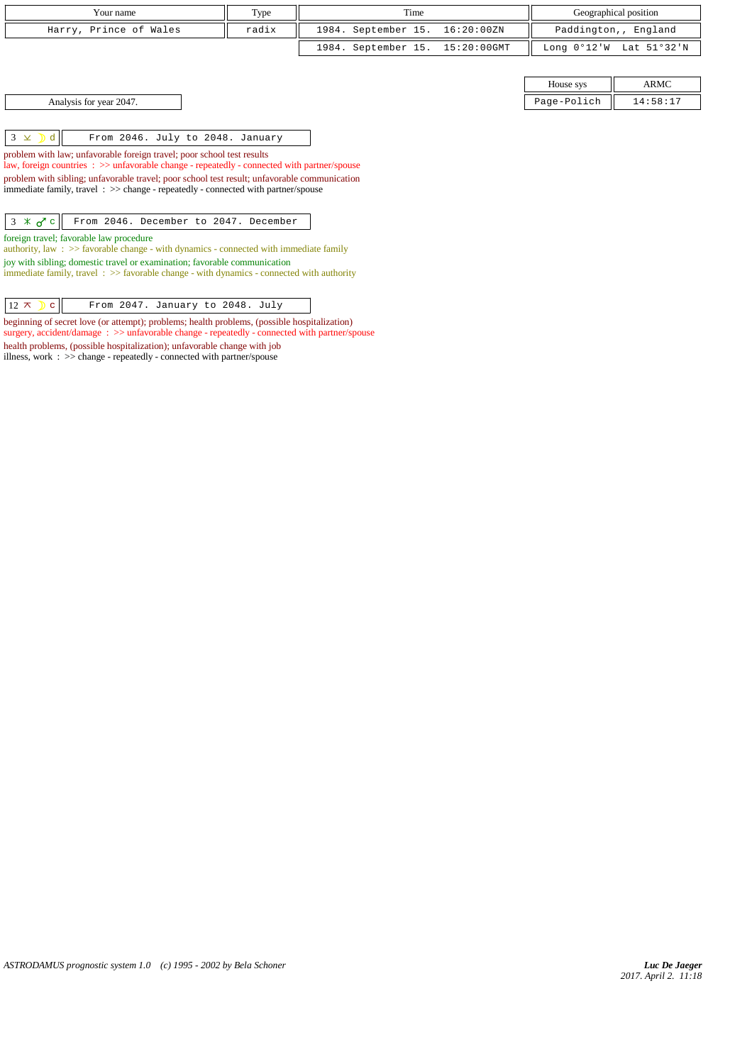| Your name | Type | Time | Geographical position |
| --- | --- | --- | --- |
| Harry, Prince of Wales | radix | 1984. September 15. 16:20:00ZN | Paddington,, England |
| | | 1984. September 15. 15:20:00GMT | Long 0°12'W Lat 51°32'N |

| House sys | ARMC |
| --- | --- |
| Page-Polich | 14:58:17 |

Analysis for year 2047.

**3 ⚻ ☽ d** — From 2046. July to 2048. January

problem with law; unfavorable foreign travel; poor school test results
law, foreign countries : >> unfavorable change - repeatedly - connected with partner/spouse
problem with sibling; unfavorable travel; poor school test result; unfavorable communication
immediate family, travel : >> change - repeatedly - connected with partner/spouse

**3 ⚹ ♂ c** — From 2046. December to 2047. December

foreign travel; favorable law procedure
authority, law : >> favorable change - with dynamics - connected with immediate family
joy with sibling; domestic travel or examination; favorable communication
immediate family, travel : >> favorable change - with dynamics - connected with authority

**12 ⚼ ☽ c** — From 2047. January to 2048. July

beginning of secret love (or attempt); problems; health problems, (possible hospitalization)
surgery, accident/damage : >> unfavorable change - repeatedly - connected with partner/spouse
health problems, (possible hospitalization); unfavorable change with job
illness, work : >> change - repeatedly - connected with partner/spouse

*ASTRODAMUS prognostic system 1.0 (c) 1995 - 2002 by Bela Schoner*

*Luc De Jaeger*
*2017. April 2. 11:18*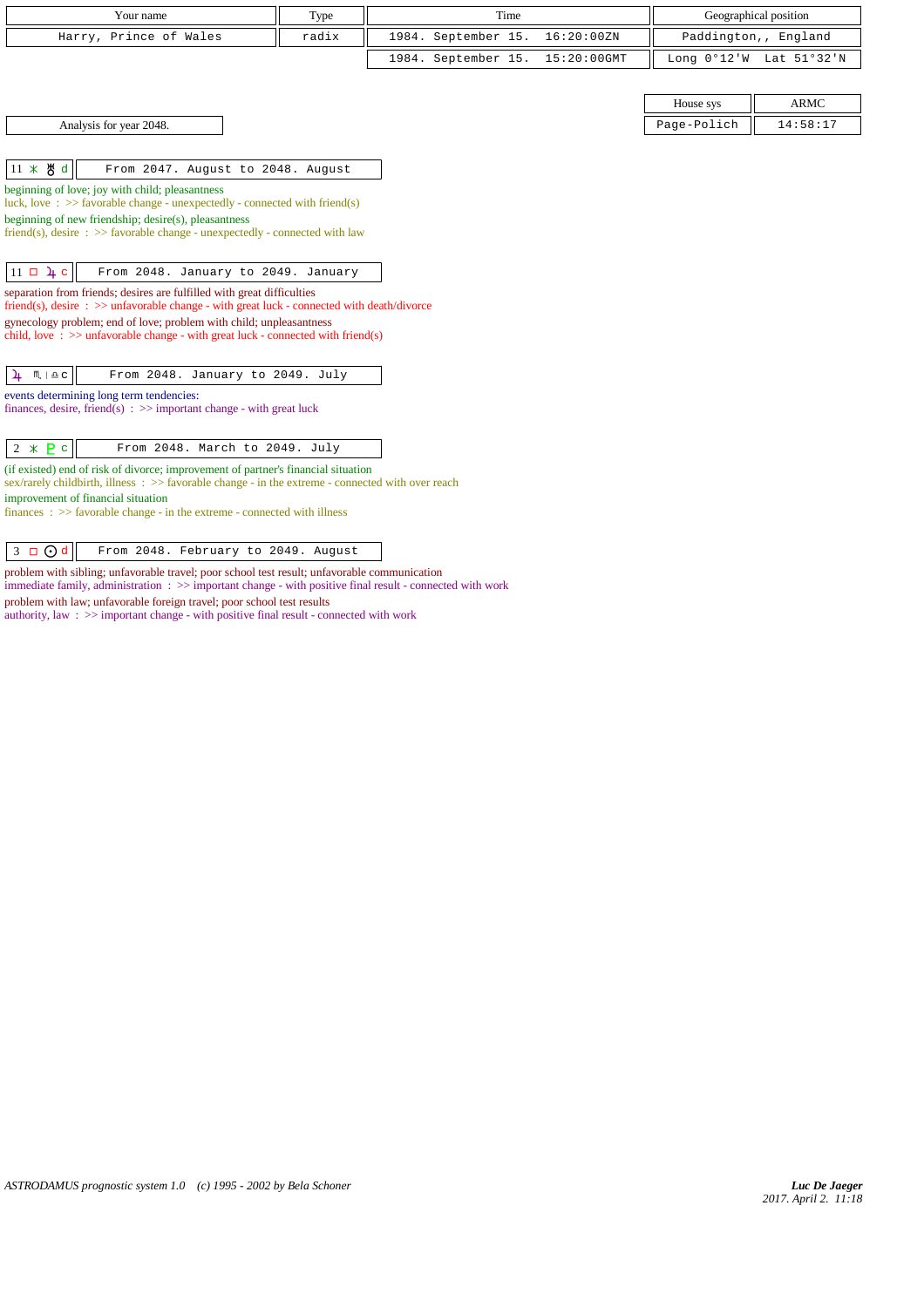| Your name | Type | Time | Geographical position |
|---|---|---|---|
| Harry, Prince of Wales | radix | 1984. September 15. 16:20:00ZN | Paddington,, England |
| | | 1984. September 15. 15:20:00GMT | Long 0°12'W Lat 51°32'N |

| House sys | ARMC |
|---|---|
| Page-Polich | 14:58:17 |

Analysis for year 2048.

**11 ⚹ ♅ d** — From 2047. August to 2048. August

beginning of love; joy with child; pleasantness
luck, love : >> favorable change - unexpectedly - connected with friend(s)
beginning of new friendship; desire(s), pleasantness
friend(s), desire : >> favorable change - unexpectedly - connected with law

**11 □ ♃ c** — From 2048. January to 2049. January

separation from friends; desires are fulfilled with great difficulties
friend(s), desire : >> unfavorable change - with great luck - connected with death/divorce
gynecology problem; end of love; problem with child; unpleasantness
child, love : >> unfavorable change - with great luck - connected with friend(s)

**♃ ♏ | ♎ c** — From 2048. January to 2049. July

events determining long term tendencies:
finances, desire, friend(s) : >> important change - with great luck

**2 ⚹ ♇ c** — From 2048. March to 2049. July

(if existed) end of risk of divorce; improvement of partner's financial situation
sex/rarely childbirth, illness : >> favorable change - in the extreme - connected with over reach
improvement of financial situation
finances : >> favorable change - in the extreme - connected with illness

**3 □ ☉ d** — From 2048. February to 2049. August

problem with sibling; unfavorable travel; poor school test result; unfavorable communication
immediate family, administration : >> important change - with positive final result - connected with work
problem with law; unfavorable foreign travel; poor school test results
authority, law : >> important change - with positive final result - connected with work

*ASTRODAMUS prognostic system 1.0 (c) 1995 - 2002 by Bela Schoner*

*Luc De Jaeger*
*2017. April 2. 11:18*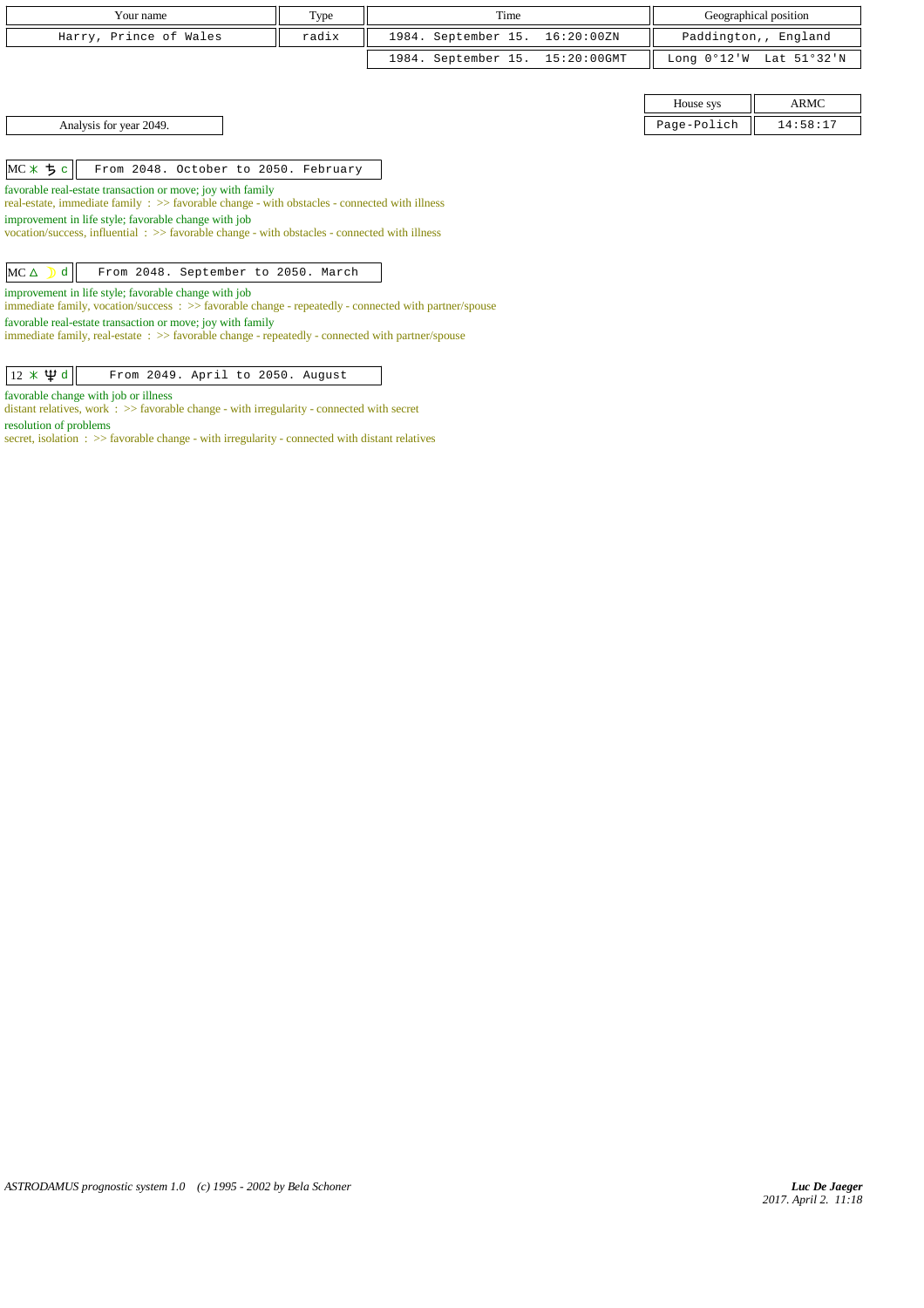| Your name | Type | Time | Geographical position |
|---|---|---|---|
| Harry, Prince of Wales | radix | 1984. September 15. 16:20:00ZN | Paddington,, England |
| | | 1984. September 15. 15:20:00GMT | Long 0°12'W Lat 51°32'N |

| House sys | ARMC |
|---|---|
| Page-Polich | 14:58:17 |

Analysis for year 2049.

| MC ⚹ ♄ c | From 2048. October to 2050. February |
|---|---|

favorable real-estate transaction or move; joy with family
real-estate, immediate family : >> favorable change - with obstacles - connected with illness
improvement in life style; favorable change with job
vocation/success, influential : >> favorable change - with obstacles - connected with illness

| MC △ ☽ d | From 2048. September to 2050. March |
|---|---|

improvement in life style; favorable change with job
immediate family, vocation/success : >> favorable change - repeatedly - connected with partner/spouse
favorable real-estate transaction or move; joy with family
immediate family, real-estate : >> favorable change - repeatedly - connected with partner/spouse

| 12 ⚹ ♆ d | From 2049. April to 2050. August |
|---|---|

favorable change with job or illness
distant relatives, work : >> favorable change - with irregularity - connected with secret
resolution of problems
secret, isolation : >> favorable change - with irregularity - connected with distant relatives

ASTRODAMUS prognostic system 1.0 (c) 1995 - 2002 by Bela Schoner

*Luc De Jaeger*
*2017. April 2. 11:18*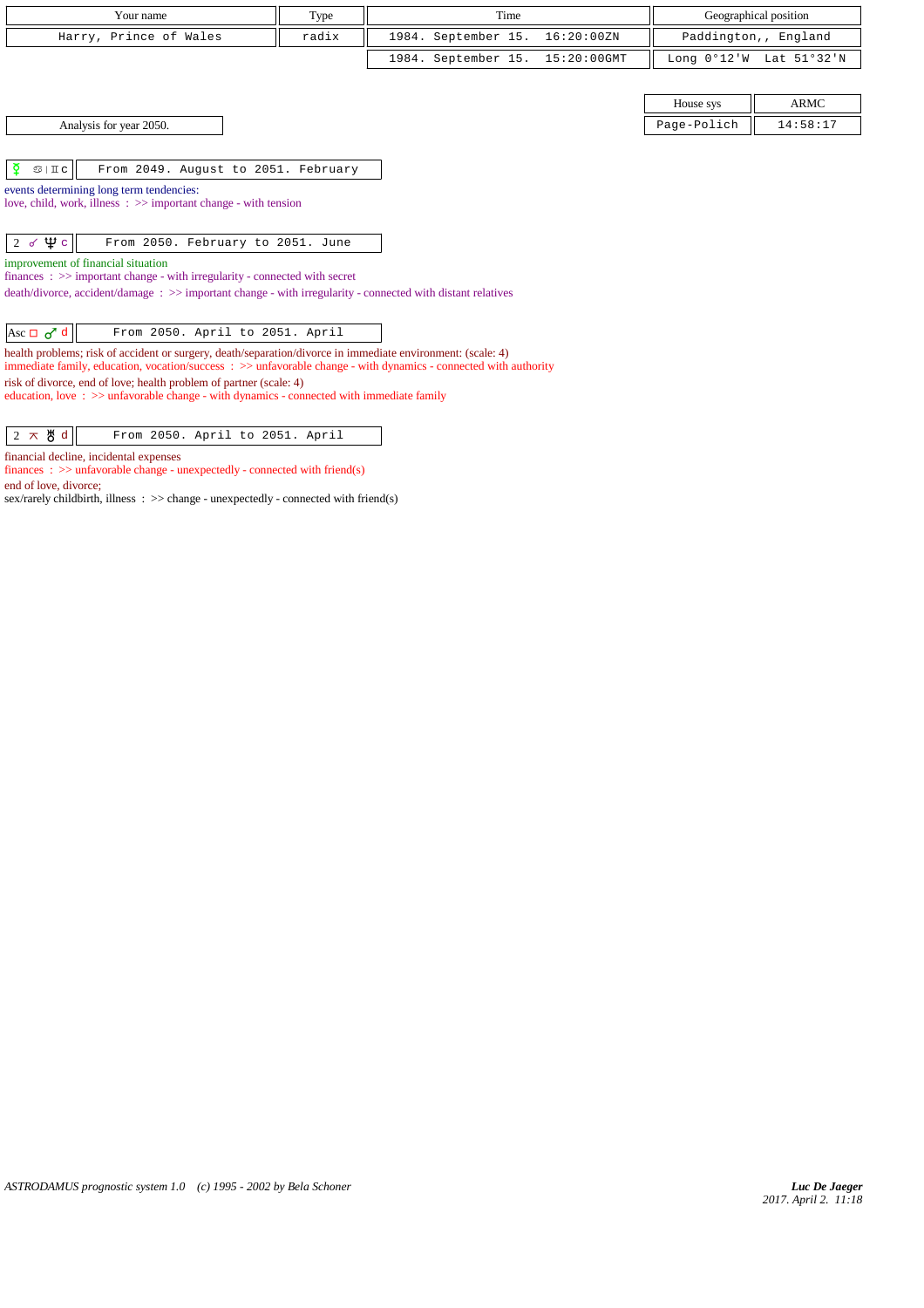| Your name | Type | Time | Geographical position |
|---|---|---|---|
| Harry, Prince of Wales | radix | 1984. September 15. 16:20:00ZN | Paddington,, England |
| | | 1984. September 15. 15:20:00GMT | Long 0°12'W Lat 51°32'N |

| House sys | ARMC |
|---|---|
| Page-Polich | 14:58:17 |

Analysis for year 2050.

**☿ ♋|♊ c** — From 2049. August to 2051. February

events determining long term tendencies:
love, child, work, illness : >> important change - with tension

**2 ☌ ♆ c** — From 2050. February to 2051. June

improvement of financial situation
finances : >> important change - with irregularity - connected with secret
death/divorce, accident/damage : >> important change - with irregularity - connected with distant relatives

**Asc □ ♂ d** — From 2050. April to 2051. April

health problems; risk of accident or surgery, death/separation/divorce in immediate environment: (scale: 4)
immediate family, education, vocation/success : >> unfavorable change - with dynamics - connected with authority
risk of divorce, end of love; health problem of partner (scale: 4)
education, love : >> unfavorable change - with dynamics - connected with immediate family

**2 ⊼ ♅ d** — From 2050. April to 2051. April

financial decline, incidental expenses
finances : >> unfavorable change - unexpectedly - connected with friend(s)
end of love, divorce;
sex/rarely childbirth, illness : >> change - unexpectedly - connected with friend(s)

*ASTRODAMUS prognostic system 1.0 (c) 1995 - 2002 by Bela Schoner*

***Luc De Jaeger***
*2017. April 2. 11:18*